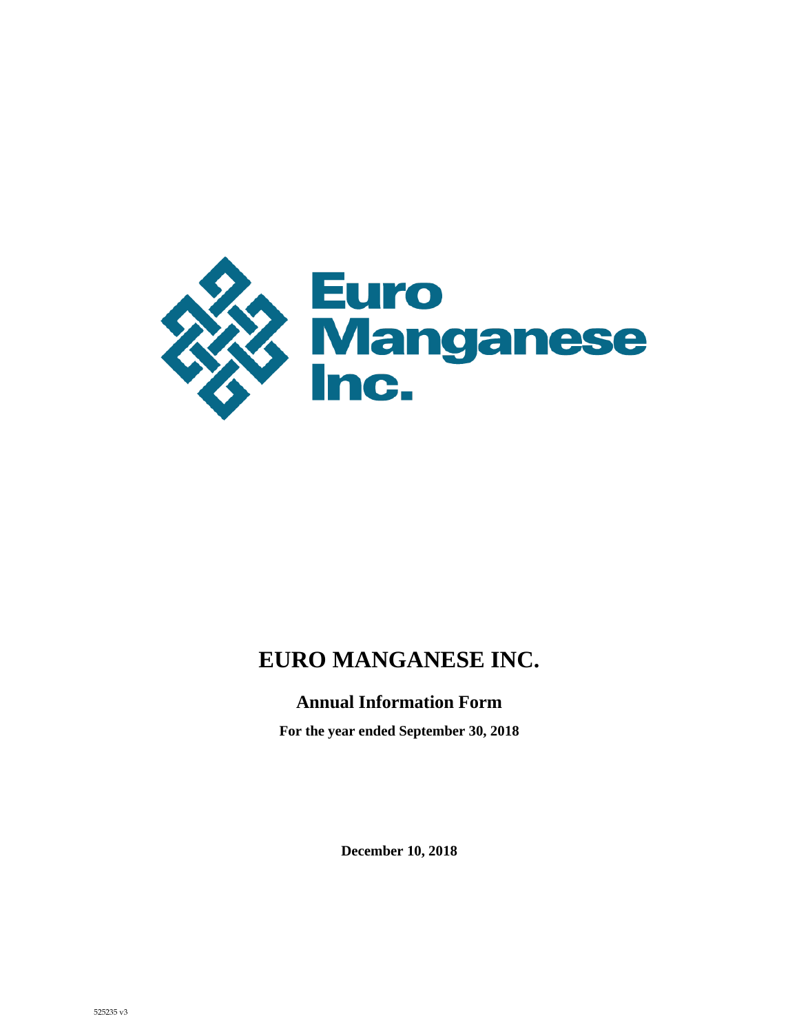# EURO MANGANESE INC.

## Annual Information Form

**For the year ended September 30, 2018**

**December 10, 2018**

525235 v3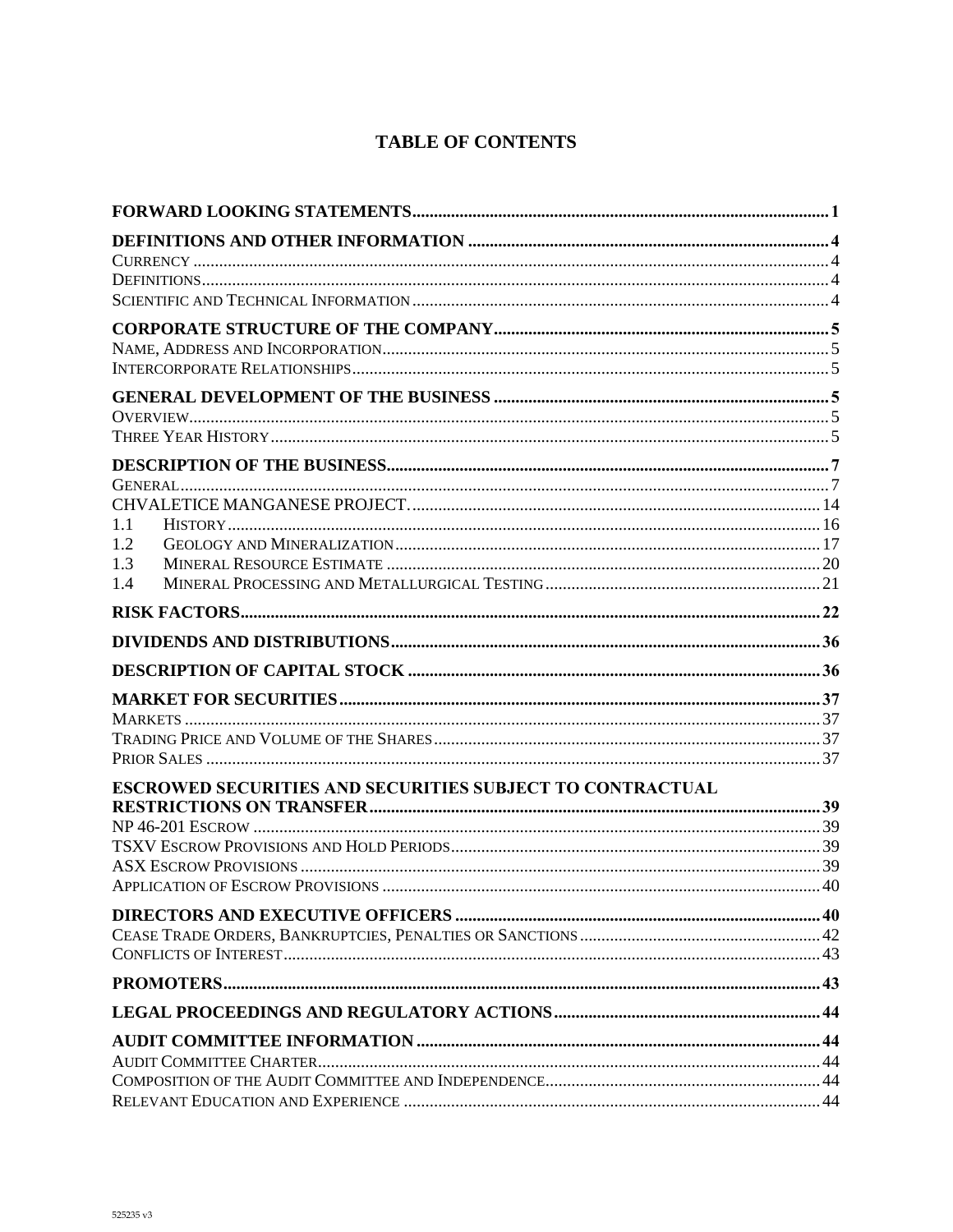# TABLE OF CONTENTS

| Section | Page |
|---|---|
| **FORWARD LOOKING STATEMENTS** | **1** |
| **DEFINITIONS AND OTHER INFORMATION** | **4** |
| Currency | 4 |
| Definitions | 4 |
| Scientific and Technical Information | 4 |
| **CORPORATE STRUCTURE OF THE COMPANY** | **5** |
| Name, Address and Incorporation | 5 |
| Intercorporate Relationships | 5 |
| **GENERAL DEVELOPMENT OF THE BUSINESS** | **5** |
| Overview | 5 |
| Three Year History | 5 |
| **DESCRIPTION OF THE BUSINESS** | **7** |
| General | 7 |
| CHVALETICE MANGANESE PROJECT. | 14 |
| 1.1 History | 16 |
| 1.2 Geology and Mineralization | 17 |
| 1.3 Mineral Resource Estimate | 20 |
| 1.4 Mineral Processing and Metallurgical Testing | 21 |
| **RISK FACTORS** | **22** |
| **DIVIDENDS AND DISTRIBUTIONS** | **36** |
| **DESCRIPTION OF CAPITAL STOCK** | **36** |
| **MARKET FOR SECURITIES** | **37** |
| Markets | 37 |
| Trading Price and Volume of the Shares | 37 |
| Prior Sales | 37 |
| **ESCROWED SECURITIES AND SECURITIES SUBJECT TO CONTRACTUAL RESTRICTIONS ON TRANSFER** | **39** |
| NP 46-201 Escrow | 39 |
| TSXV Escrow Provisions and Hold Periods | 39 |
| ASX Escrow Provisions | 39 |
| Application of Escrow Provisions | 40 |
| **DIRECTORS AND EXECUTIVE OFFICERS** | **40** |
| Cease Trade Orders, Bankruptcies, Penalties or Sanctions | 42 |
| Conflicts of Interest | 43 |
| **PROMOTERS** | **43** |
| **LEGAL PROCEEDINGS AND REGULATORY ACTIONS** | **44** |
| **AUDIT COMMITTEE INFORMATION** | **44** |
| Audit Committee Charter | 44 |
| Composition of the Audit Committee and Independence | 44 |
| Relevant Education and Experience | 44 |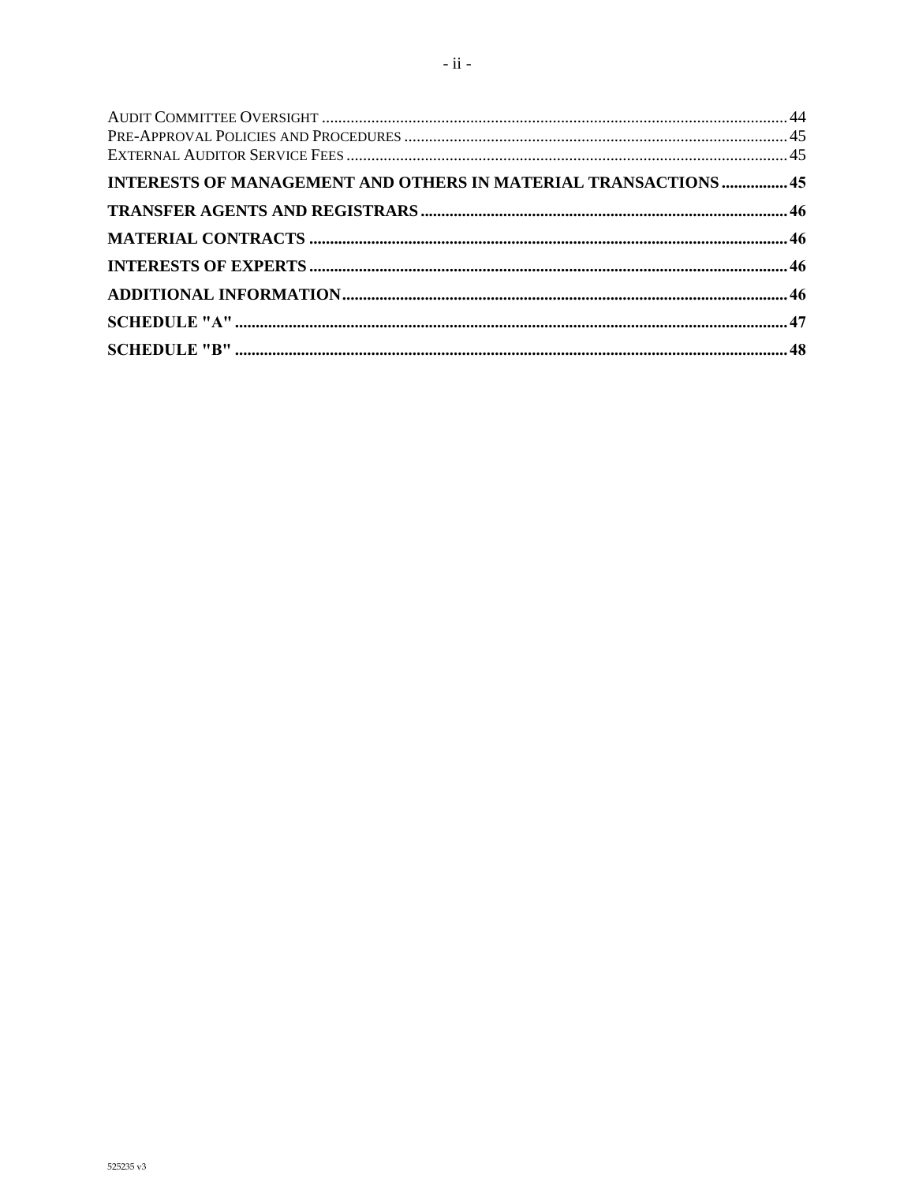AUDIT COMMITTEE OVERSIGHT ..... 44
PRE-APPROVAL POLICIES AND PROCEDURES ..... 45
EXTERNAL AUDITOR SERVICE FEES ..... 45

**INTERESTS OF MANAGEMENT AND OTHERS IN MATERIAL TRANSACTIONS ..... 45**

**TRANSFER AGENTS AND REGISTRARS ..... 46**

**MATERIAL CONTRACTS ..... 46**

**INTERESTS OF EXPERTS ..... 46**

**ADDITIONAL INFORMATION ..... 46**

**SCHEDULE "A" ..... 47**

**SCHEDULE "B" ..... 48**

525235 v3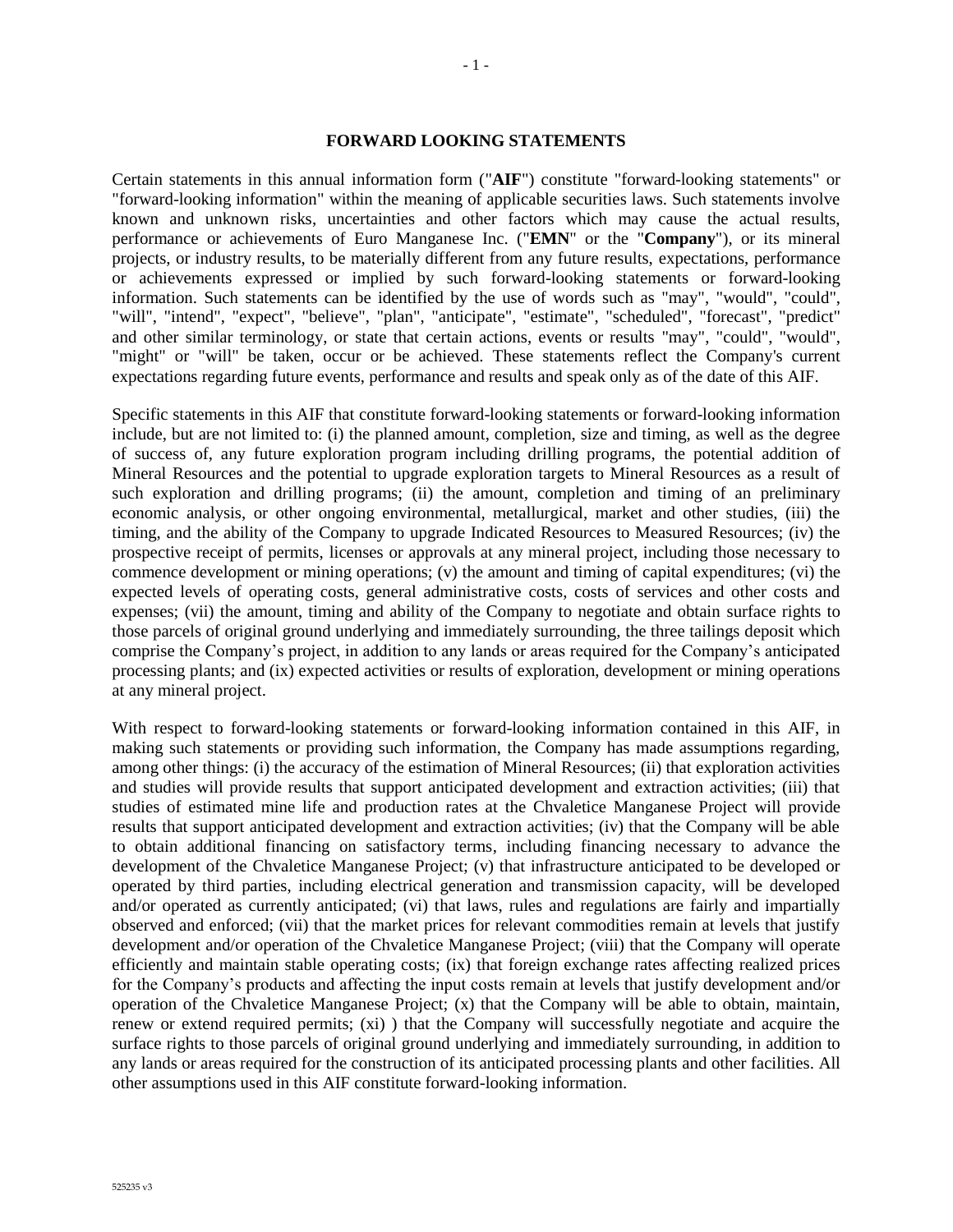## FORWARD LOOKING STATEMENTS

Certain statements in this annual information form ("**AIF**") constitute "forward-looking statements" or "forward-looking information" within the meaning of applicable securities laws. Such statements involve known and unknown risks, uncertainties and other factors which may cause the actual results, performance or achievements of Euro Manganese Inc. ("**EMN**" or the "**Company**"), or its mineral projects, or industry results, to be materially different from any future results, expectations, performance or achievements expressed or implied by such forward-looking statements or forward-looking information. Such statements can be identified by the use of words such as "may", "would", "could", "will", "intend", "expect", "believe", "plan", "anticipate", "estimate", "scheduled", "forecast", "predict" and other similar terminology, or state that certain actions, events or results "may", "could", "would", "might" or "will" be taken, occur or be achieved. These statements reflect the Company's current expectations regarding future events, performance and results and speak only as of the date of this AIF.

Specific statements in this AIF that constitute forward-looking statements or forward-looking information include, but are not limited to: (i) the planned amount, completion, size and timing, as well as the degree of success of, any future exploration program including drilling programs, the potential addition of Mineral Resources and the potential to upgrade exploration targets to Mineral Resources as a result of such exploration and drilling programs; (ii) the amount, completion and timing of an preliminary economic analysis, or other ongoing environmental, metallurgical, market and other studies, (iii) the timing, and the ability of the Company to upgrade Indicated Resources to Measured Resources; (iv) the prospective receipt of permits, licenses or approvals at any mineral project, including those necessary to commence development or mining operations; (v) the amount and timing of capital expenditures; (vi) the expected levels of operating costs, general administrative costs, costs of services and other costs and expenses; (vii) the amount, timing and ability of the Company to negotiate and obtain surface rights to those parcels of original ground underlying and immediately surrounding, the three tailings deposit which comprise the Company's project, in addition to any lands or areas required for the Company's anticipated processing plants; and (ix) expected activities or results of exploration, development or mining operations at any mineral project.

With respect to forward-looking statements or forward-looking information contained in this AIF, in making such statements or providing such information, the Company has made assumptions regarding, among other things: (i) the accuracy of the estimation of Mineral Resources; (ii) that exploration activities and studies will provide results that support anticipated development and extraction activities; (iii) that studies of estimated mine life and production rates at the Chvaletice Manganese Project will provide results that support anticipated development and extraction activities; (iv) that the Company will be able to obtain additional financing on satisfactory terms, including financing necessary to advance the development of the Chvaletice Manganese Project; (v) that infrastructure anticipated to be developed or operated by third parties, including electrical generation and transmission capacity, will be developed and/or operated as currently anticipated; (vi) that laws, rules and regulations are fairly and impartially observed and enforced; (vii) that the market prices for relevant commodities remain at levels that justify development and/or operation of the Chvaletice Manganese Project; (viii) that the Company will operate efficiently and maintain stable operating costs; (ix) that foreign exchange rates affecting realized prices for the Company's products and affecting the input costs remain at levels that justify development and/or operation of the Chvaletice Manganese Project; (x) that the Company will be able to obtain, maintain, renew or extend required permits; (xi) ) that the Company will successfully negotiate and acquire the surface rights to those parcels of original ground underlying and immediately surrounding, in addition to any lands or areas required for the construction of its anticipated processing plants and other facilities. All other assumptions used in this AIF constitute forward-looking information.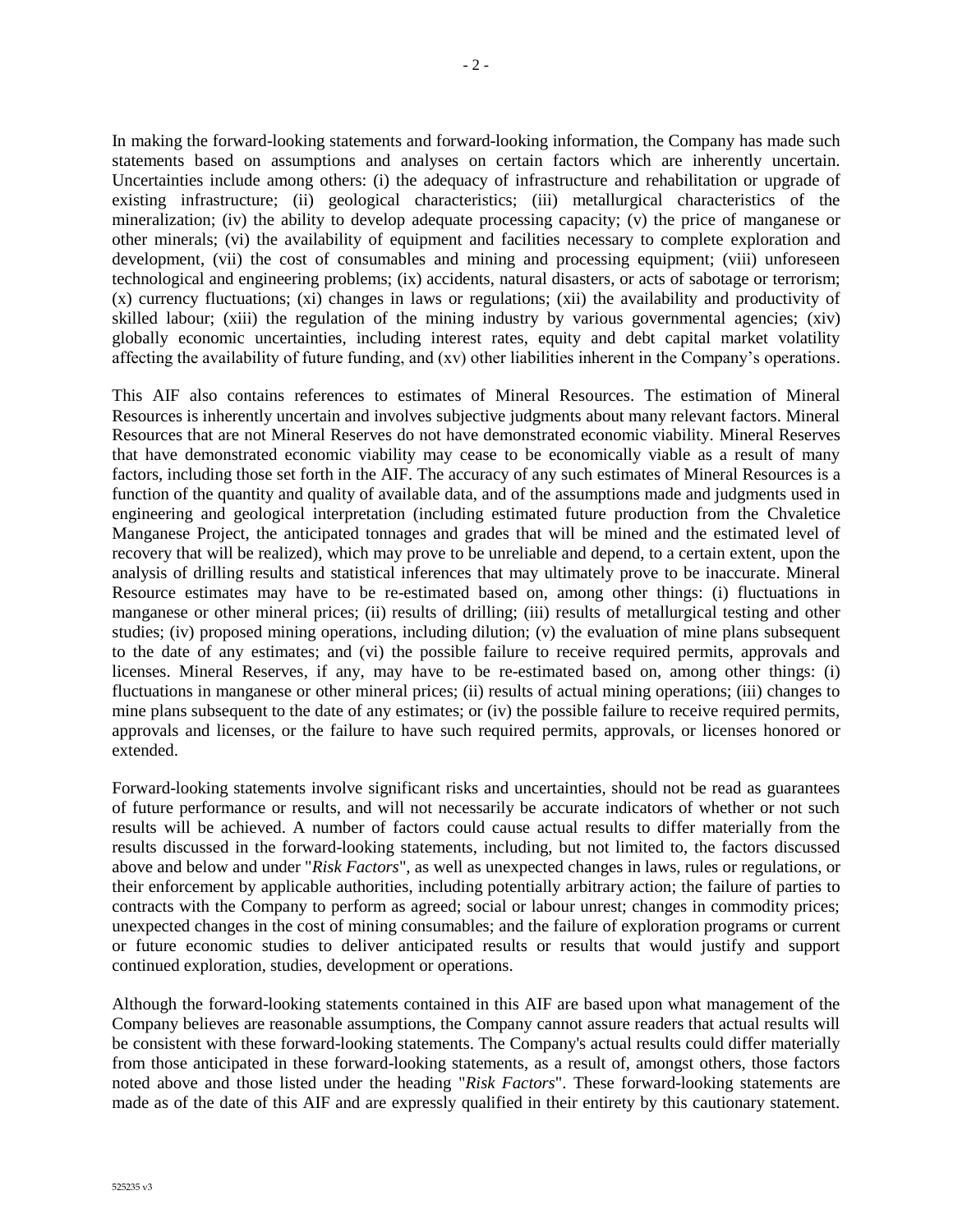In making the forward-looking statements and forward-looking information, the Company has made such statements based on assumptions and analyses on certain factors which are inherently uncertain. Uncertainties include among others: (i) the adequacy of infrastructure and rehabilitation or upgrade of existing infrastructure; (ii) geological characteristics; (iii) metallurgical characteristics of the mineralization; (iv) the ability to develop adequate processing capacity; (v) the price of manganese or other minerals; (vi) the availability of equipment and facilities necessary to complete exploration and development, (vii) the cost of consumables and mining and processing equipment; (viii) unforeseen technological and engineering problems; (ix) accidents, natural disasters, or acts of sabotage or terrorism; (x) currency fluctuations; (xi) changes in laws or regulations; (xii) the availability and productivity of skilled labour; (xiii) the regulation of the mining industry by various governmental agencies; (xiv) globally economic uncertainties, including interest rates, equity and debt capital market volatility affecting the availability of future funding, and (xv) other liabilities inherent in the Company's operations.

This AIF also contains references to estimates of Mineral Resources. The estimation of Mineral Resources is inherently uncertain and involves subjective judgments about many relevant factors. Mineral Resources that are not Mineral Reserves do not have demonstrated economic viability. Mineral Reserves that have demonstrated economic viability may cease to be economically viable as a result of many factors, including those set forth in the AIF. The accuracy of any such estimates of Mineral Resources is a function of the quantity and quality of available data, and of the assumptions made and judgments used in engineering and geological interpretation (including estimated future production from the Chvaletice Manganese Project, the anticipated tonnages and grades that will be mined and the estimated level of recovery that will be realized), which may prove to be unreliable and depend, to a certain extent, upon the analysis of drilling results and statistical inferences that may ultimately prove to be inaccurate. Mineral Resource estimates may have to be re-estimated based on, among other things: (i) fluctuations in manganese or other mineral prices; (ii) results of drilling; (iii) results of metallurgical testing and other studies; (iv) proposed mining operations, including dilution; (v) the evaluation of mine plans subsequent to the date of any estimates; and (vi) the possible failure to receive required permits, approvals and licenses. Mineral Reserves, if any, may have to be re-estimated based on, among other things: (i) fluctuations in manganese or other mineral prices; (ii) results of actual mining operations; (iii) changes to mine plans subsequent to the date of any estimates; or (iv) the possible failure to receive required permits, approvals and licenses, or the failure to have such required permits, approvals, or licenses honored or extended.

Forward-looking statements involve significant risks and uncertainties, should not be read as guarantees of future performance or results, and will not necessarily be accurate indicators of whether or not such results will be achieved. A number of factors could cause actual results to differ materially from the results discussed in the forward-looking statements, including, but not limited to, the factors discussed above and below and under "*Risk Factors*", as well as unexpected changes in laws, rules or regulations, or their enforcement by applicable authorities, including potentially arbitrary action; the failure of parties to contracts with the Company to perform as agreed; social or labour unrest; changes in commodity prices; unexpected changes in the cost of mining consumables; and the failure of exploration programs or current or future economic studies to deliver anticipated results or results that would justify and support continued exploration, studies, development or operations.

Although the forward-looking statements contained in this AIF are based upon what management of the Company believes are reasonable assumptions, the Company cannot assure readers that actual results will be consistent with these forward-looking statements. The Company's actual results could differ materially from those anticipated in these forward-looking statements, as a result of, amongst others, those factors noted above and those listed under the heading "*Risk Factors*". These forward-looking statements are made as of the date of this AIF and are expressly qualified in their entirety by this cautionary statement.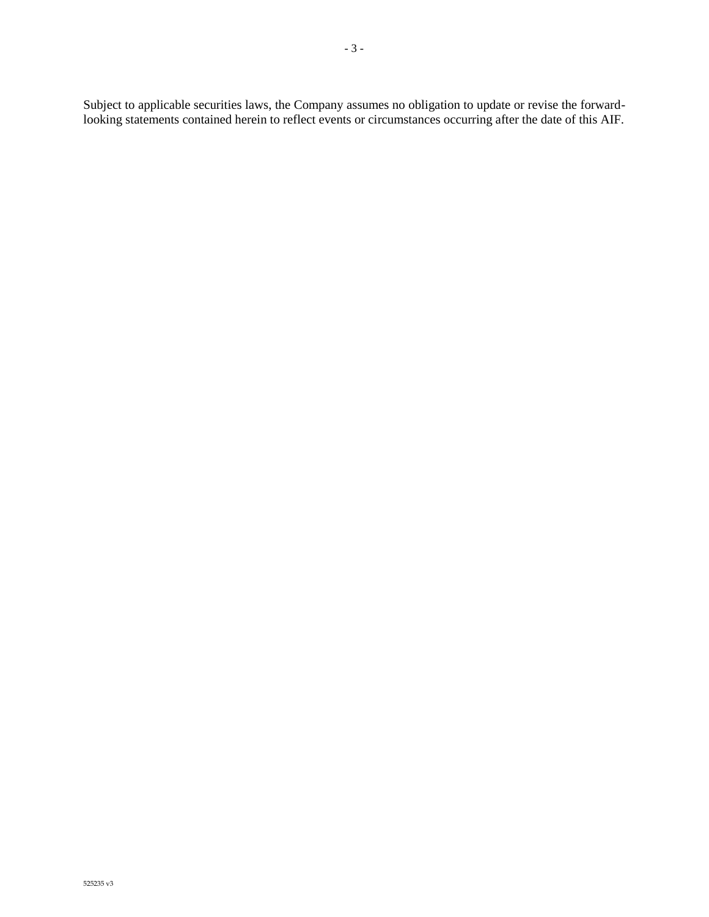Subject to applicable securities laws, the Company assumes no obligation to update or revise the forward-looking statements contained herein to reflect events or circumstances occurring after the date of this AIF.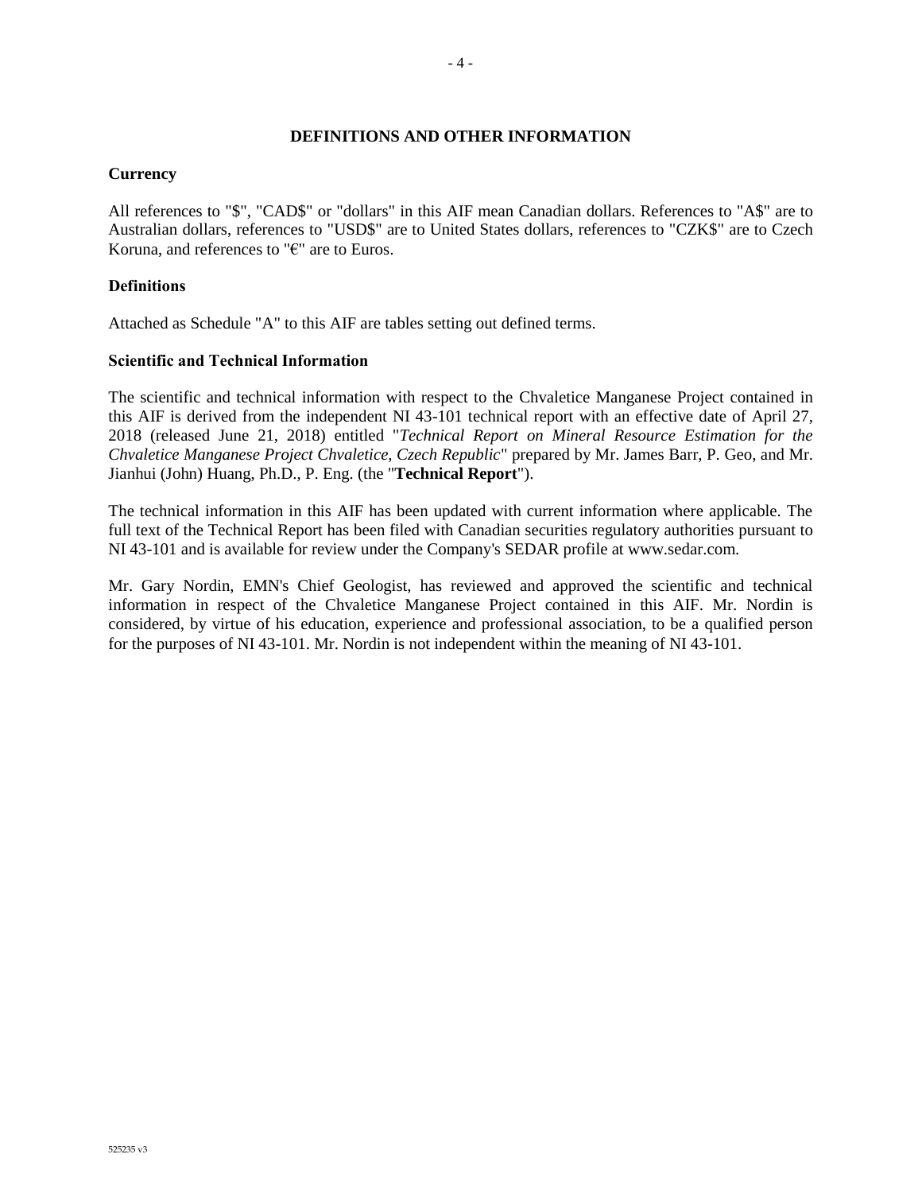# DEFINITIONS AND OTHER INFORMATION

## Currency

All references to "$", "CAD$" or "dollars" in this AIF mean Canadian dollars. References to "A$" are to Australian dollars, references to "USD$" are to United States dollars, references to "CZK$" are to Czech Koruna, and references to "€" are to Euros.

## Definitions

Attached as Schedule "A" to this AIF are tables setting out defined terms.

## Scientific and Technical Information

The scientific and technical information with respect to the Chvaletice Manganese Project contained in this AIF is derived from the independent NI 43-101 technical report with an effective date of April 27, 2018 (released June 21, 2018) entitled "*Technical Report on Mineral Resource Estimation for the Chvaletice Manganese Project Chvaletice, Czech Republic*" prepared by Mr. James Barr, P. Geo, and Mr. Jianhui (John) Huang, Ph.D., P. Eng. (the "**Technical Report**").

The technical information in this AIF has been updated with current information where applicable. The full text of the Technical Report has been filed with Canadian securities regulatory authorities pursuant to NI 43-101 and is available for review under the Company's SEDAR profile at www.sedar.com.

Mr. Gary Nordin, EMN's Chief Geologist, has reviewed and approved the scientific and technical information in respect of the Chvaletice Manganese Project contained in this AIF. Mr. Nordin is considered, by virtue of his education, experience and professional association, to be a qualified person for the purposes of NI 43-101. Mr. Nordin is not independent within the meaning of NI 43-101.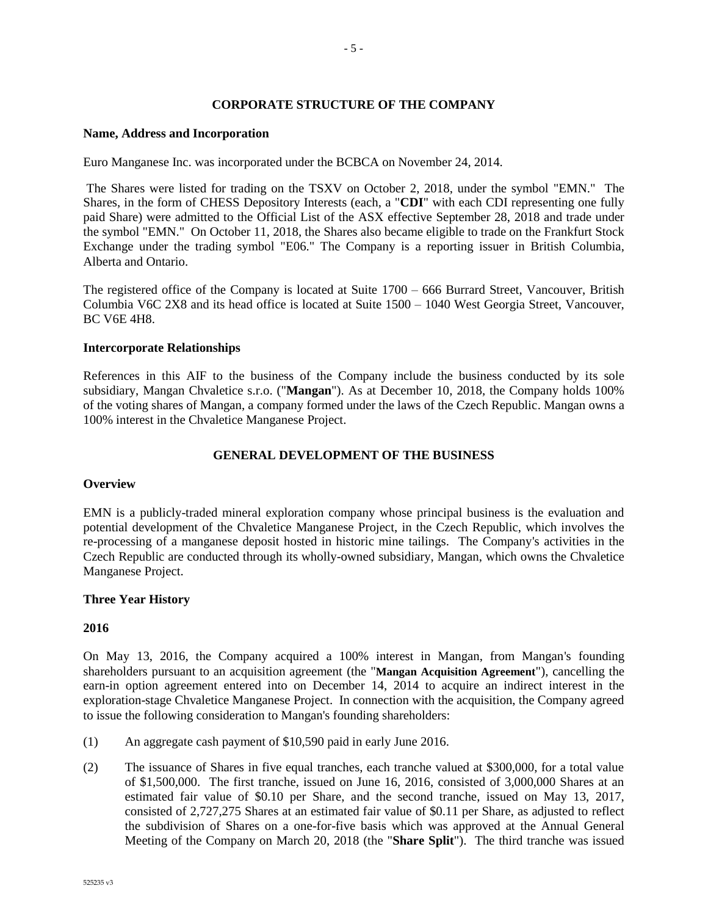## CORPORATE STRUCTURE OF THE COMPANY

**Name, Address and Incorporation**

Euro Manganese Inc. was incorporated under the BCBCA on November 24, 2014.

The Shares were listed for trading on the TSXV on October 2, 2018, under the symbol "EMN." The Shares, in the form of CHESS Depository Interests (each, a "**CDI**" with each CDI representing one fully paid Share) were admitted to the Official List of the ASX effective September 28, 2018 and trade under the symbol "EMN." On October 11, 2018, the Shares also became eligible to trade on the Frankfurt Stock Exchange under the trading symbol "E06." The Company is a reporting issuer in British Columbia, Alberta and Ontario.

The registered office of the Company is located at Suite 1700 – 666 Burrard Street, Vancouver, British Columbia V6C 2X8 and its head office is located at Suite 1500 – 1040 West Georgia Street, Vancouver, BC V6E 4H8.

**Intercorporate Relationships**

References in this AIF to the business of the Company include the business conducted by its sole subsidiary, Mangan Chvaletice s.r.o. ("**Mangan**"). As at December 10, 2018, the Company holds 100% of the voting shares of Mangan, a company formed under the laws of the Czech Republic. Mangan owns a 100% interest in the Chvaletice Manganese Project.

## GENERAL DEVELOPMENT OF THE BUSINESS

**Overview**

EMN is a publicly-traded mineral exploration company whose principal business is the evaluation and potential development of the Chvaletice Manganese Project, in the Czech Republic, which involves the re-processing of a manganese deposit hosted in historic mine tailings. The Company's activities in the Czech Republic are conducted through its wholly-owned subsidiary, Mangan, which owns the Chvaletice Manganese Project.

**Three Year History**

**2016**

On May 13, 2016, the Company acquired a 100% interest in Mangan, from Mangan's founding shareholders pursuant to an acquisition agreement (the "**Mangan Acquisition Agreement**"), cancelling the earn-in option agreement entered into on December 14, 2014 to acquire an indirect interest in the exploration-stage Chvaletice Manganese Project. In connection with the acquisition, the Company agreed to issue the following consideration to Mangan's founding shareholders:

(1) An aggregate cash payment of $10,590 paid in early June 2016.

(2) The issuance of Shares in five equal tranches, each tranche valued at $300,000, for a total value of $1,500,000. The first tranche, issued on June 16, 2016, consisted of 3,000,000 Shares at an estimated fair value of $0.10 per Share, and the second tranche, issued on May 13, 2017, consisted of 2,727,275 Shares at an estimated fair value of $0.11 per Share, as adjusted to reflect the subdivision of Shares on a one-for-five basis which was approved at the Annual General Meeting of the Company on March 20, 2018 (the "**Share Split**"). The third tranche was issued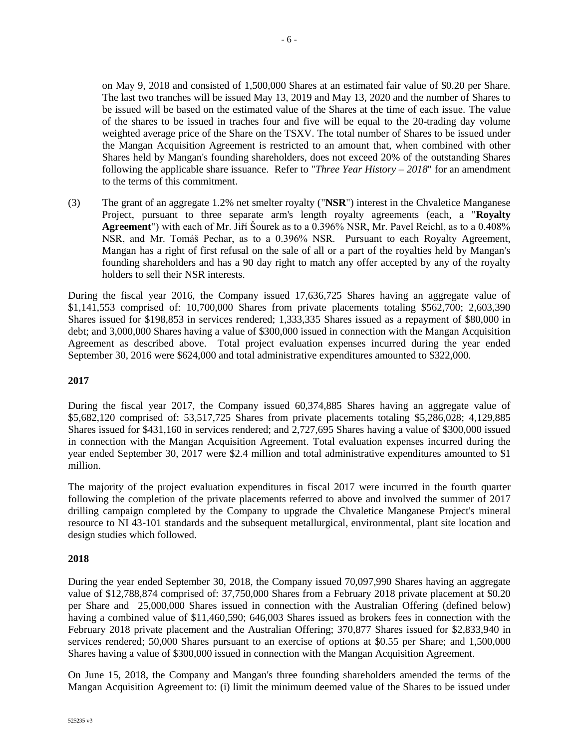on May 9, 2018 and consisted of 1,500,000 Shares at an estimated fair value of $0.20 per Share. The last two tranches will be issued May 13, 2019 and May 13, 2020 and the number of Shares to be issued will be based on the estimated value of the Shares at the time of each issue. The value of the shares to be issued in traches four and five will be equal to the 20-trading day volume weighted average price of the Share on the TSXV. The total number of Shares to be issued under the Mangan Acquisition Agreement is restricted to an amount that, when combined with other Shares held by Mangan's founding shareholders, does not exceed 20% of the outstanding Shares following the applicable share issuance. Refer to "*Three Year History – 2018*" for an amendment to the terms of this commitment.

(3) The grant of an aggregate 1.2% net smelter royalty ("**NSR**") interest in the Chvaletice Manganese Project, pursuant to three separate arm's length royalty agreements (each, a "**Royalty Agreement**") with each of Mr. Jiří Šourek as to a 0.396% NSR, Mr. Pavel Reichl, as to a 0.408% NSR, and Mr. Tomáš Pechar, as to a 0.396% NSR. Pursuant to each Royalty Agreement, Mangan has a right of first refusal on the sale of all or a part of the royalties held by Mangan's founding shareholders and has a 90 day right to match any offer accepted by any of the royalty holders to sell their NSR interests.

During the fiscal year 2016, the Company issued 17,636,725 Shares having an aggregate value of $1,141,553 comprised of: 10,700,000 Shares from private placements totaling $562,700; 2,603,390 Shares issued for $198,853 in services rendered; 1,333,335 Shares issued as a repayment of $80,000 in debt; and 3,000,000 Shares having a value of $300,000 issued in connection with the Mangan Acquisition Agreement as described above. Total project evaluation expenses incurred during the year ended September 30, 2016 were $624,000 and total administrative expenditures amounted to $322,000.

**2017**

During the fiscal year 2017, the Company issued 60,374,885 Shares having an aggregate value of $5,682,120 comprised of: 53,517,725 Shares from private placements totaling $5,286,028; 4,129,885 Shares issued for $431,160 in services rendered; and 2,727,695 Shares having a value of $300,000 issued in connection with the Mangan Acquisition Agreement. Total evaluation expenses incurred during the year ended September 30, 2017 were $2.4 million and total administrative expenditures amounted to $1 million.

The majority of the project evaluation expenditures in fiscal 2017 were incurred in the fourth quarter following the completion of the private placements referred to above and involved the summer of 2017 drilling campaign completed by the Company to upgrade the Chvaletice Manganese Project's mineral resource to NI 43-101 standards and the subsequent metallurgical, environmental, plant site location and design studies which followed.

**2018**

During the year ended September 30, 2018, the Company issued 70,097,990 Shares having an aggregate value of $12,788,874 comprised of: 37,750,000 Shares from a February 2018 private placement at $0.20 per Share and 25,000,000 Shares issued in connection with the Australian Offering (defined below) having a combined value of $11,460,590; 646,003 Shares issued as brokers fees in connection with the February 2018 private placement and the Australian Offering; 370,877 Shares issued for $2,833,940 in services rendered; 50,000 Shares pursuant to an exercise of options at $0.55 per Share; and 1,500,000 Shares having a value of $300,000 issued in connection with the Mangan Acquisition Agreement.

On June 15, 2018, the Company and Mangan's three founding shareholders amended the terms of the Mangan Acquisition Agreement to: (i) limit the minimum deemed value of the Shares to be issued under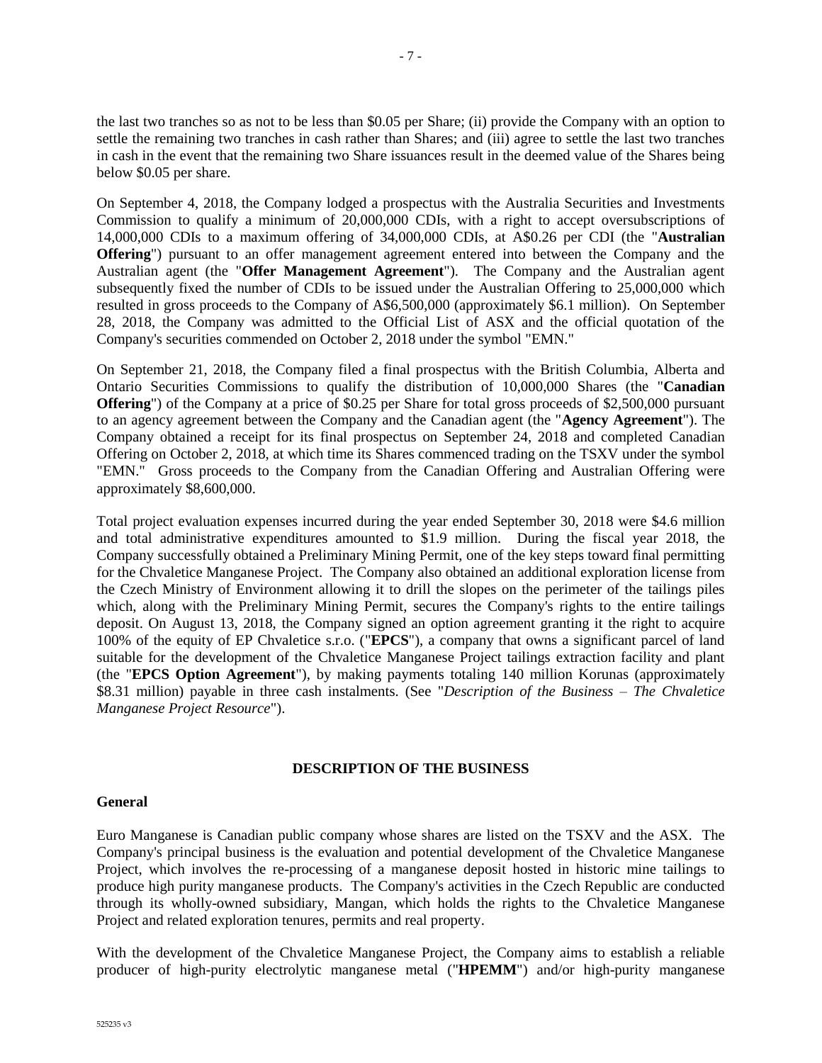the last two tranches so as not to be less than $0.05 per Share; (ii) provide the Company with an option to settle the remaining two tranches in cash rather than Shares; and (iii) agree to settle the last two tranches in cash in the event that the remaining two Share issuances result in the deemed value of the Shares being below $0.05 per share.

On September 4, 2018, the Company lodged a prospectus with the Australia Securities and Investments Commission to qualify a minimum of 20,000,000 CDIs, with a right to accept oversubscriptions of 14,000,000 CDIs to a maximum offering of 34,000,000 CDIs, at A$0.26 per CDI (the "**Australian Offering**") pursuant to an offer management agreement entered into between the Company and the Australian agent (the "**Offer Management Agreement**"). The Company and the Australian agent subsequently fixed the number of CDIs to be issued under the Australian Offering to 25,000,000 which resulted in gross proceeds to the Company of A$6,500,000 (approximately $6.1 million). On September 28, 2018, the Company was admitted to the Official List of ASX and the official quotation of the Company's securities commended on October 2, 2018 under the symbol "EMN."

On September 21, 2018, the Company filed a final prospectus with the British Columbia, Alberta and Ontario Securities Commissions to qualify the distribution of 10,000,000 Shares (the "**Canadian Offering**") of the Company at a price of $0.25 per Share for total gross proceeds of $2,500,000 pursuant to an agency agreement between the Company and the Canadian agent (the "**Agency Agreement**"). The Company obtained a receipt for its final prospectus on September 24, 2018 and completed Canadian Offering on October 2, 2018, at which time its Shares commenced trading on the TSXV under the symbol "EMN." Gross proceeds to the Company from the Canadian Offering and Australian Offering were approximately $8,600,000.

Total project evaluation expenses incurred during the year ended September 30, 2018 were $4.6 million and total administrative expenditures amounted to $1.9 million. During the fiscal year 2018, the Company successfully obtained a Preliminary Mining Permit, one of the key steps toward final permitting for the Chvaletice Manganese Project. The Company also obtained an additional exploration license from the Czech Ministry of Environment allowing it to drill the slopes on the perimeter of the tailings piles which, along with the Preliminary Mining Permit, secures the Company's rights to the entire tailings deposit. On August 13, 2018, the Company signed an option agreement granting it the right to acquire 100% of the equity of EP Chvaletice s.r.o. ("**EPCS**"), a company that owns a significant parcel of land suitable for the development of the Chvaletice Manganese Project tailings extraction facility and plant (the "**EPCS Option Agreement**"), by making payments totaling 140 million Korunas (approximately $8.31 million) payable in three cash instalments. (See "*Description of the Business – The Chvaletice Manganese Project Resource*").

## DESCRIPTION OF THE BUSINESS

### General

Euro Manganese is Canadian public company whose shares are listed on the TSXV and the ASX. The Company's principal business is the evaluation and potential development of the Chvaletice Manganese Project, which involves the re-processing of a manganese deposit hosted in historic mine tailings to produce high purity manganese products. The Company's activities in the Czech Republic are conducted through its wholly-owned subsidiary, Mangan, which holds the rights to the Chvaletice Manganese Project and related exploration tenures, permits and real property.

With the development of the Chvaletice Manganese Project, the Company aims to establish a reliable producer of high-purity electrolytic manganese metal ("**HPEMM**") and/or high-purity manganese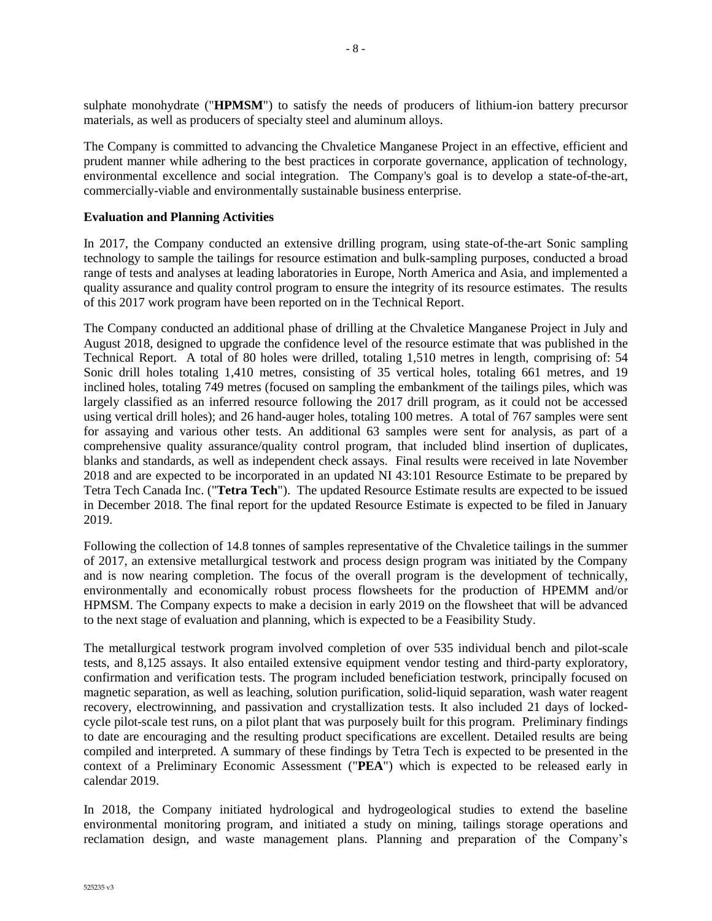sulphate monohydrate ("**HPMSM**") to satisfy the needs of producers of lithium-ion battery precursor materials, as well as producers of specialty steel and aluminum alloys.

The Company is committed to advancing the Chvaletice Manganese Project in an effective, efficient and prudent manner while adhering to the best practices in corporate governance, application of technology, environmental excellence and social integration. The Company's goal is to develop a state-of-the-art, commercially-viable and environmentally sustainable business enterprise.

**Evaluation and Planning Activities**

In 2017, the Company conducted an extensive drilling program, using state-of-the-art Sonic sampling technology to sample the tailings for resource estimation and bulk-sampling purposes, conducted a broad range of tests and analyses at leading laboratories in Europe, North America and Asia, and implemented a quality assurance and quality control program to ensure the integrity of its resource estimates. The results of this 2017 work program have been reported on in the Technical Report.

The Company conducted an additional phase of drilling at the Chvaletice Manganese Project in July and August 2018, designed to upgrade the confidence level of the resource estimate that was published in the Technical Report. A total of 80 holes were drilled, totaling 1,510 metres in length, comprising of: 54 Sonic drill holes totaling 1,410 metres, consisting of 35 vertical holes, totaling 661 metres, and 19 inclined holes, totaling 749 metres (focused on sampling the embankment of the tailings piles, which was largely classified as an inferred resource following the 2017 drill program, as it could not be accessed using vertical drill holes); and 26 hand-auger holes, totaling 100 metres. A total of 767 samples were sent for assaying and various other tests. An additional 63 samples were sent for analysis, as part of a comprehensive quality assurance/quality control program, that included blind insertion of duplicates, blanks and standards, as well as independent check assays. Final results were received in late November 2018 and are expected to be incorporated in an updated NI 43:101 Resource Estimate to be prepared by Tetra Tech Canada Inc. ("**Tetra Tech**"). The updated Resource Estimate results are expected to be issued in December 2018. The final report for the updated Resource Estimate is expected to be filed in January 2019.

Following the collection of 14.8 tonnes of samples representative of the Chvaletice tailings in the summer of 2017, an extensive metallurgical testwork and process design program was initiated by the Company and is now nearing completion. The focus of the overall program is the development of technically, environmentally and economically robust process flowsheets for the production of HPEMM and/or HPMSM. The Company expects to make a decision in early 2019 on the flowsheet that will be advanced to the next stage of evaluation and planning, which is expected to be a Feasibility Study.

The metallurgical testwork program involved completion of over 535 individual bench and pilot-scale tests, and 8,125 assays. It also entailed extensive equipment vendor testing and third-party exploratory, confirmation and verification tests. The program included beneficiation testwork, principally focused on magnetic separation, as well as leaching, solution purification, solid-liquid separation, wash water reagent recovery, electrowinning, and passivation and crystallization tests. It also included 21 days of locked-cycle pilot-scale test runs, on a pilot plant that was purposely built for this program. Preliminary findings to date are encouraging and the resulting product specifications are excellent. Detailed results are being compiled and interpreted. A summary of these findings by Tetra Tech is expected to be presented in the context of a Preliminary Economic Assessment ("**PEA**") which is expected to be released early in calendar 2019.

In 2018, the Company initiated hydrological and hydrogeological studies to extend the baseline environmental monitoring program, and initiated a study on mining, tailings storage operations and reclamation design, and waste management plans. Planning and preparation of the Company's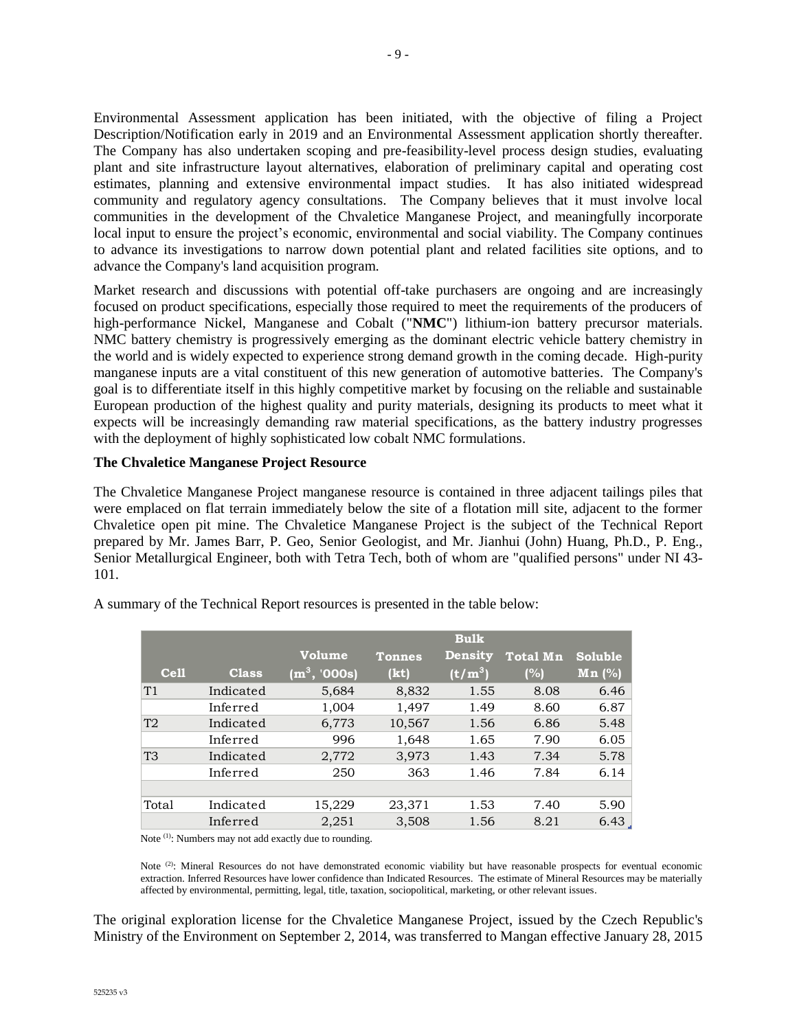Environmental Assessment application has been initiated, with the objective of filing a Project Description/Notification early in 2019 and an Environmental Assessment application shortly thereafter. The Company has also undertaken scoping and pre-feasibility-level process design studies, evaluating plant and site infrastructure layout alternatives, elaboration of preliminary capital and operating cost estimates, planning and extensive environmental impact studies. It has also initiated widespread community and regulatory agency consultations. The Company believes that it must involve local communities in the development of the Chvaletice Manganese Project, and meaningfully incorporate local input to ensure the project's economic, environmental and social viability. The Company continues to advance its investigations to narrow down potential plant and related facilities site options, and to advance the Company's land acquisition program.

Market research and discussions with potential off-take purchasers are ongoing and are increasingly focused on product specifications, especially those required to meet the requirements of the producers of high-performance Nickel, Manganese and Cobalt ("**NMC**") lithium-ion battery precursor materials. NMC battery chemistry is progressively emerging as the dominant electric vehicle battery chemistry in the world and is widely expected to experience strong demand growth in the coming decade. High-purity manganese inputs are a vital constituent of this new generation of automotive batteries. The Company's goal is to differentiate itself in this highly competitive market by focusing on the reliable and sustainable European production of the highest quality and purity materials, designing its products to meet what it expects will be increasingly demanding raw material specifications, as the battery industry progresses with the deployment of highly sophisticated low cobalt NMC formulations.

**The Chvaletice Manganese Project Resource**

The Chvaletice Manganese Project manganese resource is contained in three adjacent tailings piles that were emplaced on flat terrain immediately below the site of a flotation mill site, adjacent to the former Chvaletice open pit mine. The Chvaletice Manganese Project is the subject of the Technical Report prepared by Mr. James Barr, P. Geo, Senior Geologist, and Mr. Jianhui (John) Huang, Ph.D., P. Eng., Senior Metallurgical Engineer, both with Tetra Tech, both of whom are "qualified persons" under NI 43-101.

A summary of the Technical Report resources is presented in the table below:

| Cell | Class | Volume ($m^3$, '000s) | Tonnes (kt) | Bulk Density ($t/m^3$) | Total Mn (%) | Soluble Mn (%) |
|---|---|---|---|---|---|---|
| T1 | Indicated | 5,684 | 8,832 | 1.55 | 8.08 | 6.46 |
| | Inferred | 1,004 | 1,497 | 1.49 | 8.60 | 6.87 |
| T2 | Indicated | 6,773 | 10,567 | 1.56 | 6.86 | 5.48 |
| | Inferred | 996 | 1,648 | 1.65 | 7.90 | 6.05 |
| T3 | Indicated | 2,772 | 3,973 | 1.43 | 7.34 | 5.78 |
| | Inferred | 250 | 363 | 1.46 | 7.84 | 6.14 |
| | | | | | | |
| Total | Indicated | 15,229 | 23,371 | 1.53 | 7.40 | 5.90 |
| | Inferred | 2,251 | 3,508 | 1.56 | 8.21 | 6.43 |

Note [(1)]: Numbers may not add exactly due to rounding.

Note [(2)]: Mineral Resources do not have demonstrated economic viability but have reasonable prospects for eventual economic extraction. Inferred Resources have lower confidence than Indicated Resources. The estimate of Mineral Resources may be materially affected by environmental, permitting, legal, title, taxation, sociopolitical, marketing, or other relevant issues.

The original exploration license for the Chvaletice Manganese Project, issued by the Czech Republic's Ministry of the Environment on September 2, 2014, was transferred to Mangan effective January 28, 2015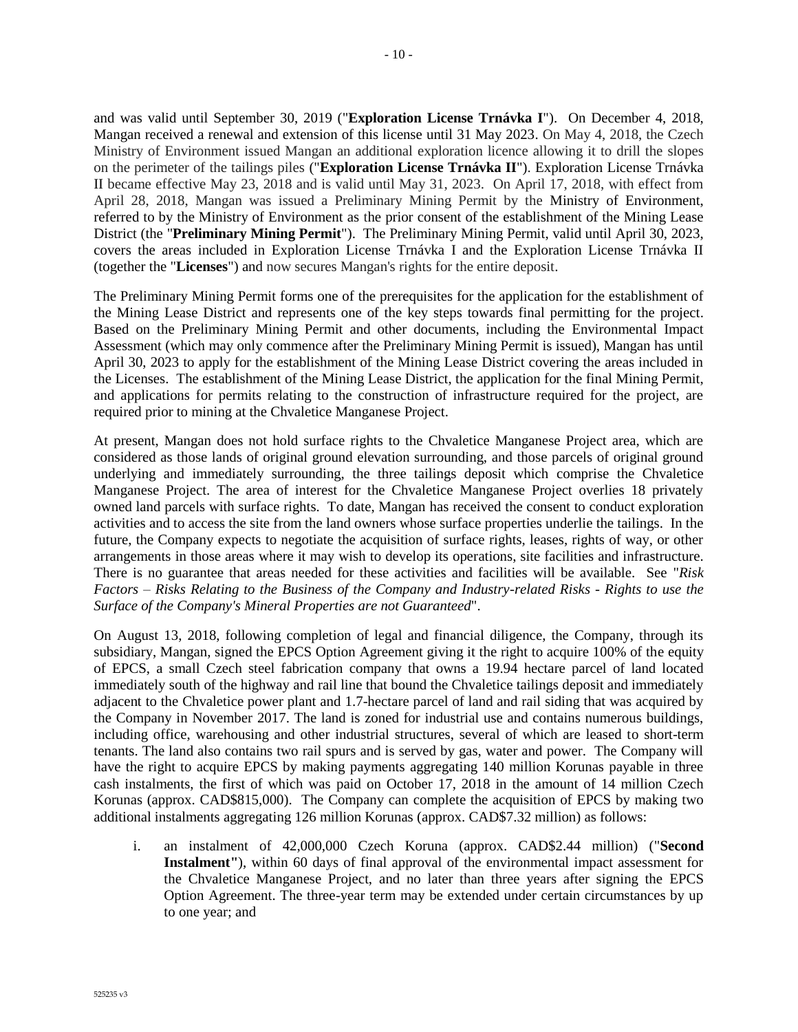and was valid until September 30, 2019 ("**Exploration License Trnávka I**"). On December 4, 2018, Mangan received a renewal and extension of this license until 31 May 2023. On May 4, 2018, the Czech Ministry of Environment issued Mangan an additional exploration licence allowing it to drill the slopes on the perimeter of the tailings piles ("**Exploration License Trnávka II**"). Exploration License Trnávka II became effective May 23, 2018 and is valid until May 31, 2023. On April 17, 2018, with effect from April 28, 2018, Mangan was issued a Preliminary Mining Permit by the Ministry of Environment, referred to by the Ministry of Environment as the prior consent of the establishment of the Mining Lease District (the "**Preliminary Mining Permit**"). The Preliminary Mining Permit, valid until April 30, 2023, covers the areas included in Exploration License Trnávka I and the Exploration License Trnávka II (together the "**Licenses**") and now secures Mangan's rights for the entire deposit.

The Preliminary Mining Permit forms one of the prerequisites for the application for the establishment of the Mining Lease District and represents one of the key steps towards final permitting for the project. Based on the Preliminary Mining Permit and other documents, including the Environmental Impact Assessment (which may only commence after the Preliminary Mining Permit is issued), Mangan has until April 30, 2023 to apply for the establishment of the Mining Lease District covering the areas included in the Licenses. The establishment of the Mining Lease District, the application for the final Mining Permit, and applications for permits relating to the construction of infrastructure required for the project, are required prior to mining at the Chvaletice Manganese Project.

At present, Mangan does not hold surface rights to the Chvaletice Manganese Project area, which are considered as those lands of original ground elevation surrounding, and those parcels of original ground underlying and immediately surrounding, the three tailings deposit which comprise the Chvaletice Manganese Project. The area of interest for the Chvaletice Manganese Project overlies 18 privately owned land parcels with surface rights. To date, Mangan has received the consent to conduct exploration activities and to access the site from the land owners whose surface properties underlie the tailings. In the future, the Company expects to negotiate the acquisition of surface rights, leases, rights of way, or other arrangements in those areas where it may wish to develop its operations, site facilities and infrastructure. There is no guarantee that areas needed for these activities and facilities will be available. See "*Risk Factors – Risks Relating to the Business of the Company and Industry-related Risks - Rights to use the Surface of the Company's Mineral Properties are not Guaranteed*".

On August 13, 2018, following completion of legal and financial diligence, the Company, through its subsidiary, Mangan, signed the EPCS Option Agreement giving it the right to acquire 100% of the equity of EPCS, a small Czech steel fabrication company that owns a 19.94 hectare parcel of land located immediately south of the highway and rail line that bound the Chvaletice tailings deposit and immediately adjacent to the Chvaletice power plant and 1.7-hectare parcel of land and rail siding that was acquired by the Company in November 2017. The land is zoned for industrial use and contains numerous buildings, including office, warehousing and other industrial structures, several of which are leased to short-term tenants. The land also contains two rail spurs and is served by gas, water and power. The Company will have the right to acquire EPCS by making payments aggregating 140 million Korunas payable in three cash instalments, the first of which was paid on October 17, 2018 in the amount of 14 million Czech Korunas (approx. CAD$815,000). The Company can complete the acquisition of EPCS by making two additional instalments aggregating 126 million Korunas (approx. CAD$7.32 million) as follows:

i. an instalment of 42,000,000 Czech Koruna (approx. CAD$2.44 million) ("**Second Instalment"**), within 60 days of final approval of the environmental impact assessment for the Chvaletice Manganese Project, and no later than three years after signing the EPCS Option Agreement. The three-year term may be extended under certain circumstances by up to one year; and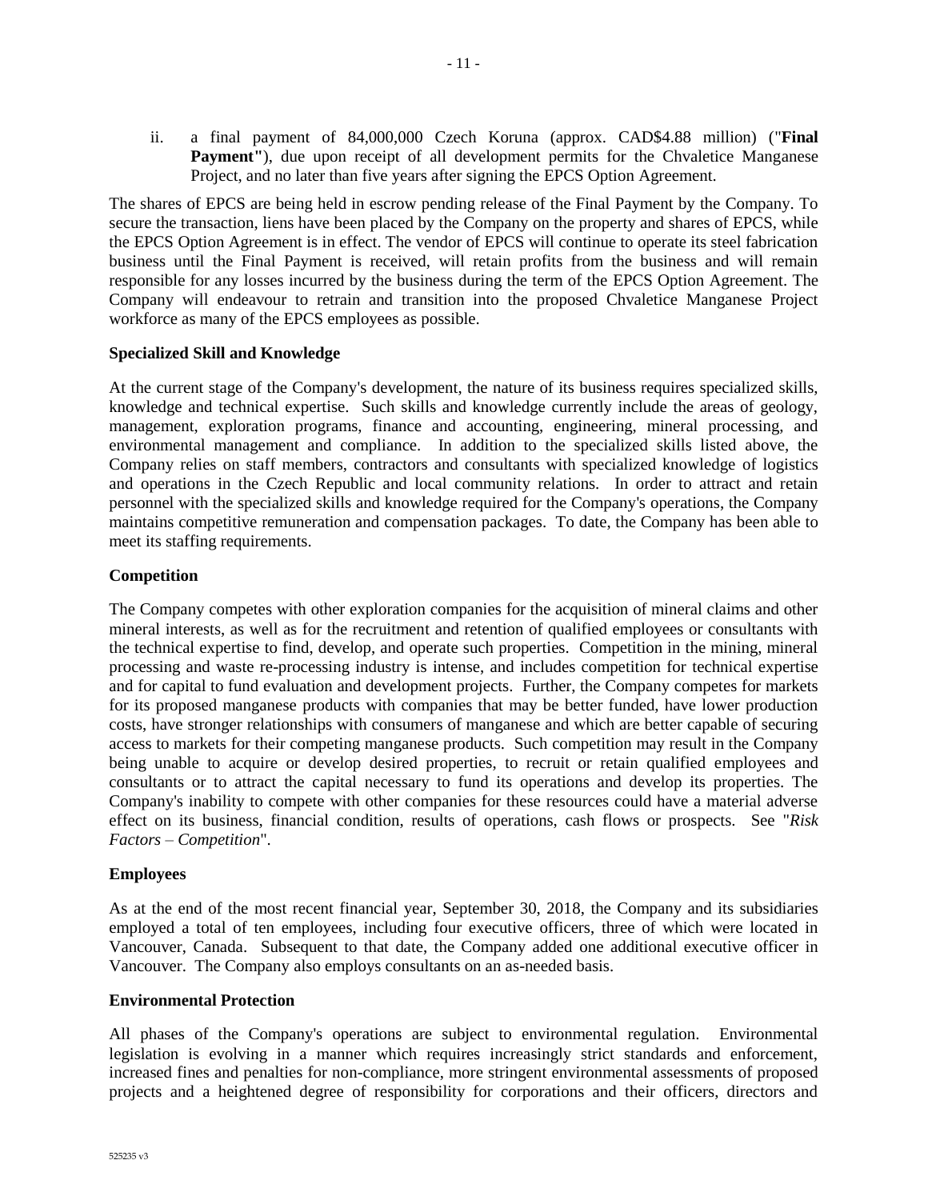ii. a final payment of 84,000,000 Czech Koruna (approx. CAD$4.88 million) ("**Final Payment**"), due upon receipt of all development permits for the Chvaletice Manganese Project, and no later than five years after signing the EPCS Option Agreement.

The shares of EPCS are being held in escrow pending release of the Final Payment by the Company. To secure the transaction, liens have been placed by the Company on the property and shares of EPCS, while the EPCS Option Agreement is in effect. The vendor of EPCS will continue to operate its steel fabrication business until the Final Payment is received, will retain profits from the business and will remain responsible for any losses incurred by the business during the term of the EPCS Option Agreement. The Company will endeavour to retrain and transition into the proposed Chvaletice Manganese Project workforce as many of the EPCS employees as possible.

**Specialized Skill and Knowledge**

At the current stage of the Company's development, the nature of its business requires specialized skills, knowledge and technical expertise. Such skills and knowledge currently include the areas of geology, management, exploration programs, finance and accounting, engineering, mineral processing, and environmental management and compliance. In addition to the specialized skills listed above, the Company relies on staff members, contractors and consultants with specialized knowledge of logistics and operations in the Czech Republic and local community relations. In order to attract and retain personnel with the specialized skills and knowledge required for the Company's operations, the Company maintains competitive remuneration and compensation packages. To date, the Company has been able to meet its staffing requirements.

**Competition**

The Company competes with other exploration companies for the acquisition of mineral claims and other mineral interests, as well as for the recruitment and retention of qualified employees or consultants with the technical expertise to find, develop, and operate such properties. Competition in the mining, mineral processing and waste re-processing industry is intense, and includes competition for technical expertise and for capital to fund evaluation and development projects. Further, the Company competes for markets for its proposed manganese products with companies that may be better funded, have lower production costs, have stronger relationships with consumers of manganese and which are better capable of securing access to markets for their competing manganese products. Such competition may result in the Company being unable to acquire or develop desired properties, to recruit or retain qualified employees and consultants or to attract the capital necessary to fund its operations and develop its properties. The Company's inability to compete with other companies for these resources could have a material adverse effect on its business, financial condition, results of operations, cash flows or prospects. See "*Risk Factors – Competition*".

**Employees**

As at the end of the most recent financial year, September 30, 2018, the Company and its subsidiaries employed a total of ten employees, including four executive officers, three of which were located in Vancouver, Canada. Subsequent to that date, the Company added one additional executive officer in Vancouver. The Company also employs consultants on an as-needed basis.

**Environmental Protection**

All phases of the Company's operations are subject to environmental regulation. Environmental legislation is evolving in a manner which requires increasingly strict standards and enforcement, increased fines and penalties for non-compliance, more stringent environmental assessments of proposed projects and a heightened degree of responsibility for corporations and their officers, directors and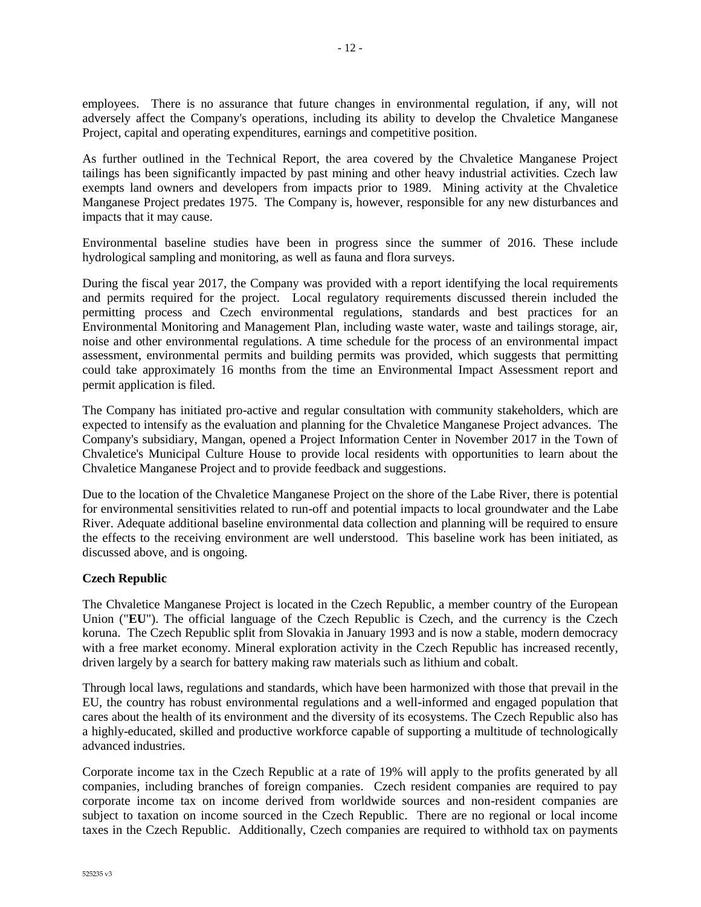employees. There is no assurance that future changes in environmental regulation, if any, will not adversely affect the Company's operations, including its ability to develop the Chvaletice Manganese Project, capital and operating expenditures, earnings and competitive position.

As further outlined in the Technical Report, the area covered by the Chvaletice Manganese Project tailings has been significantly impacted by past mining and other heavy industrial activities. Czech law exempts land owners and developers from impacts prior to 1989. Mining activity at the Chvaletice Manganese Project predates 1975. The Company is, however, responsible for any new disturbances and impacts that it may cause.

Environmental baseline studies have been in progress since the summer of 2016. These include hydrological sampling and monitoring, as well as fauna and flora surveys.

During the fiscal year 2017, the Company was provided with a report identifying the local requirements and permits required for the project. Local regulatory requirements discussed therein included the permitting process and Czech environmental regulations, standards and best practices for an Environmental Monitoring and Management Plan, including waste water, waste and tailings storage, air, noise and other environmental regulations. A time schedule for the process of an environmental impact assessment, environmental permits and building permits was provided, which suggests that permitting could take approximately 16 months from the time an Environmental Impact Assessment report and permit application is filed.

The Company has initiated pro-active and regular consultation with community stakeholders, which are expected to intensify as the evaluation and planning for the Chvaletice Manganese Project advances. The Company's subsidiary, Mangan, opened a Project Information Center in November 2017 in the Town of Chvaletice's Municipal Culture House to provide local residents with opportunities to learn about the Chvaletice Manganese Project and to provide feedback and suggestions.

Due to the location of the Chvaletice Manganese Project on the shore of the Labe River, there is potential for environmental sensitivities related to run-off and potential impacts to local groundwater and the Labe River. Adequate additional baseline environmental data collection and planning will be required to ensure the effects to the receiving environment are well understood. This baseline work has been initiated, as discussed above, and is ongoing.

**Czech Republic**

The Chvaletice Manganese Project is located in the Czech Republic, a member country of the European Union ("**EU**"). The official language of the Czech Republic is Czech, and the currency is the Czech koruna. The Czech Republic split from Slovakia in January 1993 and is now a stable, modern democracy with a free market economy. Mineral exploration activity in the Czech Republic has increased recently, driven largely by a search for battery making raw materials such as lithium and cobalt.

Through local laws, regulations and standards, which have been harmonized with those that prevail in the EU, the country has robust environmental regulations and a well-informed and engaged population that cares about the health of its environment and the diversity of its ecosystems. The Czech Republic also has a highly-educated, skilled and productive workforce capable of supporting a multitude of technologically advanced industries.

Corporate income tax in the Czech Republic at a rate of 19% will apply to the profits generated by all companies, including branches of foreign companies. Czech resident companies are required to pay corporate income tax on income derived from worldwide sources and non-resident companies are subject to taxation on income sourced in the Czech Republic. There are no regional or local income taxes in the Czech Republic. Additionally, Czech companies are required to withhold tax on payments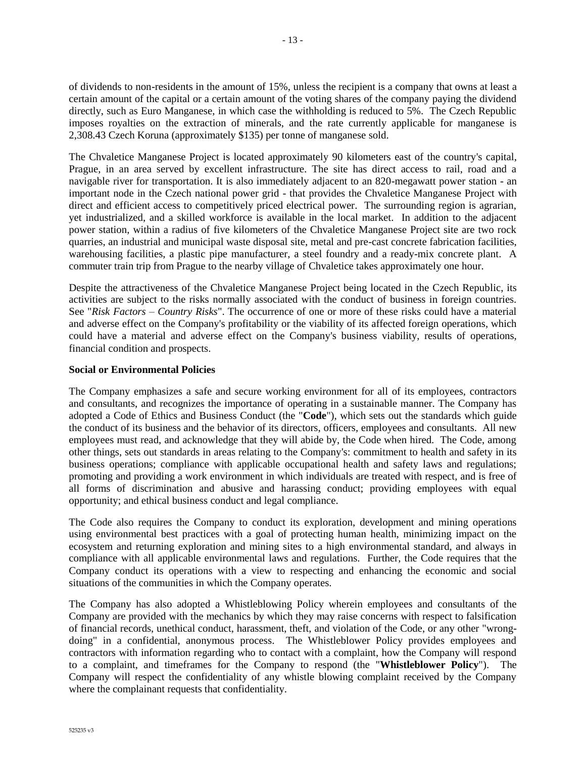of dividends to non-residents in the amount of 15%, unless the recipient is a company that owns at least a certain amount of the capital or a certain amount of the voting shares of the company paying the dividend directly, such as Euro Manganese, in which case the withholding is reduced to 5%. The Czech Republic imposes royalties on the extraction of minerals, and the rate currently applicable for manganese is 2,308.43 Czech Koruna (approximately $135) per tonne of manganese sold.

The Chvaletice Manganese Project is located approximately 90 kilometers east of the country's capital, Prague, in an area served by excellent infrastructure. The site has direct access to rail, road and a navigable river for transportation. It is also immediately adjacent to an 820-megawatt power station - an important node in the Czech national power grid - that provides the Chvaletice Manganese Project with direct and efficient access to competitively priced electrical power. The surrounding region is agrarian, yet industrialized, and a skilled workforce is available in the local market. In addition to the adjacent power station, within a radius of five kilometers of the Chvaletice Manganese Project site are two rock quarries, an industrial and municipal waste disposal site, metal and pre-cast concrete fabrication facilities, warehousing facilities, a plastic pipe manufacturer, a steel foundry and a ready-mix concrete plant. A commuter train trip from Prague to the nearby village of Chvaletice takes approximately one hour.

Despite the attractiveness of the Chvaletice Manganese Project being located in the Czech Republic, its activities are subject to the risks normally associated with the conduct of business in foreign countries. See "*Risk Factors – Country Risks*". The occurrence of one or more of these risks could have a material and adverse effect on the Company's profitability or the viability of its affected foreign operations, which could have a material and adverse effect on the Company's business viability, results of operations, financial condition and prospects.

**Social or Environmental Policies**

The Company emphasizes a safe and secure working environment for all of its employees, contractors and consultants, and recognizes the importance of operating in a sustainable manner. The Company has adopted a Code of Ethics and Business Conduct (the "**Code**"), which sets out the standards which guide the conduct of its business and the behavior of its directors, officers, employees and consultants. All new employees must read, and acknowledge that they will abide by, the Code when hired. The Code, among other things, sets out standards in areas relating to the Company's: commitment to health and safety in its business operations; compliance with applicable occupational health and safety laws and regulations; promoting and providing a work environment in which individuals are treated with respect, and is free of all forms of discrimination and abusive and harassing conduct; providing employees with equal opportunity; and ethical business conduct and legal compliance.

The Code also requires the Company to conduct its exploration, development and mining operations using environmental best practices with a goal of protecting human health, minimizing impact on the ecosystem and returning exploration and mining sites to a high environmental standard, and always in compliance with all applicable environmental laws and regulations. Further, the Code requires that the Company conduct its operations with a view to respecting and enhancing the economic and social situations of the communities in which the Company operates.

The Company has also adopted a Whistleblowing Policy wherein employees and consultants of the Company are provided with the mechanics by which they may raise concerns with respect to falsification of financial records, unethical conduct, harassment, theft, and violation of the Code, or any other "wrong-doing" in a confidential, anonymous process. The Whistleblower Policy provides employees and contractors with information regarding who to contact with a complaint, how the Company will respond to a complaint, and timeframes for the Company to respond (the "**Whistleblower Policy**"). The Company will respect the confidentiality of any whistle blowing complaint received by the Company where the complainant requests that confidentiality.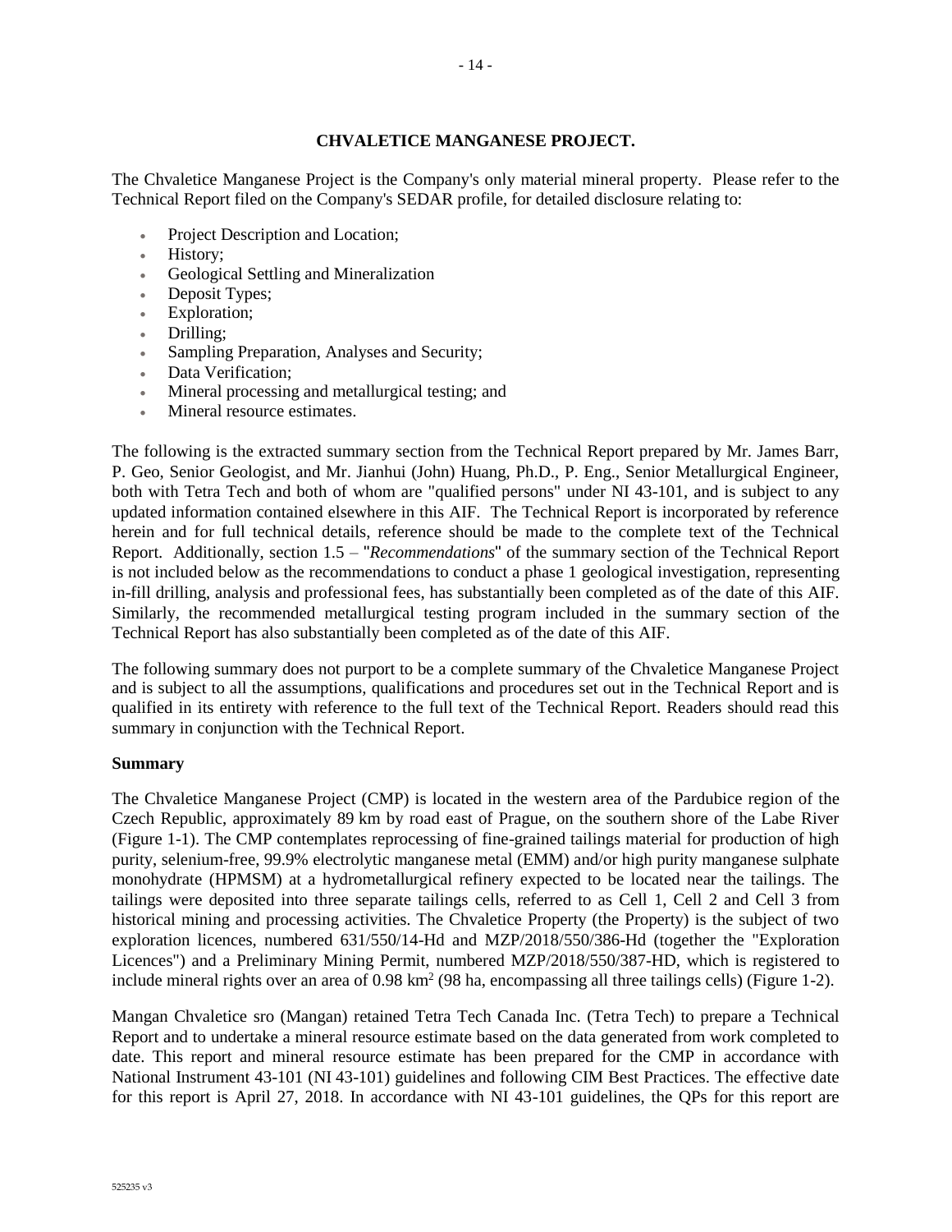## CHVALETICE MANGANESE PROJECT.

The Chvaletice Manganese Project is the Company's only material mineral property. Please refer to the Technical Report filed on the Company's SEDAR profile, for detailed disclosure relating to:

- Project Description and Location;
- History;
- Geological Settling and Mineralization
- Deposit Types;
- Exploration;
- Drilling;
- Sampling Preparation, Analyses and Security;
- Data Verification;
- Mineral processing and metallurgical testing; and
- Mineral resource estimates.

The following is the extracted summary section from the Technical Report prepared by Mr. James Barr, P. Geo, Senior Geologist, and Mr. Jianhui (John) Huang, Ph.D., P. Eng., Senior Metallurgical Engineer, both with Tetra Tech and both of whom are "qualified persons" under NI 43-101, and is subject to any updated information contained elsewhere in this AIF. The Technical Report is incorporated by reference herein and for full technical details, reference should be made to the complete text of the Technical Report. Additionally, section 1.5 – "*Recommendations*" of the summary section of the Technical Report is not included below as the recommendations to conduct a phase 1 geological investigation, representing in-fill drilling, analysis and professional fees, has substantially been completed as of the date of this AIF. Similarly, the recommended metallurgical testing program included in the summary section of the Technical Report has also substantially been completed as of the date of this AIF.

The following summary does not purport to be a complete summary of the Chvaletice Manganese Project and is subject to all the assumptions, qualifications and procedures set out in the Technical Report and is qualified in its entirety with reference to the full text of the Technical Report. Readers should read this summary in conjunction with the Technical Report.

### Summary

The Chvaletice Manganese Project (CMP) is located in the western area of the Pardubice region of the Czech Republic, approximately 89 km by road east of Prague, on the southern shore of the Labe River (Figure 1-1). The CMP contemplates reprocessing of fine-grained tailings material for production of high purity, selenium-free, 99.9% electrolytic manganese metal (EMM) and/or high purity manganese sulphate monohydrate (HPMSM) at a hydrometallurgical refinery expected to be located near the tailings. The tailings were deposited into three separate tailings cells, referred to as Cell 1, Cell 2 and Cell 3 from historical mining and processing activities. The Chvaletice Property (the Property) is the subject of two exploration licences, numbered 631/550/14-Hd and MZP/2018/550/386-Hd (together the "Exploration Licences") and a Preliminary Mining Permit, numbered MZP/2018/550/387-HD, which is registered to include mineral rights over an area of 0.98 km$^2$ (98 ha, encompassing all three tailings cells) (Figure 1-2).

Mangan Chvaletice sro (Mangan) retained Tetra Tech Canada Inc. (Tetra Tech) to prepare a Technical Report and to undertake a mineral resource estimate based on the data generated from work completed to date. This report and mineral resource estimate has been prepared for the CMP in accordance with National Instrument 43-101 (NI 43-101) guidelines and following CIM Best Practices. The effective date for this report is April 27, 2018. In accordance with NI 43-101 guidelines, the QPs for this report are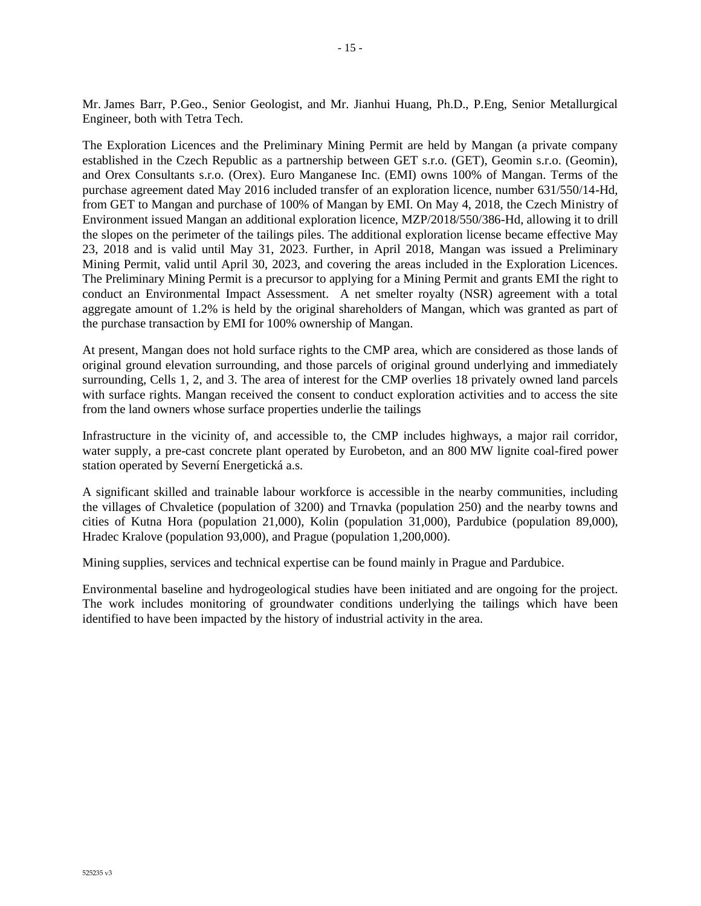Mr. James Barr, P.Geo., Senior Geologist, and Mr. Jianhui Huang, Ph.D., P.Eng, Senior Metallurgical Engineer, both with Tetra Tech.

The Exploration Licences and the Preliminary Mining Permit are held by Mangan (a private company established in the Czech Republic as a partnership between GET s.r.o. (GET), Geomin s.r.o. (Geomin), and Orex Consultants s.r.o. (Orex). Euro Manganese Inc. (EMI) owns 100% of Mangan. Terms of the purchase agreement dated May 2016 included transfer of an exploration licence, number 631/550/14-Hd, from GET to Mangan and purchase of 100% of Mangan by EMI. On May 4, 2018, the Czech Ministry of Environment issued Mangan an additional exploration licence, MZP/2018/550/386-Hd, allowing it to drill the slopes on the perimeter of the tailings piles. The additional exploration license became effective May 23, 2018 and is valid until May 31, 2023. Further, in April 2018, Mangan was issued a Preliminary Mining Permit, valid until April 30, 2023, and covering the areas included in the Exploration Licences. The Preliminary Mining Permit is a precursor to applying for a Mining Permit and grants EMI the right to conduct an Environmental Impact Assessment. A net smelter royalty (NSR) agreement with a total aggregate amount of 1.2% is held by the original shareholders of Mangan, which was granted as part of the purchase transaction by EMI for 100% ownership of Mangan.

At present, Mangan does not hold surface rights to the CMP area, which are considered as those lands of original ground elevation surrounding, and those parcels of original ground underlying and immediately surrounding, Cells 1, 2, and 3. The area of interest for the CMP overlies 18 privately owned land parcels with surface rights. Mangan received the consent to conduct exploration activities and to access the site from the land owners whose surface properties underlie the tailings

Infrastructure in the vicinity of, and accessible to, the CMP includes highways, a major rail corridor, water supply, a pre-cast concrete plant operated by Eurobeton, and an 800 MW lignite coal-fired power station operated by Severní Energetická a.s.

A significant skilled and trainable labour workforce is accessible in the nearby communities, including the villages of Chvaletice (population of 3200) and Trnavka (population 250) and the nearby towns and cities of Kutna Hora (population 21,000), Kolin (population 31,000), Pardubice (population 89,000), Hradec Kralove (population 93,000), and Prague (population 1,200,000).

Mining supplies, services and technical expertise can be found mainly in Prague and Pardubice.

Environmental baseline and hydrogeological studies have been initiated and are ongoing for the project. The work includes monitoring of groundwater conditions underlying the tailings which have been identified to have been impacted by the history of industrial activity in the area.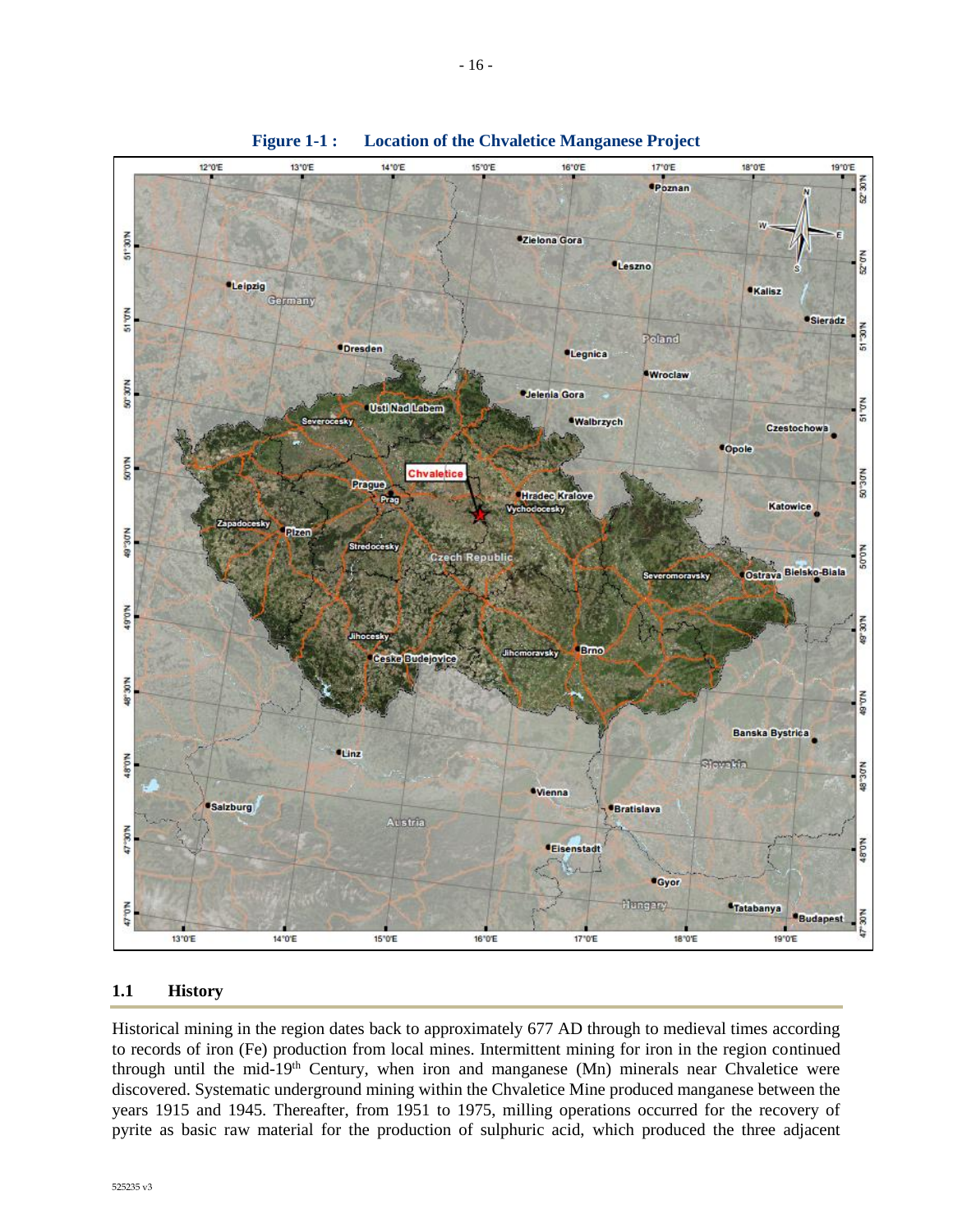**Figure 1-1 : Location of the Chvaletice Manganese Project**

## 1.1 History

Historical mining in the region dates back to approximately 677 AD through to medieval times according to records of iron (Fe) production from local mines. Intermittent mining for iron in the region continued through until the mid-19th Century, when iron and manganese (Mn) minerals near Chvaletice were discovered. Systematic underground mining within the Chvaletice Mine produced manganese between the years 1915 and 1945. Thereafter, from 1951 to 1975, milling operations occurred for the recovery of pyrite as basic raw material for the production of sulphuric acid, which produced the three adjacent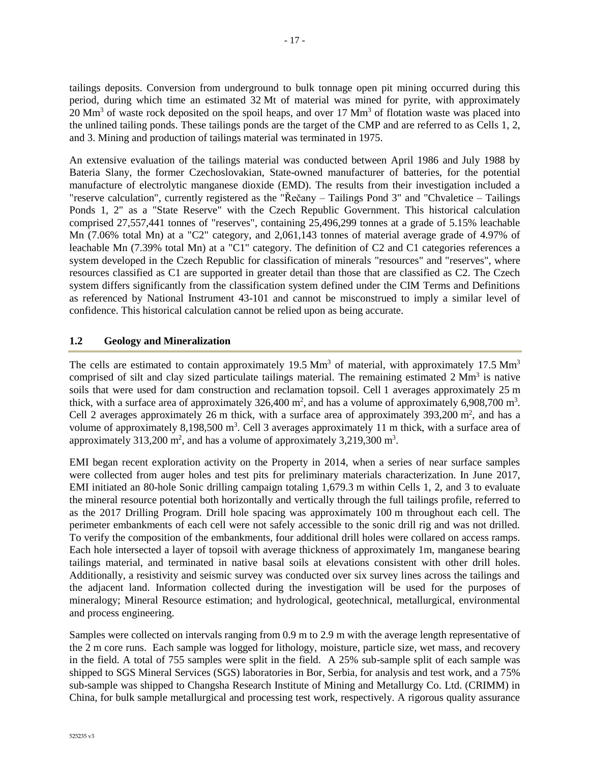tailings deposits. Conversion from underground to bulk tonnage open pit mining occurred during this period, during which time an estimated 32 Mt of material was mined for pyrite, with approximately 20 $Mm^3$ of waste rock deposited on the spoil heaps, and over 17 $Mm^3$ of flotation waste was placed into the unlined tailing ponds. These tailings ponds are the target of the CMP and are referred to as Cells 1, 2, and 3. Mining and production of tailings material was terminated in 1975.

An extensive evaluation of the tailings material was conducted between April 1986 and July 1988 by Bateria Slany, the former Czechoslovakian, State-owned manufacturer of batteries, for the potential manufacture of electrolytic manganese dioxide (EMD). The results from their investigation included a "reserve calculation", currently registered as the "Řečany – Tailings Pond 3" and "Chvaletice – Tailings Ponds 1, 2" as a "State Reserve" with the Czech Republic Government. This historical calculation comprised 27,557,441 tonnes of "reserves", containing 25,496,299 tonnes at a grade of 5.15% leachable Mn (7.06% total Mn) at a "C2" category, and 2,061,143 tonnes of material average grade of 4.97% of leachable Mn (7.39% total Mn) at a "C1" category. The definition of C2 and C1 categories references a system developed in the Czech Republic for classification of minerals "resources" and "reserves", where resources classified as C1 are supported in greater detail than those that are classified as C2. The Czech system differs significantly from the classification system defined under the CIM Terms and Definitions as referenced by National Instrument 43-101 and cannot be misconstrued to imply a similar level of confidence. This historical calculation cannot be relied upon as being accurate.

## 1.2 Geology and Mineralization

The cells are estimated to contain approximately 19.5 $Mm^3$ of material, with approximately 17.5 $Mm^3$ comprised of silt and clay sized particulate tailings material. The remaining estimated 2 $Mm^3$ is native soils that were used for dam construction and reclamation topsoil. Cell 1 averages approximately 25 m thick, with a surface area of approximately 326,400 $m^2$, and has a volume of approximately 6,908,700 $m^3$. Cell 2 averages approximately 26 m thick, with a surface area of approximately 393,200 $m^2$, and has a volume of approximately 8,198,500 $m^3$. Cell 3 averages approximately 11 m thick, with a surface area of approximately 313,200 $m^2$, and has a volume of approximately 3,219,300 $m^3$.

EMI began recent exploration activity on the Property in 2014, when a series of near surface samples were collected from auger holes and test pits for preliminary materials characterization. In June 2017, EMI initiated an 80-hole Sonic drilling campaign totaling 1,679.3 m within Cells 1, 2, and 3 to evaluate the mineral resource potential both horizontally and vertically through the full tailings profile, referred to as the 2017 Drilling Program. Drill hole spacing was approximately 100 m throughout each cell. The perimeter embankments of each cell were not safely accessible to the sonic drill rig and was not drilled. To verify the composition of the embankments, four additional drill holes were collared on access ramps. Each hole intersected a layer of topsoil with average thickness of approximately 1m, manganese bearing tailings material, and terminated in native basal soils at elevations consistent with other drill holes. Additionally, a resistivity and seismic survey was conducted over six survey lines across the tailings and the adjacent land. Information collected during the investigation will be used for the purposes of mineralogy; Mineral Resource estimation; and hydrological, geotechnical, metallurgical, environmental and process engineering.

Samples were collected on intervals ranging from 0.9 m to 2.9 m with the average length representative of the 2 m core runs. Each sample was logged for lithology, moisture, particle size, wet mass, and recovery in the field. A total of 755 samples were split in the field. A 25% sub-sample split of each sample was shipped to SGS Mineral Services (SGS) laboratories in Bor, Serbia, for analysis and test work, and a 75% sub-sample was shipped to Changsha Research Institute of Mining and Metallurgy Co. Ltd. (CRIMM) in China, for bulk sample metallurgical and processing test work, respectively. A rigorous quality assurance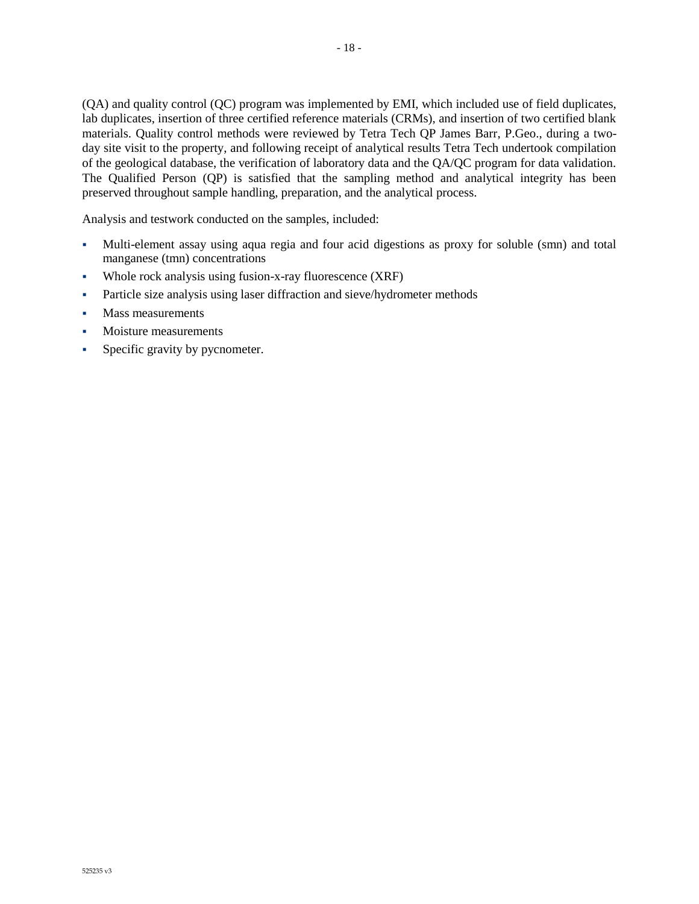(QA) and quality control (QC) program was implemented by EMI, which included use of field duplicates, lab duplicates, insertion of three certified reference materials (CRMs), and insertion of two certified blank materials. Quality control methods were reviewed by Tetra Tech QP James Barr, P.Geo., during a two-day site visit to the property, and following receipt of analytical results Tetra Tech undertook compilation of the geological database, the verification of laboratory data and the QA/QC program for data validation. The Qualified Person (QP) is satisfied that the sampling method and analytical integrity has been preserved throughout sample handling, preparation, and the analytical process.

Analysis and testwork conducted on the samples, included:

- Multi-element assay using aqua regia and four acid digestions as proxy for soluble (smn) and total manganese (tmn) concentrations
- Whole rock analysis using fusion-x-ray fluorescence (XRF)
- Particle size analysis using laser diffraction and sieve/hydrometer methods
- Mass measurements
- Moisture measurements
- Specific gravity by pycnometer.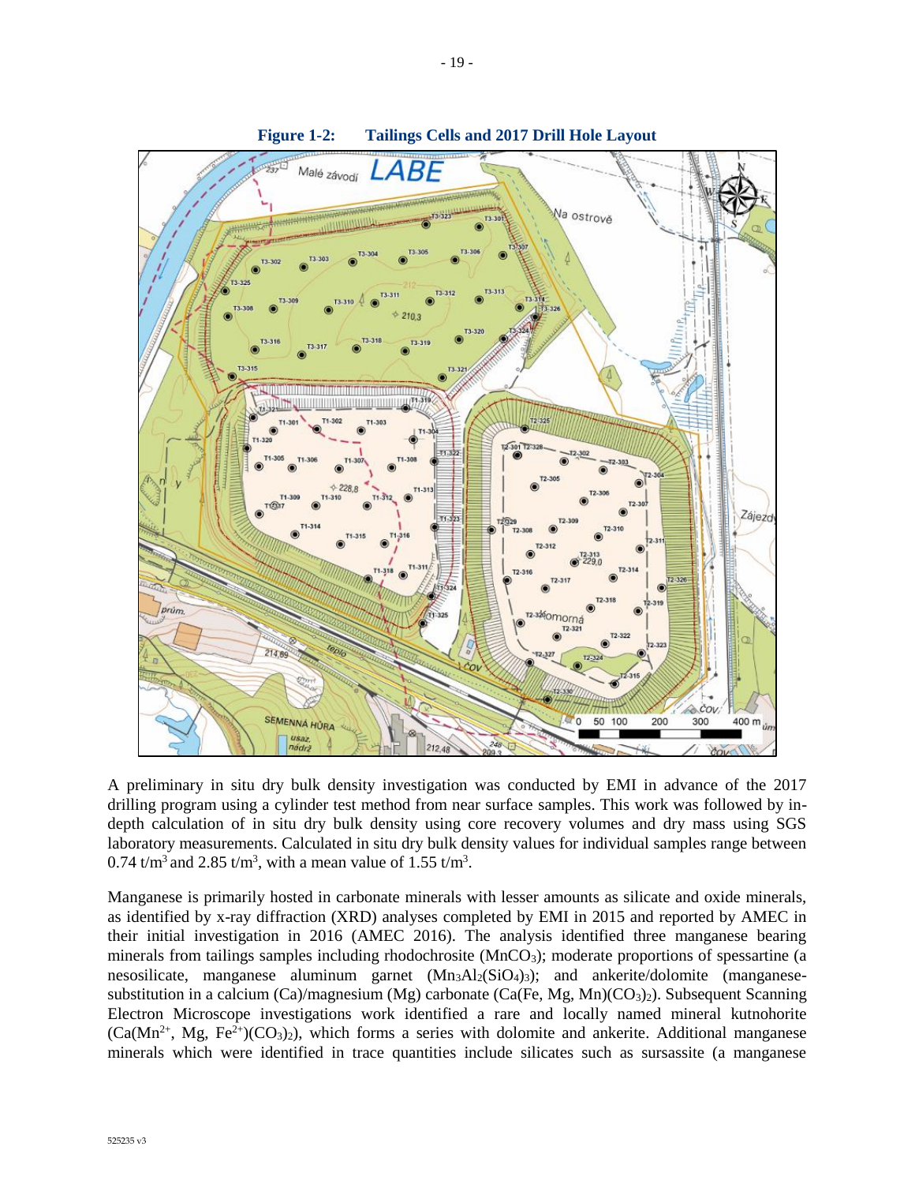**Figure 1-2: Tailings Cells and 2017 Drill Hole Layout**

A preliminary in situ dry bulk density investigation was conducted by EMI in advance of the 2017 drilling program using a cylinder test method from near surface samples. This work was followed by in-depth calculation of in situ dry bulk density using core recovery volumes and dry mass using SGS laboratory measurements. Calculated in situ dry bulk density values for individual samples range between 0.74 t/m$^3$ and 2.85 t/m$^3$, with a mean value of 1.55 t/m$^3$.

Manganese is primarily hosted in carbonate minerals with lesser amounts as silicate and oxide minerals, as identified by x-ray diffraction (XRD) analyses completed by EMI in 2015 and reported by AMEC in their initial investigation in 2016 (AMEC 2016). The analysis identified three manganese bearing minerals from tailings samples including rhodochrosite ($MnCO_3$); moderate proportions of spessartine (a nesosilicate, manganese aluminum garnet ($Mn_3Al_2(SiO_4)_3$); and ankerite/dolomite (manganese-substitution in a calcium (Ca)/magnesium (Mg) carbonate ($Ca(Fe, Mg, Mn)(CO_3)_2$). Subsequent Scanning Electron Microscope investigations work identified a rare and locally named mineral kutnohorite ($Ca(Mn^{2+}, Mg, Fe^{2+})(CO_3)_2$), which forms a series with dolomite and ankerite. Additional manganese minerals which were identified in trace quantities include silicates such as sursassite (a manganese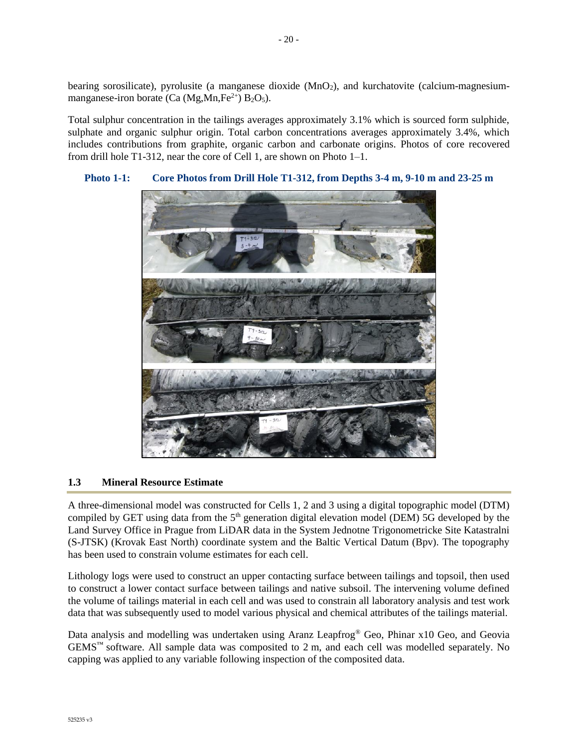bearing sorosilicate), pyrolusite (a manganese dioxide ($MnO_2$), and kurchatovite (calcium-magnesium-manganese-iron borate (Ca (Mg,Mn,$Fe^{2+}$) $B_2O_5$).

Total sulphur concentration in the tailings averages approximately 3.1% which is sourced form sulphide, sulphate and organic sulphur origin. Total carbon concentrations averages approximately 3.4%, which includes contributions from graphite, organic carbon and carbonate origins. Photos of core recovered from drill hole T1-312, near the core of Cell 1, are shown on Photo 1–1.

**Photo 1-1: Core Photos from Drill Hole T1-312, from Depths 3-4 m, 9-10 m and 23-25 m**

### 1.3 Mineral Resource Estimate

A three-dimensional model was constructed for Cells 1, 2 and 3 using a digital topographic model (DTM) compiled by GET using data from the 5th generation digital elevation model (DEM) 5G developed by the Land Survey Office in Prague from LiDAR data in the System Jednotne Trigonometricke Site Katastralni (S-JTSK) (Krovak East North) coordinate system and the Baltic Vertical Datum (Bpv). The topography has been used to constrain volume estimates for each cell.

Lithology logs were used to construct an upper contacting surface between tailings and topsoil, then used to construct a lower contact surface between tailings and native subsoil. The intervening volume defined the volume of tailings material in each cell and was used to constrain all laboratory analysis and test work data that was subsequently used to model various physical and chemical attributes of the tailings material.

Data analysis and modelling was undertaken using Aranz Leapfrog® Geo, Phinar x10 Geo, and Geovia GEMS™ software. All sample data was composited to 2 m, and each cell was modelled separately. No capping was applied to any variable following inspection of the composited data.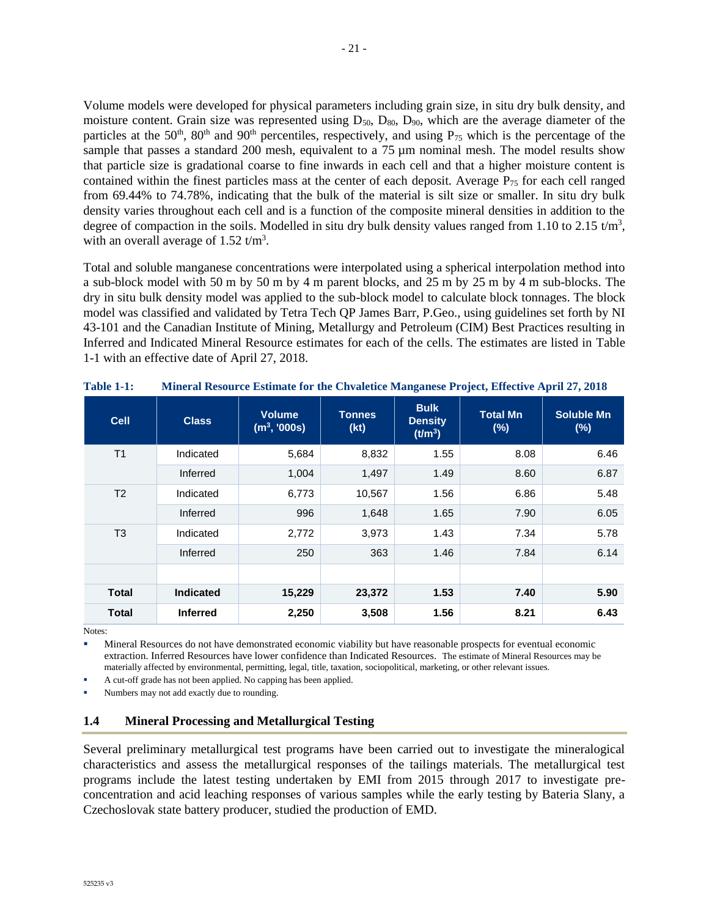Volume models were developed for physical parameters including grain size, in situ dry bulk density, and moisture content. Grain size was represented using $D_{50}$, $D_{80}$, $D_{90}$, which are the average diameter of the particles at the 50th, 80th and 90th percentiles, respectively, and using $P_{75}$ which is the percentage of the sample that passes a standard 200 mesh, equivalent to a 75 µm nominal mesh. The model results show that particle size is gradational coarse to fine inwards in each cell and that a higher moisture content is contained within the finest particles mass at the center of each deposit. Average $P_{75}$ for each cell ranged from 69.44% to 74.78%, indicating that the bulk of the material is silt size or smaller. In situ dry bulk density varies throughout each cell and is a function of the composite mineral densities in addition to the degree of compaction in the soils. Modelled in situ dry bulk density values ranged from 1.10 to 2.15 t/m³, with an overall average of 1.52 t/m³.

Total and soluble manganese concentrations were interpolated using a spherical interpolation method into a sub-block model with 50 m by 50 m by 4 m parent blocks, and 25 m by 25 m by 4 m sub-blocks. The dry in situ bulk density model was applied to the sub-block model to calculate block tonnages. The block model was classified and validated by Tetra Tech QP James Barr, P.Geo., using guidelines set forth by NI 43-101 and the Canadian Institute of Mining, Metallurgy and Petroleum (CIM) Best Practices resulting in Inferred and Indicated Mineral Resource estimates for each of the cells. The estimates are listed in Table 1-1 with an effective date of April 27, 2018.

**Table 1-1: Mineral Resource Estimate for the Chvaletice Manganese Project, Effective April 27, 2018**

| Cell | Class | Volume (m³, '000s) | Tonnes (kt) | Bulk Density (t/m³) | Total Mn (%) | Soluble Mn (%) |
|---|---|---|---|---|---|---|
| T1 | Indicated | 5,684 | 8,832 | 1.55 | 8.08 | 6.46 |
| | Inferred | 1,004 | 1,497 | 1.49 | 8.60 | 6.87 |
| T2 | Indicated | 6,773 | 10,567 | 1.56 | 6.86 | 5.48 |
| | Inferred | 996 | 1,648 | 1.65 | 7.90 | 6.05 |
| T3 | Indicated | 2,772 | 3,973 | 1.43 | 7.34 | 5.78 |
| | Inferred | 250 | 363 | 1.46 | 7.84 | 6.14 |
| | | | | | | |
| **Total** | **Indicated** | **15,229** | **23,372** | **1.53** | **7.40** | **5.90** |
| **Total** | **Inferred** | **2,250** | **3,508** | **1.56** | **8.21** | **6.43** |

Notes:

- Mineral Resources do not have demonstrated economic viability but have reasonable prospects for eventual economic extraction. Inferred Resources have lower confidence than Indicated Resources. The estimate of Mineral Resources may be materially affected by environmental, permitting, legal, title, taxation, sociopolitical, marketing, or other relevant issues.
- A cut-off grade has not been applied. No capping has been applied.
- Numbers may not add exactly due to rounding.

### 1.4 Mineral Processing and Metallurgical Testing

Several preliminary metallurgical test programs have been carried out to investigate the mineralogical characteristics and assess the metallurgical responses of the tailings materials. The metallurgical test programs include the latest testing undertaken by EMI from 2015 through 2017 to investigate pre-concentration and acid leaching responses of various samples while the early testing by Bateria Slany, a Czechoslovak state battery producer, studied the production of EMD.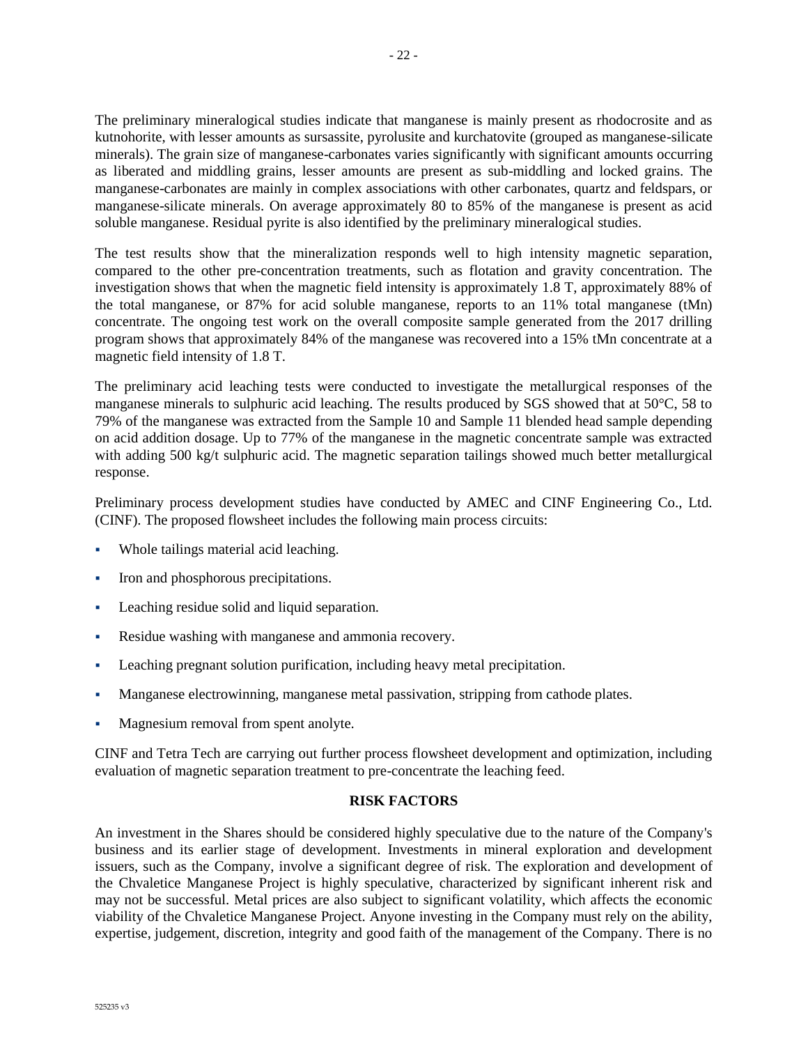The preliminary mineralogical studies indicate that manganese is mainly present as rhodocrosite and as kutnohorite, with lesser amounts as sursassite, pyrolusite and kurchatovite (grouped as manganese-silicate minerals). The grain size of manganese-carbonates varies significantly with significant amounts occurring as liberated and middling grains, lesser amounts are present as sub-middling and locked grains. The manganese-carbonates are mainly in complex associations with other carbonates, quartz and feldspars, or manganese-silicate minerals. On average approximately 80 to 85% of the manganese is present as acid soluble manganese. Residual pyrite is also identified by the preliminary mineralogical studies.

The test results show that the mineralization responds well to high intensity magnetic separation, compared to the other pre-concentration treatments, such as flotation and gravity concentration. The investigation shows that when the magnetic field intensity is approximately 1.8 T, approximately 88% of the total manganese, or 87% for acid soluble manganese, reports to an 11% total manganese (tMn) concentrate. The ongoing test work on the overall composite sample generated from the 2017 drilling program shows that approximately 84% of the manganese was recovered into a 15% tMn concentrate at a magnetic field intensity of 1.8 T.

The preliminary acid leaching tests were conducted to investigate the metallurgical responses of the manganese minerals to sulphuric acid leaching. The results produced by SGS showed that at 50°C, 58 to 79% of the manganese was extracted from the Sample 10 and Sample 11 blended head sample depending on acid addition dosage. Up to 77% of the manganese in the magnetic concentrate sample was extracted with adding 500 kg/t sulphuric acid. The magnetic separation tailings showed much better metallurgical response.

Preliminary process development studies have conducted by AMEC and CINF Engineering Co., Ltd. (CINF). The proposed flowsheet includes the following main process circuits:

- Whole tailings material acid leaching.
- Iron and phosphorous precipitations.
- Leaching residue solid and liquid separation.
- Residue washing with manganese and ammonia recovery.
- Leaching pregnant solution purification, including heavy metal precipitation.
- Manganese electrowinning, manganese metal passivation, stripping from cathode plates.
- Magnesium removal from spent anolyte.

CINF and Tetra Tech are carrying out further process flowsheet development and optimization, including evaluation of magnetic separation treatment to pre-concentrate the leaching feed.

## RISK FACTORS

An investment in the Shares should be considered highly speculative due to the nature of the Company's business and its earlier stage of development. Investments in mineral exploration and development issuers, such as the Company, involve a significant degree of risk. The exploration and development of the Chvaletice Manganese Project is highly speculative, characterized by significant inherent risk and may not be successful. Metal prices are also subject to significant volatility, which affects the economic viability of the Chvaletice Manganese Project. Anyone investing in the Company must rely on the ability, expertise, judgement, discretion, integrity and good faith of the management of the Company. There is no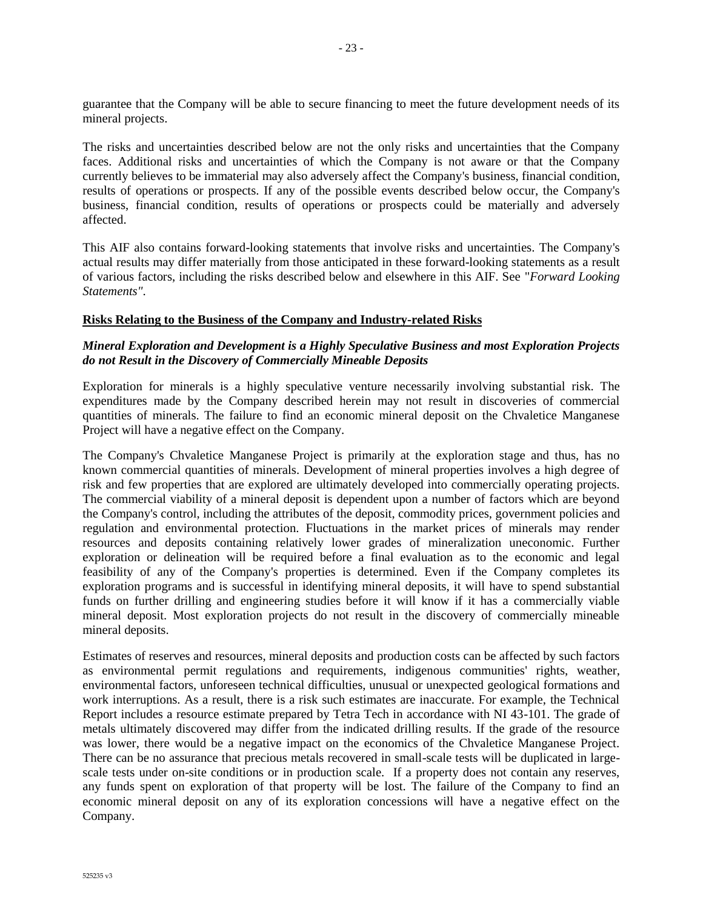guarantee that the Company will be able to secure financing to meet the future development needs of its mineral projects.

The risks and uncertainties described below are not the only risks and uncertainties that the Company faces. Additional risks and uncertainties of which the Company is not aware or that the Company currently believes to be immaterial may also adversely affect the Company's business, financial condition, results of operations or prospects. If any of the possible events described below occur, the Company's business, financial condition, results of operations or prospects could be materially and adversely affected.

This AIF also contains forward-looking statements that involve risks and uncertainties. The Company's actual results may differ materially from those anticipated in these forward-looking statements as a result of various factors, including the risks described below and elsewhere in this AIF. See "*Forward Looking Statements"*.

## Risks Relating to the Business of the Company and Industry-related Risks

### *Mineral Exploration and Development is a Highly Speculative Business and most Exploration Projects do not Result in the Discovery of Commercially Mineable Deposits*

Exploration for minerals is a highly speculative venture necessarily involving substantial risk. The expenditures made by the Company described herein may not result in discoveries of commercial quantities of minerals. The failure to find an economic mineral deposit on the Chvaletice Manganese Project will have a negative effect on the Company.

The Company's Chvaletice Manganese Project is primarily at the exploration stage and thus, has no known commercial quantities of minerals. Development of mineral properties involves a high degree of risk and few properties that are explored are ultimately developed into commercially operating projects. The commercial viability of a mineral deposit is dependent upon a number of factors which are beyond the Company's control, including the attributes of the deposit, commodity prices, government policies and regulation and environmental protection. Fluctuations in the market prices of minerals may render resources and deposits containing relatively lower grades of mineralization uneconomic. Further exploration or delineation will be required before a final evaluation as to the economic and legal feasibility of any of the Company's properties is determined. Even if the Company completes its exploration programs and is successful in identifying mineral deposits, it will have to spend substantial funds on further drilling and engineering studies before it will know if it has a commercially viable mineral deposit. Most exploration projects do not result in the discovery of commercially mineable mineral deposits.

Estimates of reserves and resources, mineral deposits and production costs can be affected by such factors as environmental permit regulations and requirements, indigenous communities' rights, weather, environmental factors, unforeseen technical difficulties, unusual or unexpected geological formations and work interruptions. As a result, there is a risk such estimates are inaccurate. For example, the Technical Report includes a resource estimate prepared by Tetra Tech in accordance with NI 43-101. The grade of metals ultimately discovered may differ from the indicated drilling results. If the grade of the resource was lower, there would be a negative impact on the economics of the Chvaletice Manganese Project. There can be no assurance that precious metals recovered in small-scale tests will be duplicated in large-scale tests under on-site conditions or in production scale. If a property does not contain any reserves, any funds spent on exploration of that property will be lost. The failure of the Company to find an economic mineral deposit on any of its exploration concessions will have a negative effect on the Company.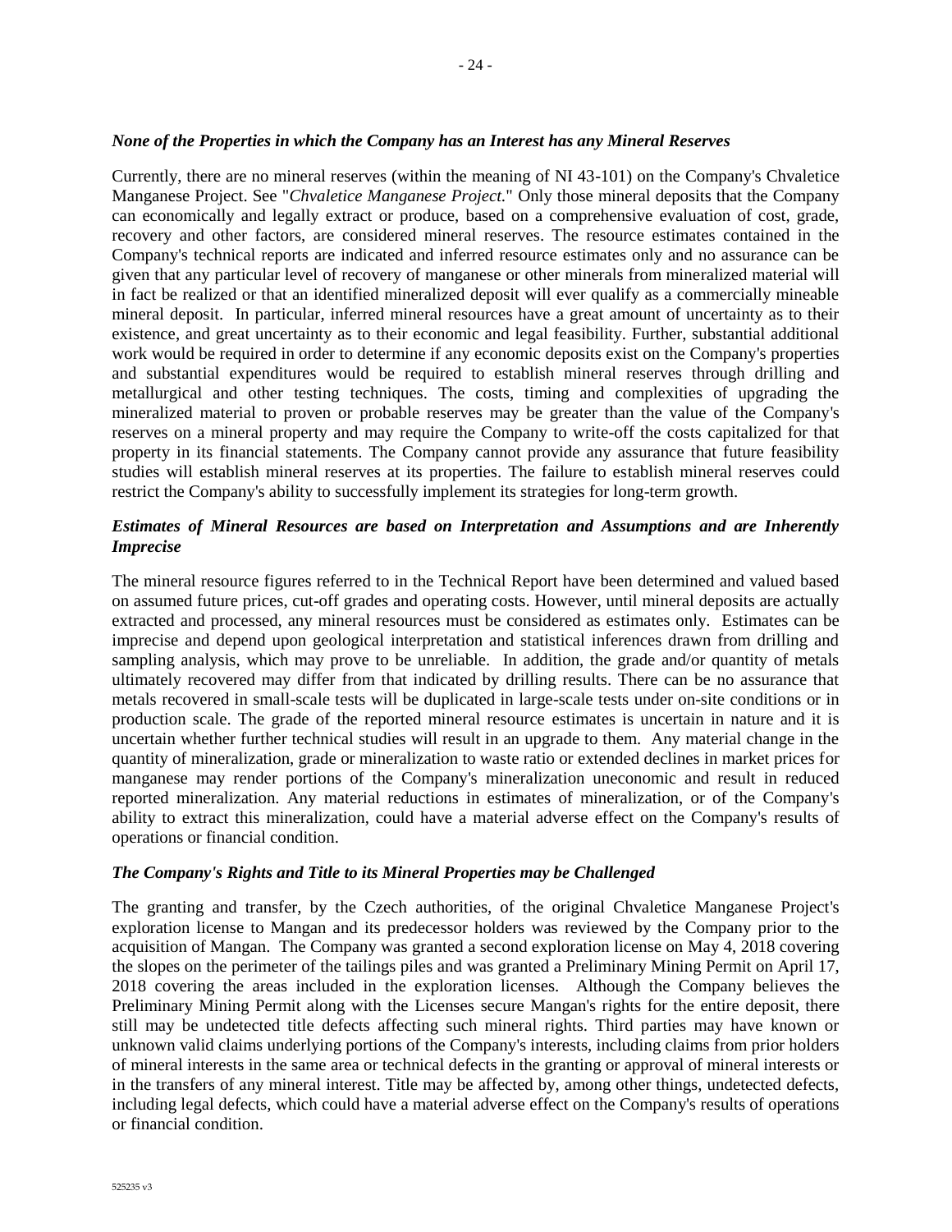*None of the Properties in which the Company has an Interest has any Mineral Reserves*

Currently, there are no mineral reserves (within the meaning of NI 43-101) on the Company's Chvaletice Manganese Project. See "*Chvaletice Manganese Project.*" Only those mineral deposits that the Company can economically and legally extract or produce, based on a comprehensive evaluation of cost, grade, recovery and other factors, are considered mineral reserves. The resource estimates contained in the Company's technical reports are indicated and inferred resource estimates only and no assurance can be given that any particular level of recovery of manganese or other minerals from mineralized material will in fact be realized or that an identified mineralized deposit will ever qualify as a commercially mineable mineral deposit. In particular, inferred mineral resources have a great amount of uncertainty as to their existence, and great uncertainty as to their economic and legal feasibility. Further, substantial additional work would be required in order to determine if any economic deposits exist on the Company's properties and substantial expenditures would be required to establish mineral reserves through drilling and metallurgical and other testing techniques. The costs, timing and complexities of upgrading the mineralized material to proven or probable reserves may be greater than the value of the Company's reserves on a mineral property and may require the Company to write-off the costs capitalized for that property in its financial statements. The Company cannot provide any assurance that future feasibility studies will establish mineral reserves at its properties. The failure to establish mineral reserves could restrict the Company's ability to successfully implement its strategies for long-term growth.

*Estimates of Mineral Resources are based on Interpretation and Assumptions and are Inherently Imprecise*

The mineral resource figures referred to in the Technical Report have been determined and valued based on assumed future prices, cut-off grades and operating costs. However, until mineral deposits are actually extracted and processed, any mineral resources must be considered as estimates only. Estimates can be imprecise and depend upon geological interpretation and statistical inferences drawn from drilling and sampling analysis, which may prove to be unreliable. In addition, the grade and/or quantity of metals ultimately recovered may differ from that indicated by drilling results. There can be no assurance that metals recovered in small-scale tests will be duplicated in large-scale tests under on-site conditions or in production scale. The grade of the reported mineral resource estimates is uncertain in nature and it is uncertain whether further technical studies will result in an upgrade to them. Any material change in the quantity of mineralization, grade or mineralization to waste ratio or extended declines in market prices for manganese may render portions of the Company's mineralization uneconomic and result in reduced reported mineralization. Any material reductions in estimates of mineralization, or of the Company's ability to extract this mineralization, could have a material adverse effect on the Company's results of operations or financial condition.

*The Company's Rights and Title to its Mineral Properties may be Challenged*

The granting and transfer, by the Czech authorities, of the original Chvaletice Manganese Project's exploration license to Mangan and its predecessor holders was reviewed by the Company prior to the acquisition of Mangan. The Company was granted a second exploration license on May 4, 2018 covering the slopes on the perimeter of the tailings piles and was granted a Preliminary Mining Permit on April 17, 2018 covering the areas included in the exploration licenses. Although the Company believes the Preliminary Mining Permit along with the Licenses secure Mangan's rights for the entire deposit, there still may be undetected title defects affecting such mineral rights. Third parties may have known or unknown valid claims underlying portions of the Company's interests, including claims from prior holders of mineral interests in the same area or technical defects in the granting or approval of mineral interests or in the transfers of any mineral interest. Title may be affected by, among other things, undetected defects, including legal defects, which could have a material adverse effect on the Company's results of operations or financial condition.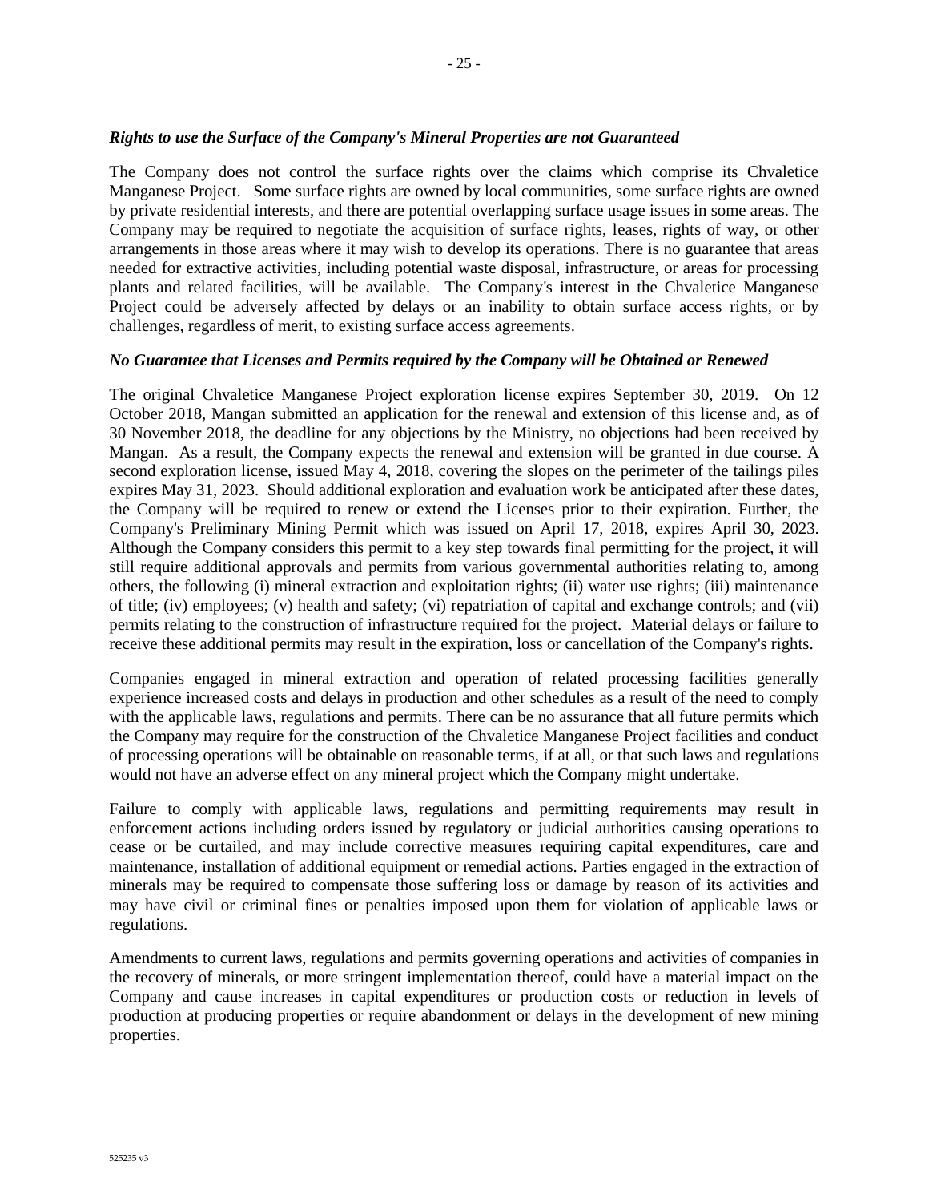***Rights to use the Surface of the Company's Mineral Properties are not Guaranteed***

The Company does not control the surface rights over the claims which comprise its Chvaletice Manganese Project. Some surface rights are owned by local communities, some surface rights are owned by private residential interests, and there are potential overlapping surface usage issues in some areas. The Company may be required to negotiate the acquisition of surface rights, leases, rights of way, or other arrangements in those areas where it may wish to develop its operations. There is no guarantee that areas needed for extractive activities, including potential waste disposal, infrastructure, or areas for processing plants and related facilities, will be available. The Company's interest in the Chvaletice Manganese Project could be adversely affected by delays or an inability to obtain surface access rights, or by challenges, regardless of merit, to existing surface access agreements.

***No Guarantee that Licenses and Permits required by the Company will be Obtained or Renewed***

The original Chvaletice Manganese Project exploration license expires September 30, 2019. On 12 October 2018, Mangan submitted an application for the renewal and extension of this license and, as of 30 November 2018, the deadline for any objections by the Ministry, no objections had been received by Mangan. As a result, the Company expects the renewal and extension will be granted in due course. A second exploration license, issued May 4, 2018, covering the slopes on the perimeter of the tailings piles expires May 31, 2023. Should additional exploration and evaluation work be anticipated after these dates, the Company will be required to renew or extend the Licenses prior to their expiration. Further, the Company's Preliminary Mining Permit which was issued on April 17, 2018, expires April 30, 2023. Although the Company considers this permit to a key step towards final permitting for the project, it will still require additional approvals and permits from various governmental authorities relating to, among others, the following (i) mineral extraction and exploitation rights; (ii) water use rights; (iii) maintenance of title; (iv) employees; (v) health and safety; (vi) repatriation of capital and exchange controls; and (vii) permits relating to the construction of infrastructure required for the project. Material delays or failure to receive these additional permits may result in the expiration, loss or cancellation of the Company's rights.

Companies engaged in mineral extraction and operation of related processing facilities generally experience increased costs and delays in production and other schedules as a result of the need to comply with the applicable laws, regulations and permits. There can be no assurance that all future permits which the Company may require for the construction of the Chvaletice Manganese Project facilities and conduct of processing operations will be obtainable on reasonable terms, if at all, or that such laws and regulations would not have an adverse effect on any mineral project which the Company might undertake.

Failure to comply with applicable laws, regulations and permitting requirements may result in enforcement actions including orders issued by regulatory or judicial authorities causing operations to cease or be curtailed, and may include corrective measures requiring capital expenditures, care and maintenance, installation of additional equipment or remedial actions. Parties engaged in the extraction of minerals may be required to compensate those suffering loss or damage by reason of its activities and may have civil or criminal fines or penalties imposed upon them for violation of applicable laws or regulations.

Amendments to current laws, regulations and permits governing operations and activities of companies in the recovery of minerals, or more stringent implementation thereof, could have a material impact on the Company and cause increases in capital expenditures or production costs or reduction in levels of production at producing properties or require abandonment or delays in the development of new mining properties.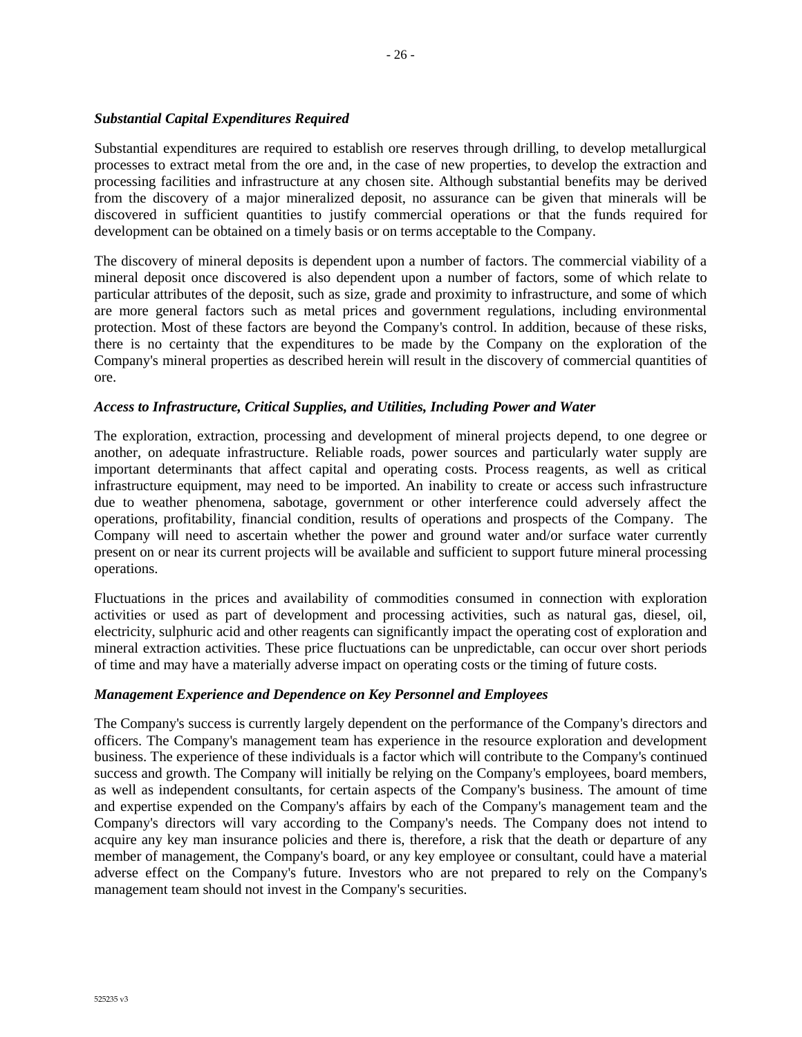***Substantial Capital Expenditures Required***

Substantial expenditures are required to establish ore reserves through drilling, to develop metallurgical processes to extract metal from the ore and, in the case of new properties, to develop the extraction and processing facilities and infrastructure at any chosen site. Although substantial benefits may be derived from the discovery of a major mineralized deposit, no assurance can be given that minerals will be discovered in sufficient quantities to justify commercial operations or that the funds required for development can be obtained on a timely basis or on terms acceptable to the Company.

The discovery of mineral deposits is dependent upon a number of factors. The commercial viability of a mineral deposit once discovered is also dependent upon a number of factors, some of which relate to particular attributes of the deposit, such as size, grade and proximity to infrastructure, and some of which are more general factors such as metal prices and government regulations, including environmental protection. Most of these factors are beyond the Company's control. In addition, because of these risks, there is no certainty that the expenditures to be made by the Company on the exploration of the Company's mineral properties as described herein will result in the discovery of commercial quantities of ore.

***Access to Infrastructure, Critical Supplies, and Utilities, Including Power and Water***

The exploration, extraction, processing and development of mineral projects depend, to one degree or another, on adequate infrastructure. Reliable roads, power sources and particularly water supply are important determinants that affect capital and operating costs. Process reagents, as well as critical infrastructure equipment, may need to be imported. An inability to create or access such infrastructure due to weather phenomena, sabotage, government or other interference could adversely affect the operations, profitability, financial condition, results of operations and prospects of the Company. The Company will need to ascertain whether the power and ground water and/or surface water currently present on or near its current projects will be available and sufficient to support future mineral processing operations.

Fluctuations in the prices and availability of commodities consumed in connection with exploration activities or used as part of development and processing activities, such as natural gas, diesel, oil, electricity, sulphuric acid and other reagents can significantly impact the operating cost of exploration and mineral extraction activities. These price fluctuations can be unpredictable, can occur over short periods of time and may have a materially adverse impact on operating costs or the timing of future costs.

***Management Experience and Dependence on Key Personnel and Employees***

The Company's success is currently largely dependent on the performance of the Company's directors and officers. The Company's management team has experience in the resource exploration and development business. The experience of these individuals is a factor which will contribute to the Company's continued success and growth. The Company will initially be relying on the Company's employees, board members, as well as independent consultants, for certain aspects of the Company's business. The amount of time and expertise expended on the Company's affairs by each of the Company's management team and the Company's directors will vary according to the Company's needs. The Company does not intend to acquire any key man insurance policies and there is, therefore, a risk that the death or departure of any member of management, the Company's board, or any key employee or consultant, could have a material adverse effect on the Company's future. Investors who are not prepared to rely on the Company's management team should not invest in the Company's securities.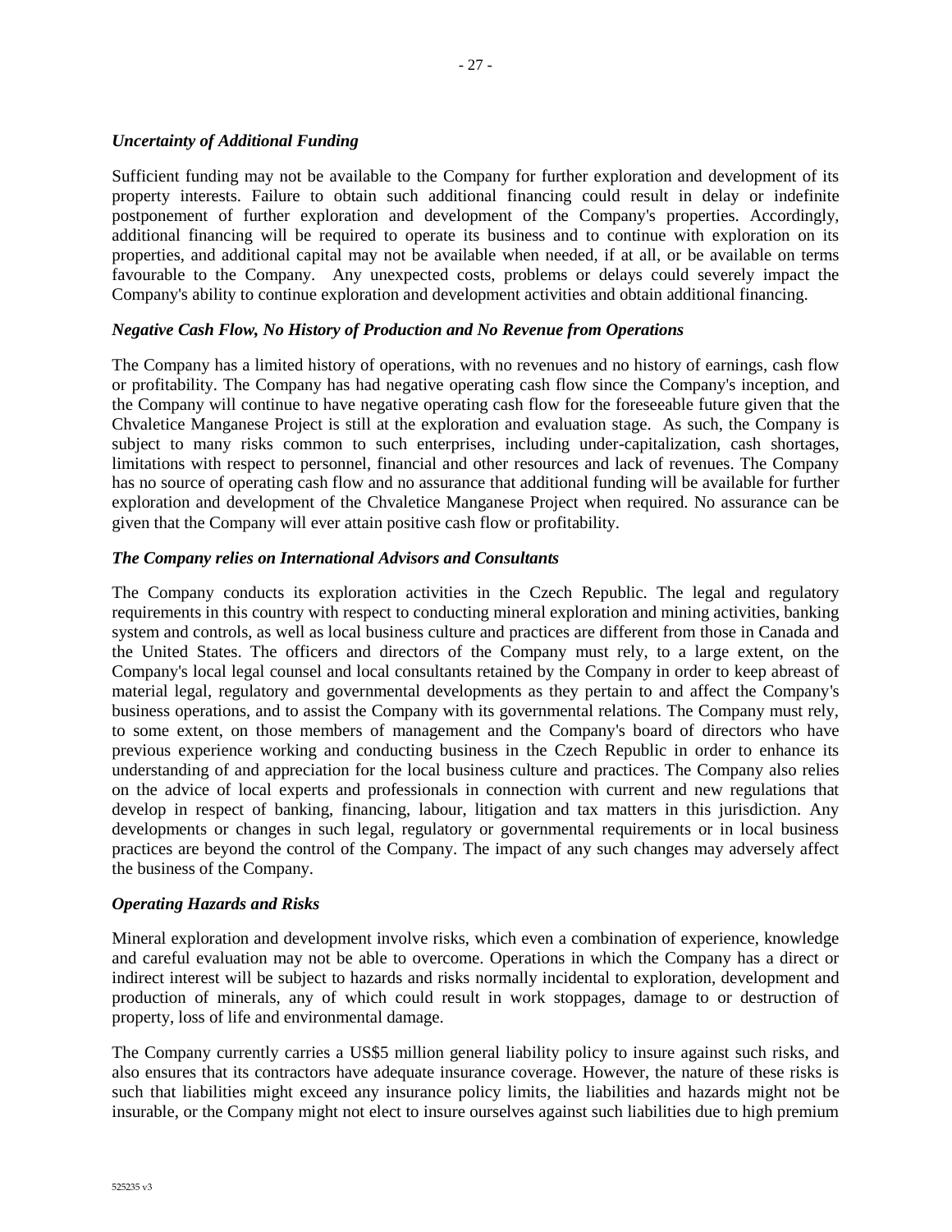*Uncertainty of Additional Funding*

Sufficient funding may not be available to the Company for further exploration and development of its property interests. Failure to obtain such additional financing could result in delay or indefinite postponement of further exploration and development of the Company's properties. Accordingly, additional financing will be required to operate its business and to continue with exploration on its properties, and additional capital may not be available when needed, if at all, or be available on terms favourable to the Company. Any unexpected costs, problems or delays could severely impact the Company's ability to continue exploration and development activities and obtain additional financing.

*Negative Cash Flow, No History of Production and No Revenue from Operations*

The Company has a limited history of operations, with no revenues and no history of earnings, cash flow or profitability. The Company has had negative operating cash flow since the Company's inception, and the Company will continue to have negative operating cash flow for the foreseeable future given that the Chvaletice Manganese Project is still at the exploration and evaluation stage. As such, the Company is subject to many risks common to such enterprises, including under-capitalization, cash shortages, limitations with respect to personnel, financial and other resources and lack of revenues. The Company has no source of operating cash flow and no assurance that additional funding will be available for further exploration and development of the Chvaletice Manganese Project when required. No assurance can be given that the Company will ever attain positive cash flow or profitability.

*The Company relies on International Advisors and Consultants*

The Company conducts its exploration activities in the Czech Republic. The legal and regulatory requirements in this country with respect to conducting mineral exploration and mining activities, banking system and controls, as well as local business culture and practices are different from those in Canada and the United States. The officers and directors of the Company must rely, to a large extent, on the Company's local legal counsel and local consultants retained by the Company in order to keep abreast of material legal, regulatory and governmental developments as they pertain to and affect the Company's business operations, and to assist the Company with its governmental relations. The Company must rely, to some extent, on those members of management and the Company's board of directors who have previous experience working and conducting business in the Czech Republic in order to enhance its understanding of and appreciation for the local business culture and practices. The Company also relies on the advice of local experts and professionals in connection with current and new regulations that develop in respect of banking, financing, labour, litigation and tax matters in this jurisdiction. Any developments or changes in such legal, regulatory or governmental requirements or in local business practices are beyond the control of the Company. The impact of any such changes may adversely affect the business of the Company.

*Operating Hazards and Risks*

Mineral exploration and development involve risks, which even a combination of experience, knowledge and careful evaluation may not be able to overcome. Operations in which the Company has a direct or indirect interest will be subject to hazards and risks normally incidental to exploration, development and production of minerals, any of which could result in work stoppages, damage to or destruction of property, loss of life and environmental damage.

The Company currently carries a US$5 million general liability policy to insure against such risks, and also ensures that its contractors have adequate insurance coverage. However, the nature of these risks is such that liabilities might exceed any insurance policy limits, the liabilities and hazards might not be insurable, or the Company might not elect to insure ourselves against such liabilities due to high premium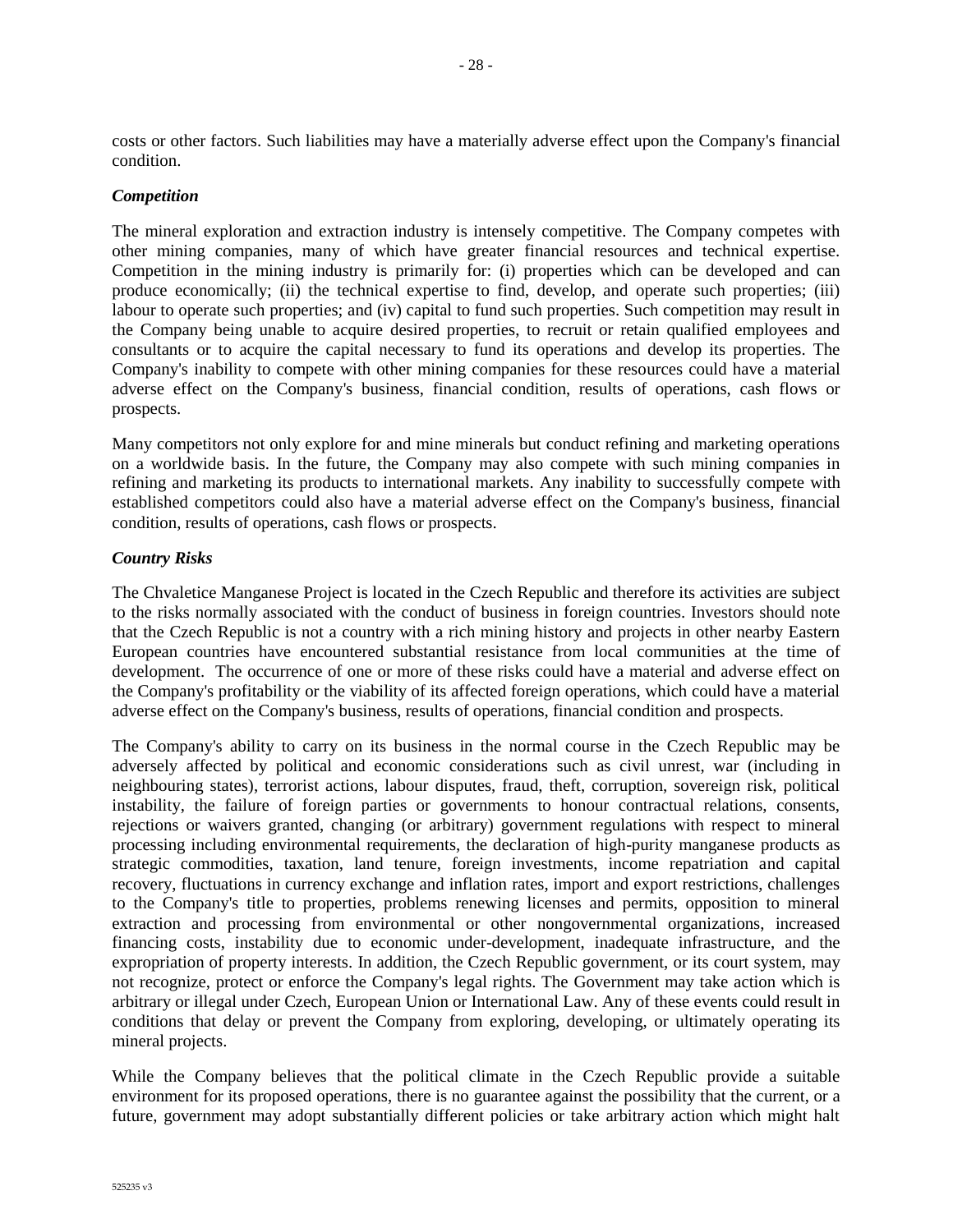costs or other factors. Such liabilities may have a materially adverse effect upon the Company's financial condition.

***Competition***

The mineral exploration and extraction industry is intensely competitive. The Company competes with other mining companies, many of which have greater financial resources and technical expertise. Competition in the mining industry is primarily for: (i) properties which can be developed and can produce economically; (ii) the technical expertise to find, develop, and operate such properties; (iii) labour to operate such properties; and (iv) capital to fund such properties. Such competition may result in the Company being unable to acquire desired properties, to recruit or retain qualified employees and consultants or to acquire the capital necessary to fund its operations and develop its properties. The Company's inability to compete with other mining companies for these resources could have a material adverse effect on the Company's business, financial condition, results of operations, cash flows or prospects.

Many competitors not only explore for and mine minerals but conduct refining and marketing operations on a worldwide basis. In the future, the Company may also compete with such mining companies in refining and marketing its products to international markets. Any inability to successfully compete with established competitors could also have a material adverse effect on the Company's business, financial condition, results of operations, cash flows or prospects.

***Country Risks***

The Chvaletice Manganese Project is located in the Czech Republic and therefore its activities are subject to the risks normally associated with the conduct of business in foreign countries. Investors should note that the Czech Republic is not a country with a rich mining history and projects in other nearby Eastern European countries have encountered substantial resistance from local communities at the time of development. The occurrence of one or more of these risks could have a material and adverse effect on the Company's profitability or the viability of its affected foreign operations, which could have a material adverse effect on the Company's business, results of operations, financial condition and prospects.

The Company's ability to carry on its business in the normal course in the Czech Republic may be adversely affected by political and economic considerations such as civil unrest, war (including in neighbouring states), terrorist actions, labour disputes, fraud, theft, corruption, sovereign risk, political instability, the failure of foreign parties or governments to honour contractual relations, consents, rejections or waivers granted, changing (or arbitrary) government regulations with respect to mineral processing including environmental requirements, the declaration of high-purity manganese products as strategic commodities, taxation, land tenure, foreign investments, income repatriation and capital recovery, fluctuations in currency exchange and inflation rates, import and export restrictions, challenges to the Company's title to properties, problems renewing licenses and permits, opposition to mineral extraction and processing from environmental or other nongovernmental organizations, increased financing costs, instability due to economic under-development, inadequate infrastructure, and the expropriation of property interests. In addition, the Czech Republic government, or its court system, may not recognize, protect or enforce the Company's legal rights. The Government may take action which is arbitrary or illegal under Czech, European Union or International Law. Any of these events could result in conditions that delay or prevent the Company from exploring, developing, or ultimately operating its mineral projects.

While the Company believes that the political climate in the Czech Republic provide a suitable environment for its proposed operations, there is no guarantee against the possibility that the current, or a future, government may adopt substantially different policies or take arbitrary action which might halt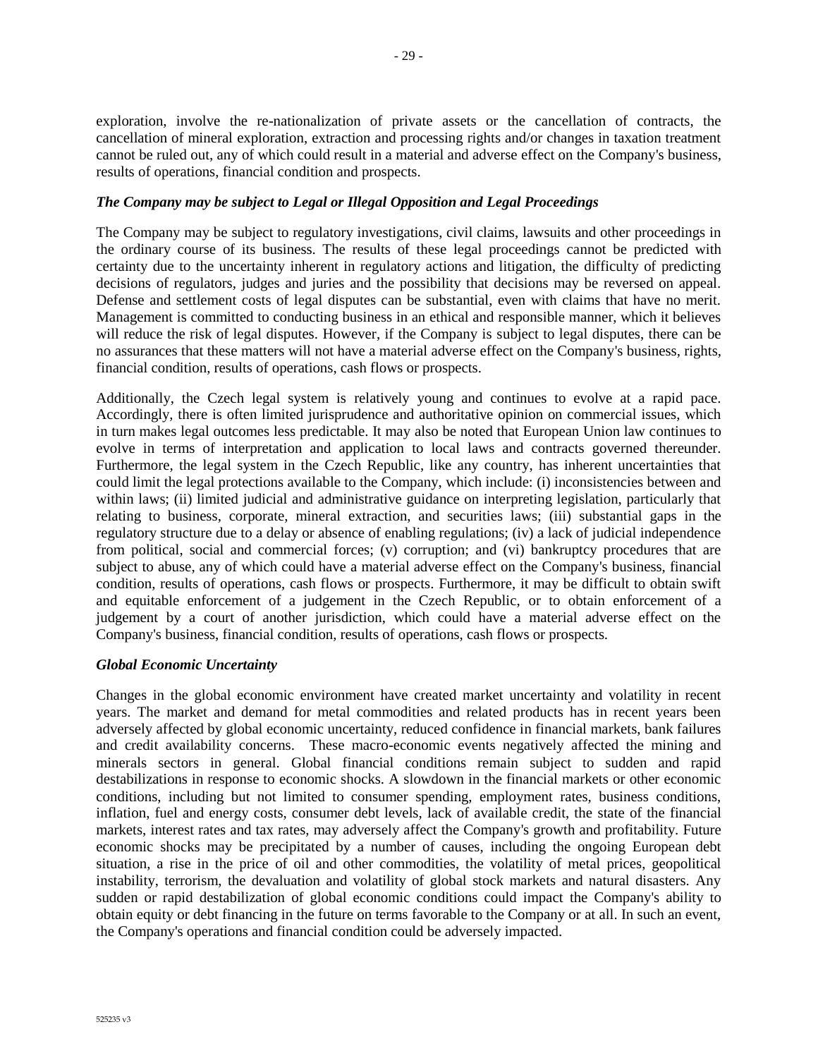exploration, involve the re-nationalization of private assets or the cancellation of contracts, the cancellation of mineral exploration, extraction and processing rights and/or changes in taxation treatment cannot be ruled out, any of which could result in a material and adverse effect on the Company's business, results of operations, financial condition and prospects.

***The Company may be subject to Legal or Illegal Opposition and Legal Proceedings***

The Company may be subject to regulatory investigations, civil claims, lawsuits and other proceedings in the ordinary course of its business. The results of these legal proceedings cannot be predicted with certainty due to the uncertainty inherent in regulatory actions and litigation, the difficulty of predicting decisions of regulators, judges and juries and the possibility that decisions may be reversed on appeal. Defense and settlement costs of legal disputes can be substantial, even with claims that have no merit. Management is committed to conducting business in an ethical and responsible manner, which it believes will reduce the risk of legal disputes. However, if the Company is subject to legal disputes, there can be no assurances that these matters will not have a material adverse effect on the Company's business, rights, financial condition, results of operations, cash flows or prospects.

Additionally, the Czech legal system is relatively young and continues to evolve at a rapid pace. Accordingly, there is often limited jurisprudence and authoritative opinion on commercial issues, which in turn makes legal outcomes less predictable. It may also be noted that European Union law continues to evolve in terms of interpretation and application to local laws and contracts governed thereunder. Furthermore, the legal system in the Czech Republic, like any country, has inherent uncertainties that could limit the legal protections available to the Company, which include: (i) inconsistencies between and within laws; (ii) limited judicial and administrative guidance on interpreting legislation, particularly that relating to business, corporate, mineral extraction, and securities laws; (iii) substantial gaps in the regulatory structure due to a delay or absence of enabling regulations; (iv) a lack of judicial independence from political, social and commercial forces; (v) corruption; and (vi) bankruptcy procedures that are subject to abuse, any of which could have a material adverse effect on the Company's business, financial condition, results of operations, cash flows or prospects. Furthermore, it may be difficult to obtain swift and equitable enforcement of a judgement in the Czech Republic, or to obtain enforcement of a judgement by a court of another jurisdiction, which could have a material adverse effect on the Company's business, financial condition, results of operations, cash flows or prospects.

***Global Economic Uncertainty***

Changes in the global economic environment have created market uncertainty and volatility in recent years. The market and demand for metal commodities and related products has in recent years been adversely affected by global economic uncertainty, reduced confidence in financial markets, bank failures and credit availability concerns. These macro-economic events negatively affected the mining and minerals sectors in general. Global financial conditions remain subject to sudden and rapid destabilizations in response to economic shocks. A slowdown in the financial markets or other economic conditions, including but not limited to consumer spending, employment rates, business conditions, inflation, fuel and energy costs, consumer debt levels, lack of available credit, the state of the financial markets, interest rates and tax rates, may adversely affect the Company's growth and profitability. Future economic shocks may be precipitated by a number of causes, including the ongoing European debt situation, a rise in the price of oil and other commodities, the volatility of metal prices, geopolitical instability, terrorism, the devaluation and volatility of global stock markets and natural disasters. Any sudden or rapid destabilization of global economic conditions could impact the Company's ability to obtain equity or debt financing in the future on terms favorable to the Company or at all. In such an event, the Company's operations and financial condition could be adversely impacted.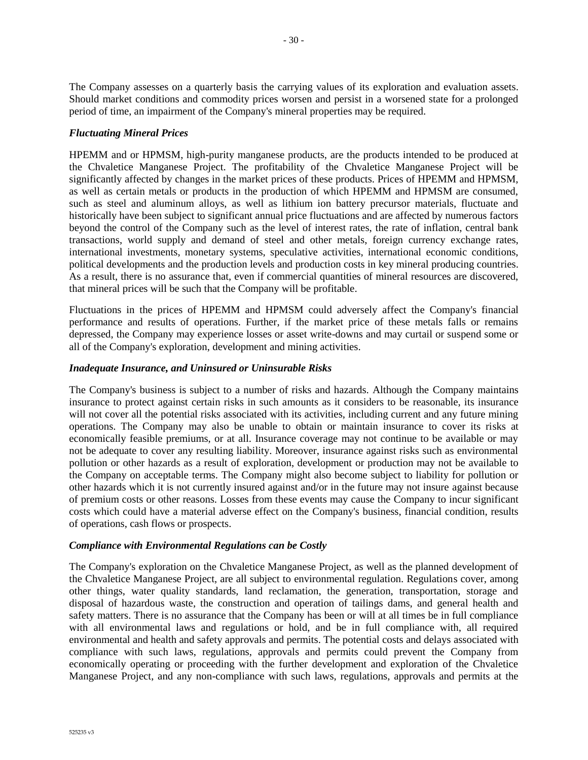The Company assesses on a quarterly basis the carrying values of its exploration and evaluation assets. Should market conditions and commodity prices worsen and persist in a worsened state for a prolonged period of time, an impairment of the Company's mineral properties may be required.

***Fluctuating Mineral Prices***

HPEMM and or HPMSM, high-purity manganese products, are the products intended to be produced at the Chvaletice Manganese Project. The profitability of the Chvaletice Manganese Project will be significantly affected by changes in the market prices of these products. Prices of HPEMM and HPMSM, as well as certain metals or products in the production of which HPEMM and HPMSM are consumed, such as steel and aluminum alloys, as well as lithium ion battery precursor materials, fluctuate and historically have been subject to significant annual price fluctuations and are affected by numerous factors beyond the control of the Company such as the level of interest rates, the rate of inflation, central bank transactions, world supply and demand of steel and other metals, foreign currency exchange rates, international investments, monetary systems, speculative activities, international economic conditions, political developments and the production levels and production costs in key mineral producing countries. As a result, there is no assurance that, even if commercial quantities of mineral resources are discovered, that mineral prices will be such that the Company will be profitable.

Fluctuations in the prices of HPEMM and HPMSM could adversely affect the Company's financial performance and results of operations. Further, if the market price of these metals falls or remains depressed, the Company may experience losses or asset write-downs and may curtail or suspend some or all of the Company's exploration, development and mining activities.

***Inadequate Insurance, and Uninsured or Uninsurable Risks***

The Company's business is subject to a number of risks and hazards. Although the Company maintains insurance to protect against certain risks in such amounts as it considers to be reasonable, its insurance will not cover all the potential risks associated with its activities, including current and any future mining operations. The Company may also be unable to obtain or maintain insurance to cover its risks at economically feasible premiums, or at all. Insurance coverage may not continue to be available or may not be adequate to cover any resulting liability. Moreover, insurance against risks such as environmental pollution or other hazards as a result of exploration, development or production may not be available to the Company on acceptable terms. The Company might also become subject to liability for pollution or other hazards which it is not currently insured against and/or in the future may not insure against because of premium costs or other reasons. Losses from these events may cause the Company to incur significant costs which could have a material adverse effect on the Company's business, financial condition, results of operations, cash flows or prospects.

***Compliance with Environmental Regulations can be Costly***

The Company's exploration on the Chvaletice Manganese Project, as well as the planned development of the Chvaletice Manganese Project, are all subject to environmental regulation. Regulations cover, among other things, water quality standards, land reclamation, the generation, transportation, storage and disposal of hazardous waste, the construction and operation of tailings dams, and general health and safety matters. There is no assurance that the Company has been or will at all times be in full compliance with all environmental laws and regulations or hold, and be in full compliance with, all required environmental and health and safety approvals and permits. The potential costs and delays associated with compliance with such laws, regulations, approvals and permits could prevent the Company from economically operating or proceeding with the further development and exploration of the Chvaletice Manganese Project, and any non-compliance with such laws, regulations, approvals and permits at the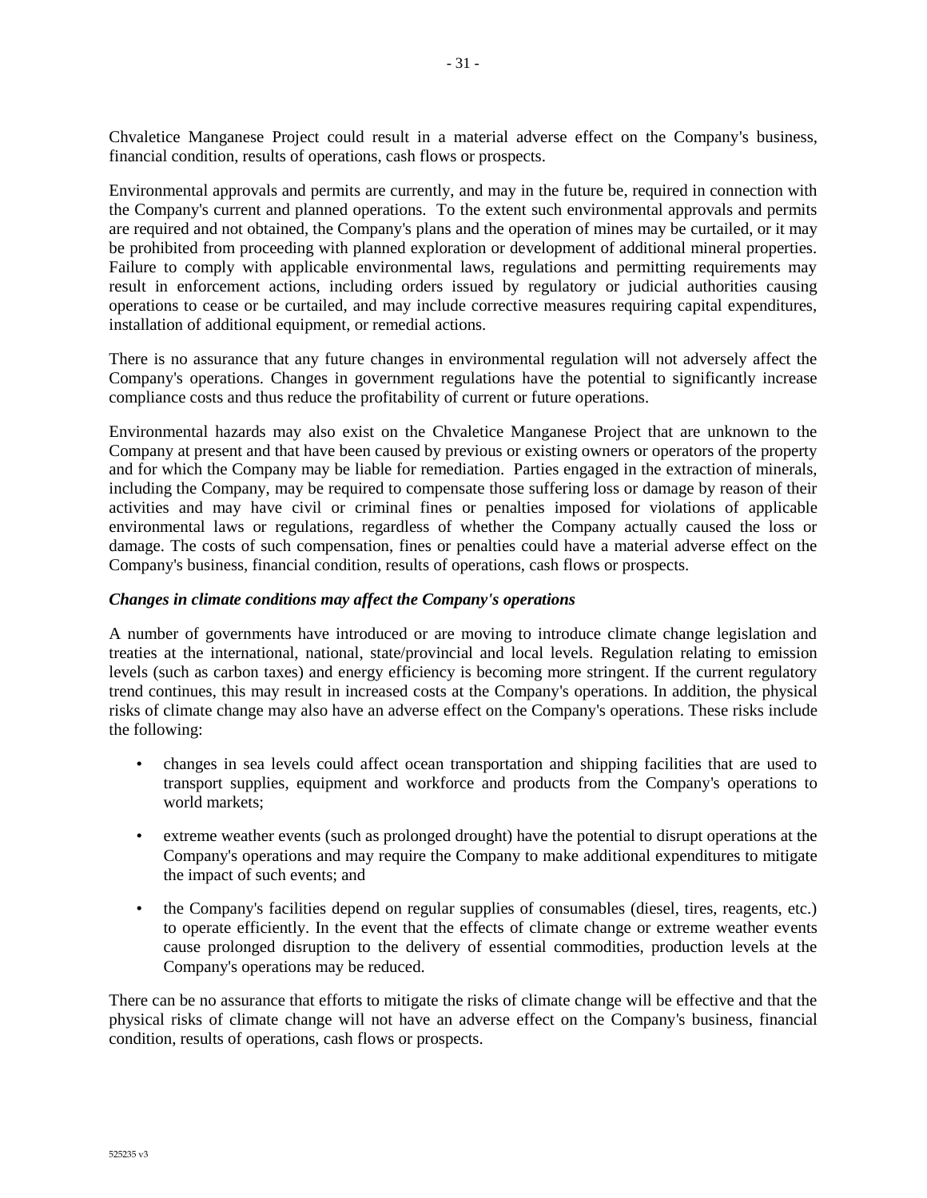Chvaletice Manganese Project could result in a material adverse effect on the Company's business, financial condition, results of operations, cash flows or prospects.

Environmental approvals and permits are currently, and may in the future be, required in connection with the Company's current and planned operations. To the extent such environmental approvals and permits are required and not obtained, the Company's plans and the operation of mines may be curtailed, or it may be prohibited from proceeding with planned exploration or development of additional mineral properties. Failure to comply with applicable environmental laws, regulations and permitting requirements may result in enforcement actions, including orders issued by regulatory or judicial authorities causing operations to cease or be curtailed, and may include corrective measures requiring capital expenditures, installation of additional equipment, or remedial actions.

There is no assurance that any future changes in environmental regulation will not adversely affect the Company's operations. Changes in government regulations have the potential to significantly increase compliance costs and thus reduce the profitability of current or future operations.

Environmental hazards may also exist on the Chvaletice Manganese Project that are unknown to the Company at present and that have been caused by previous or existing owners or operators of the property and for which the Company may be liable for remediation. Parties engaged in the extraction of minerals, including the Company, may be required to compensate those suffering loss or damage by reason of their activities and may have civil or criminal fines or penalties imposed for violations of applicable environmental laws or regulations, regardless of whether the Company actually caused the loss or damage. The costs of such compensation, fines or penalties could have a material adverse effect on the Company's business, financial condition, results of operations, cash flows or prospects.

***Changes in climate conditions may affect the Company's operations***

A number of governments have introduced or are moving to introduce climate change legislation and treaties at the international, national, state/provincial and local levels. Regulation relating to emission levels (such as carbon taxes) and energy efficiency is becoming more stringent. If the current regulatory trend continues, this may result in increased costs at the Company's operations. In addition, the physical risks of climate change may also have an adverse effect on the Company's operations. These risks include the following:

- changes in sea levels could affect ocean transportation and shipping facilities that are used to transport supplies, equipment and workforce and products from the Company's operations to world markets;
- extreme weather events (such as prolonged drought) have the potential to disrupt operations at the Company's operations and may require the Company to make additional expenditures to mitigate the impact of such events; and
- the Company's facilities depend on regular supplies of consumables (diesel, tires, reagents, etc.) to operate efficiently. In the event that the effects of climate change or extreme weather events cause prolonged disruption to the delivery of essential commodities, production levels at the Company's operations may be reduced.

There can be no assurance that efforts to mitigate the risks of climate change will be effective and that the physical risks of climate change will not have an adverse effect on the Company's business, financial condition, results of operations, cash flows or prospects.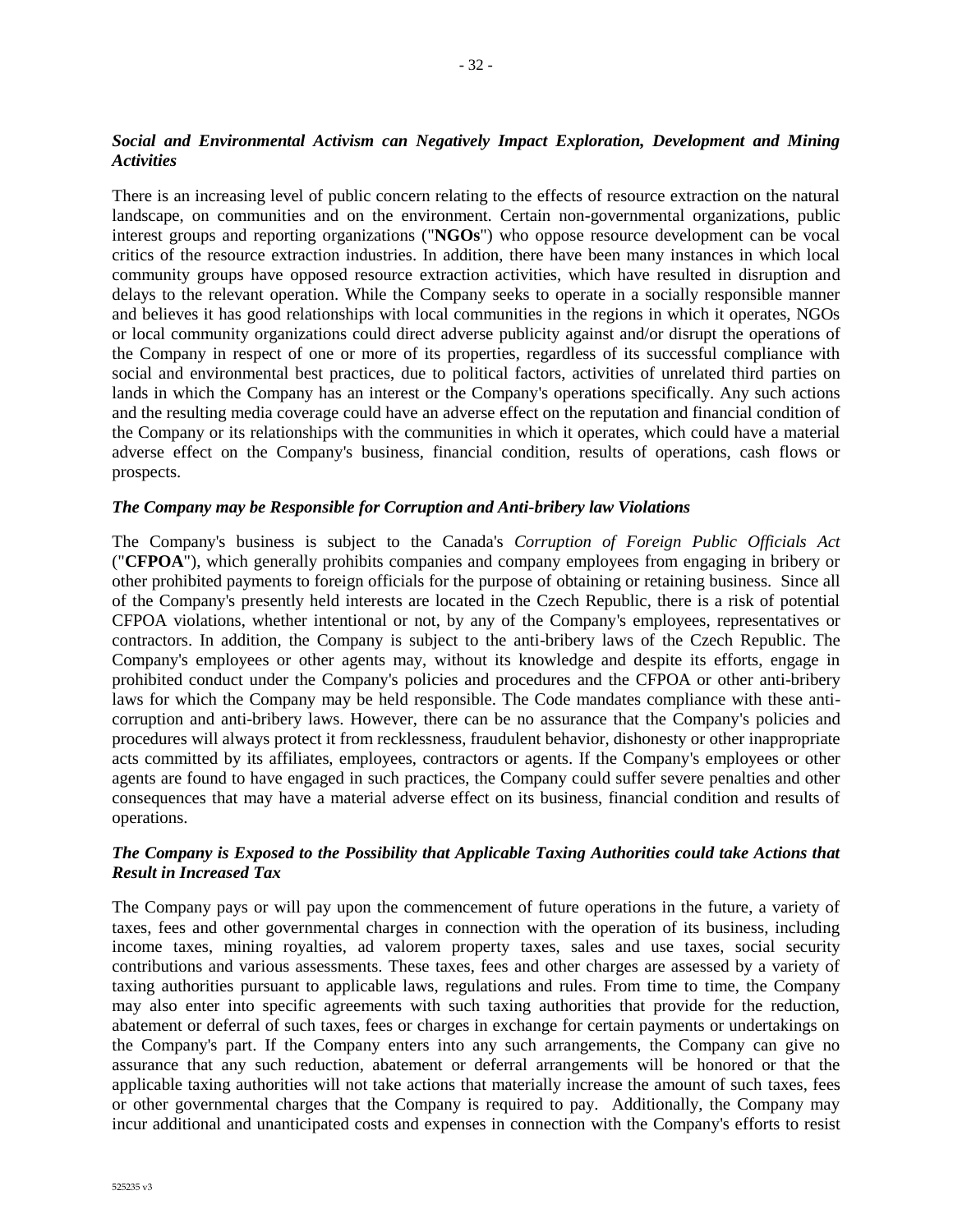### *Social and Environmental Activism can Negatively Impact Exploration, Development and Mining Activities*

There is an increasing level of public concern relating to the effects of resource extraction on the natural landscape, on communities and on the environment. Certain non-governmental organizations, public interest groups and reporting organizations ("**NGOs**") who oppose resource development can be vocal critics of the resource extraction industries. In addition, there have been many instances in which local community groups have opposed resource extraction activities, which have resulted in disruption and delays to the relevant operation. While the Company seeks to operate in a socially responsible manner and believes it has good relationships with local communities in the regions in which it operates, NGOs or local community organizations could direct adverse publicity against and/or disrupt the operations of the Company in respect of one or more of its properties, regardless of its successful compliance with social and environmental best practices, due to political factors, activities of unrelated third parties on lands in which the Company has an interest or the Company's operations specifically. Any such actions and the resulting media coverage could have an adverse effect on the reputation and financial condition of the Company or its relationships with the communities in which it operates, which could have a material adverse effect on the Company's business, financial condition, results of operations, cash flows or prospects.

### *The Company may be Responsible for Corruption and Anti-bribery law Violations*

The Company's business is subject to the Canada's *Corruption of Foreign Public Officials Act* ("**CFPOA**"), which generally prohibits companies and company employees from engaging in bribery or other prohibited payments to foreign officials for the purpose of obtaining or retaining business. Since all of the Company's presently held interests are located in the Czech Republic, there is a risk of potential CFPOA violations, whether intentional or not, by any of the Company's employees, representatives or contractors. In addition, the Company is subject to the anti-bribery laws of the Czech Republic. The Company's employees or other agents may, without its knowledge and despite its efforts, engage in prohibited conduct under the Company's policies and procedures and the CFPOA or other anti-bribery laws for which the Company may be held responsible. The Code mandates compliance with these anti-corruption and anti-bribery laws. However, there can be no assurance that the Company's policies and procedures will always protect it from recklessness, fraudulent behavior, dishonesty or other inappropriate acts committed by its affiliates, employees, contractors or agents. If the Company's employees or other agents are found to have engaged in such practices, the Company could suffer severe penalties and other consequences that may have a material adverse effect on its business, financial condition and results of operations.

### *The Company is Exposed to the Possibility that Applicable Taxing Authorities could take Actions that Result in Increased Tax*

The Company pays or will pay upon the commencement of future operations in the future, a variety of taxes, fees and other governmental charges in connection with the operation of its business, including income taxes, mining royalties, ad valorem property taxes, sales and use taxes, social security contributions and various assessments. These taxes, fees and other charges are assessed by a variety of taxing authorities pursuant to applicable laws, regulations and rules. From time to time, the Company may also enter into specific agreements with such taxing authorities that provide for the reduction, abatement or deferral of such taxes, fees or charges in exchange for certain payments or undertakings on the Company's part. If the Company enters into any such arrangements, the Company can give no assurance that any such reduction, abatement or deferral arrangements will be honored or that the applicable taxing authorities will not take actions that materially increase the amount of such taxes, fees or other governmental charges that the Company is required to pay. Additionally, the Company may incur additional and unanticipated costs and expenses in connection with the Company's efforts to resist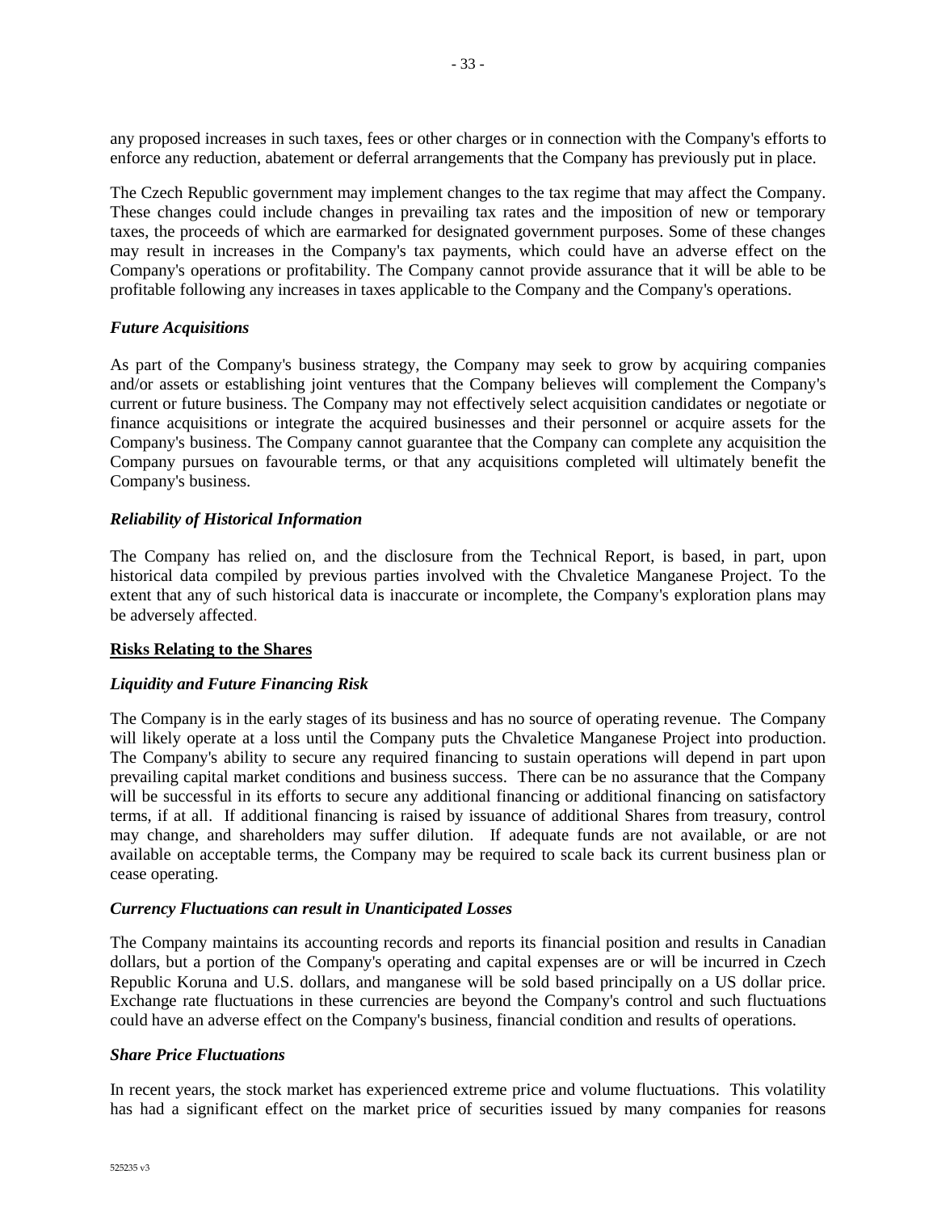any proposed increases in such taxes, fees or other charges or in connection with the Company's efforts to enforce any reduction, abatement or deferral arrangements that the Company has previously put in place.

The Czech Republic government may implement changes to the tax regime that may affect the Company. These changes could include changes in prevailing tax rates and the imposition of new or temporary taxes, the proceeds of which are earmarked for designated government purposes. Some of these changes may result in increases in the Company's tax payments, which could have an adverse effect on the Company's operations or profitability. The Company cannot provide assurance that it will be able to be profitable following any increases in taxes applicable to the Company and the Company's operations.

### *Future Acquisitions*

As part of the Company's business strategy, the Company may seek to grow by acquiring companies and/or assets or establishing joint ventures that the Company believes will complement the Company's current or future business. The Company may not effectively select acquisition candidates or negotiate or finance acquisitions or integrate the acquired businesses and their personnel or acquire assets for the Company's business. The Company cannot guarantee that the Company can complete any acquisition the Company pursues on favourable terms, or that any acquisitions completed will ultimately benefit the Company's business.

### *Reliability of Historical Information*

The Company has relied on, and the disclosure from the Technical Report, is based, in part, upon historical data compiled by previous parties involved with the Chvaletice Manganese Project. To the extent that any of such historical data is inaccurate or incomplete, the Company's exploration plans may be adversely affected.

## **Risks Relating to the Shares**

### *Liquidity and Future Financing Risk*

The Company is in the early stages of its business and has no source of operating revenue. The Company will likely operate at a loss until the Company puts the Chvaletice Manganese Project into production. The Company's ability to secure any required financing to sustain operations will depend in part upon prevailing capital market conditions and business success. There can be no assurance that the Company will be successful in its efforts to secure any additional financing or additional financing on satisfactory terms, if at all. If additional financing is raised by issuance of additional Shares from treasury, control may change, and shareholders may suffer dilution. If adequate funds are not available, or are not available on acceptable terms, the Company may be required to scale back its current business plan or cease operating.

### *Currency Fluctuations can result in Unanticipated Losses*

The Company maintains its accounting records and reports its financial position and results in Canadian dollars, but a portion of the Company's operating and capital expenses are or will be incurred in Czech Republic Koruna and U.S. dollars, and manganese will be sold based principally on a US dollar price. Exchange rate fluctuations in these currencies are beyond the Company's control and such fluctuations could have an adverse effect on the Company's business, financial condition and results of operations.

### *Share Price Fluctuations*

In recent years, the stock market has experienced extreme price and volume fluctuations. This volatility has had a significant effect on the market price of securities issued by many companies for reasons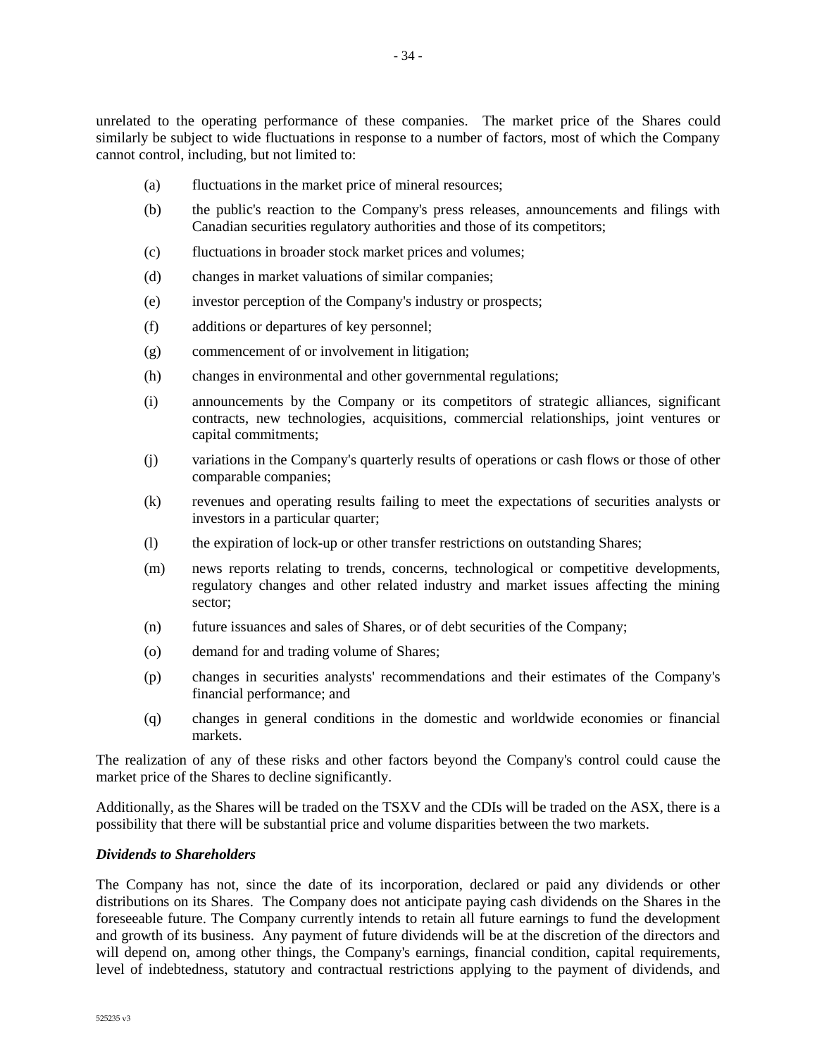unrelated to the operating performance of these companies. The market price of the Shares could similarly be subject to wide fluctuations in response to a number of factors, most of which the Company cannot control, including, but not limited to:

(a) fluctuations in the market price of mineral resources;

(b) the public's reaction to the Company's press releases, announcements and filings with Canadian securities regulatory authorities and those of its competitors;

(c) fluctuations in broader stock market prices and volumes;

(d) changes in market valuations of similar companies;

(e) investor perception of the Company's industry or prospects;

(f) additions or departures of key personnel;

(g) commencement of or involvement in litigation;

(h) changes in environmental and other governmental regulations;

(i) announcements by the Company or its competitors of strategic alliances, significant contracts, new technologies, acquisitions, commercial relationships, joint ventures or capital commitments;

(j) variations in the Company's quarterly results of operations or cash flows or those of other comparable companies;

(k) revenues and operating results failing to meet the expectations of securities analysts or investors in a particular quarter;

(l) the expiration of lock-up or other transfer restrictions on outstanding Shares;

(m) news reports relating to trends, concerns, technological or competitive developments, regulatory changes and other related industry and market issues affecting the mining sector;

(n) future issuances and sales of Shares, or of debt securities of the Company;

(o) demand for and trading volume of Shares;

(p) changes in securities analysts' recommendations and their estimates of the Company's financial performance; and

(q) changes in general conditions in the domestic and worldwide economies or financial markets.

The realization of any of these risks and other factors beyond the Company's control could cause the market price of the Shares to decline significantly.

Additionally, as the Shares will be traded on the TSXV and the CDIs will be traded on the ASX, there is a possibility that there will be substantial price and volume disparities between the two markets.

***Dividends to Shareholders***

The Company has not, since the date of its incorporation, declared or paid any dividends or other distributions on its Shares. The Company does not anticipate paying cash dividends on the Shares in the foreseeable future. The Company currently intends to retain all future earnings to fund the development and growth of its business. Any payment of future dividends will be at the discretion of the directors and will depend on, among other things, the Company's earnings, financial condition, capital requirements, level of indebtedness, statutory and contractual restrictions applying to the payment of dividends, and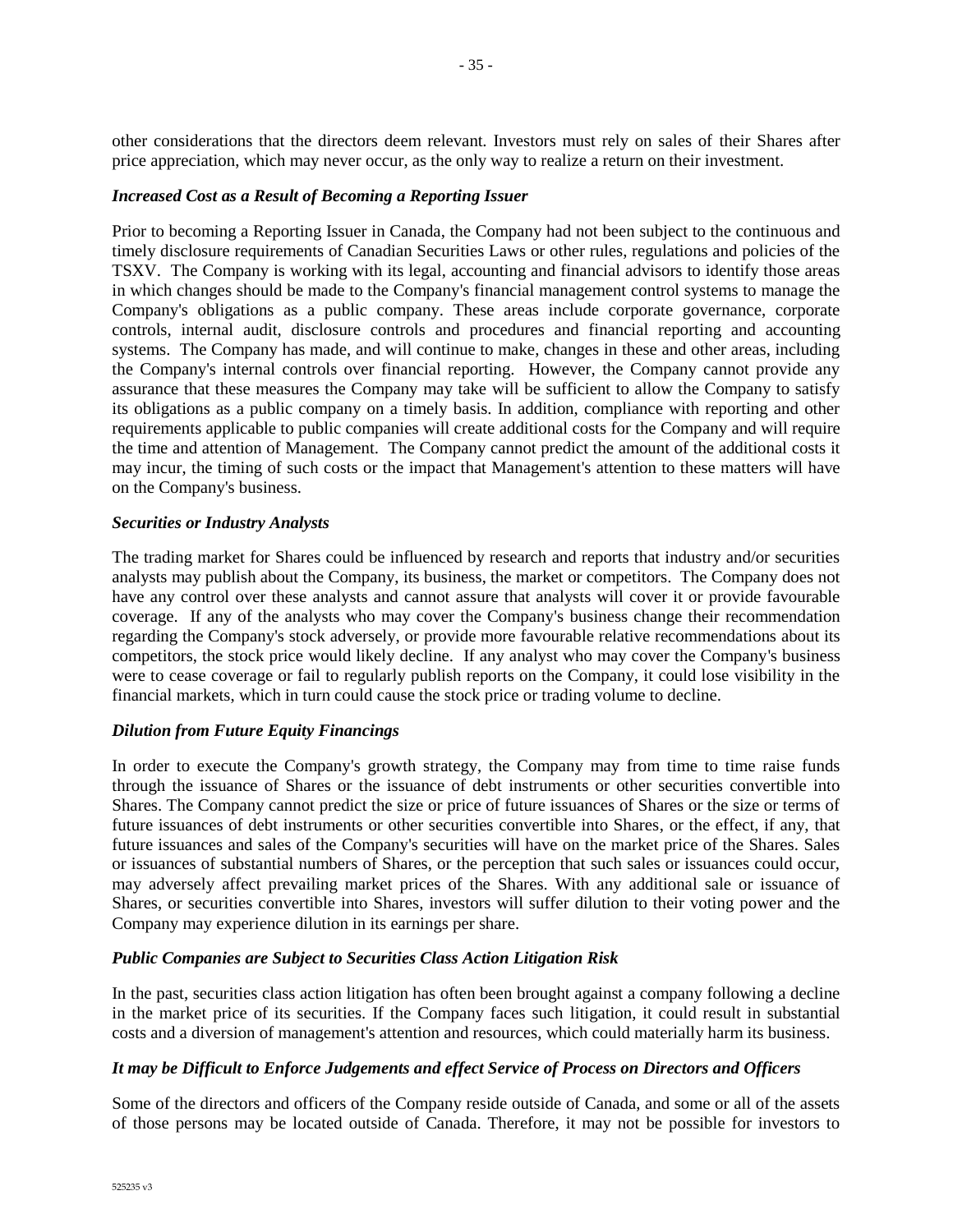other considerations that the directors deem relevant. Investors must rely on sales of their Shares after price appreciation, which may never occur, as the only way to realize a return on their investment.

***Increased Cost as a Result of Becoming a Reporting Issuer***

Prior to becoming a Reporting Issuer in Canada, the Company had not been subject to the continuous and timely disclosure requirements of Canadian Securities Laws or other rules, regulations and policies of the TSXV. The Company is working with its legal, accounting and financial advisors to identify those areas in which changes should be made to the Company's financial management control systems to manage the Company's obligations as a public company. These areas include corporate governance, corporate controls, internal audit, disclosure controls and procedures and financial reporting and accounting systems. The Company has made, and will continue to make, changes in these and other areas, including the Company's internal controls over financial reporting. However, the Company cannot provide any assurance that these measures the Company may take will be sufficient to allow the Company to satisfy its obligations as a public company on a timely basis. In addition, compliance with reporting and other requirements applicable to public companies will create additional costs for the Company and will require the time and attention of Management. The Company cannot predict the amount of the additional costs it may incur, the timing of such costs or the impact that Management's attention to these matters will have on the Company's business.

***Securities or Industry Analysts***

The trading market for Shares could be influenced by research and reports that industry and/or securities analysts may publish about the Company, its business, the market or competitors. The Company does not have any control over these analysts and cannot assure that analysts will cover it or provide favourable coverage. If any of the analysts who may cover the Company's business change their recommendation regarding the Company's stock adversely, or provide more favourable relative recommendations about its competitors, the stock price would likely decline. If any analyst who may cover the Company's business were to cease coverage or fail to regularly publish reports on the Company, it could lose visibility in the financial markets, which in turn could cause the stock price or trading volume to decline.

***Dilution from Future Equity Financings***

In order to execute the Company's growth strategy, the Company may from time to time raise funds through the issuance of Shares or the issuance of debt instruments or other securities convertible into Shares. The Company cannot predict the size or price of future issuances of Shares or the size or terms of future issuances of debt instruments or other securities convertible into Shares, or the effect, if any, that future issuances and sales of the Company's securities will have on the market price of the Shares. Sales or issuances of substantial numbers of Shares, or the perception that such sales or issuances could occur, may adversely affect prevailing market prices of the Shares. With any additional sale or issuance of Shares, or securities convertible into Shares, investors will suffer dilution to their voting power and the Company may experience dilution in its earnings per share.

***Public Companies are Subject to Securities Class Action Litigation Risk***

In the past, securities class action litigation has often been brought against a company following a decline in the market price of its securities. If the Company faces such litigation, it could result in substantial costs and a diversion of management's attention and resources, which could materially harm its business.

***It may be Difficult to Enforce Judgements and effect Service of Process on Directors and Officers***

Some of the directors and officers of the Company reside outside of Canada, and some or all of the assets of those persons may be located outside of Canada. Therefore, it may not be possible for investors to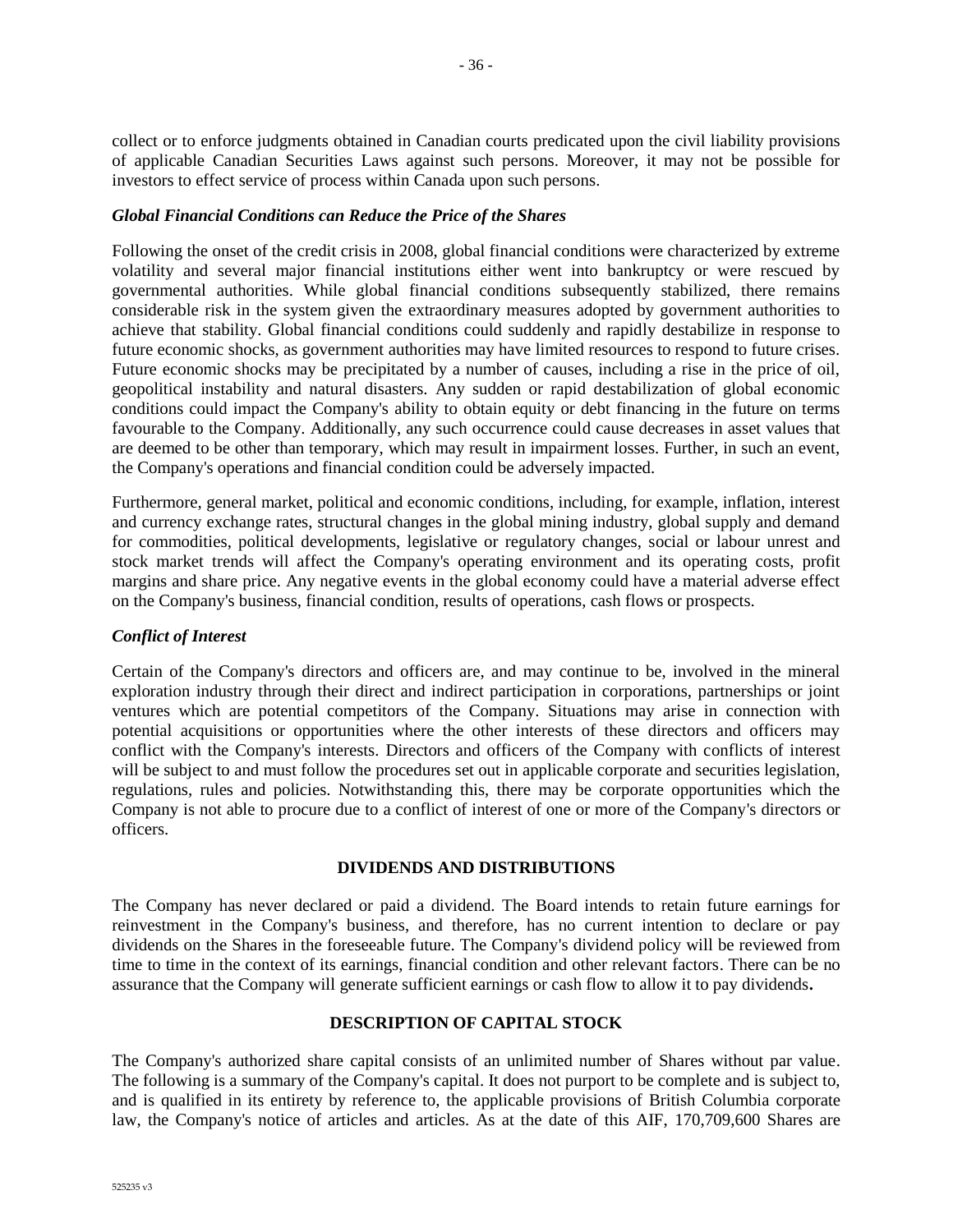collect or to enforce judgments obtained in Canadian courts predicated upon the civil liability provisions of applicable Canadian Securities Laws against such persons. Moreover, it may not be possible for investors to effect service of process within Canada upon such persons.

***Global Financial Conditions can Reduce the Price of the Shares***

Following the onset of the credit crisis in 2008, global financial conditions were characterized by extreme volatility and several major financial institutions either went into bankruptcy or were rescued by governmental authorities. While global financial conditions subsequently stabilized, there remains considerable risk in the system given the extraordinary measures adopted by government authorities to achieve that stability. Global financial conditions could suddenly and rapidly destabilize in response to future economic shocks, as government authorities may have limited resources to respond to future crises. Future economic shocks may be precipitated by a number of causes, including a rise in the price of oil, geopolitical instability and natural disasters. Any sudden or rapid destabilization of global economic conditions could impact the Company's ability to obtain equity or debt financing in the future on terms favourable to the Company. Additionally, any such occurrence could cause decreases in asset values that are deemed to be other than temporary, which may result in impairment losses. Further, in such an event, the Company's operations and financial condition could be adversely impacted.

Furthermore, general market, political and economic conditions, including, for example, inflation, interest and currency exchange rates, structural changes in the global mining industry, global supply and demand for commodities, political developments, legislative or regulatory changes, social or labour unrest and stock market trends will affect the Company's operating environment and its operating costs, profit margins and share price. Any negative events in the global economy could have a material adverse effect on the Company's business, financial condition, results of operations, cash flows or prospects.

***Conflict of Interest***

Certain of the Company's directors and officers are, and may continue to be, involved in the mineral exploration industry through their direct and indirect participation in corporations, partnerships or joint ventures which are potential competitors of the Company. Situations may arise in connection with potential acquisitions or opportunities where the other interests of these directors and officers may conflict with the Company's interests. Directors and officers of the Company with conflicts of interest will be subject to and must follow the procedures set out in applicable corporate and securities legislation, regulations, rules and policies. Notwithstanding this, there may be corporate opportunities which the Company is not able to procure due to a conflict of interest of one or more of the Company's directors or officers.

## DIVIDENDS AND DISTRIBUTIONS

The Company has never declared or paid a dividend. The Board intends to retain future earnings for reinvestment in the Company's business, and therefore, has no current intention to declare or pay dividends on the Shares in the foreseeable future. The Company's dividend policy will be reviewed from time to time in the context of its earnings, financial condition and other relevant factors. There can be no assurance that the Company will generate sufficient earnings or cash flow to allow it to pay dividends.

## DESCRIPTION OF CAPITAL STOCK

The Company's authorized share capital consists of an unlimited number of Shares without par value. The following is a summary of the Company's capital. It does not purport to be complete and is subject to, and is qualified in its entirety by reference to, the applicable provisions of British Columbia corporate law, the Company's notice of articles and articles. As at the date of this AIF, 170,709,600 Shares are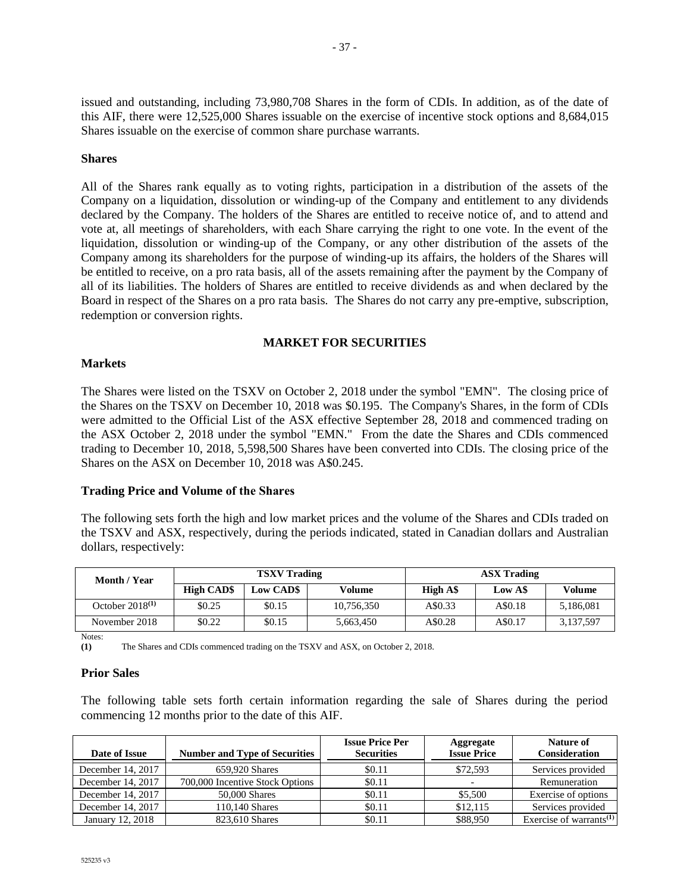issued and outstanding, including 73,980,708 Shares in the form of CDIs. In addition, as of the date of this AIF, there were 12,525,000 Shares issuable on the exercise of incentive stock options and 8,684,015 Shares issuable on the exercise of common share purchase warrants.

### Shares

All of the Shares rank equally as to voting rights, participation in a distribution of the assets of the Company on a liquidation, dissolution or winding-up of the Company and entitlement to any dividends declared by the Company. The holders of the Shares are entitled to receive notice of, and to attend and vote at, all meetings of shareholders, with each Share carrying the right to one vote. In the event of the liquidation, dissolution or winding-up of the Company, or any other distribution of the assets of the Company among its shareholders for the purpose of winding-up its affairs, the holders of the Shares will be entitled to receive, on a pro rata basis, all of the assets remaining after the payment by the Company of all of its liabilities. The holders of Shares are entitled to receive dividends as and when declared by the Board in respect of the Shares on a pro rata basis. The Shares do not carry any pre-emptive, subscription, redemption or conversion rights.

## MARKET FOR SECURITIES

### Markets

The Shares were listed on the TSXV on October 2, 2018 under the symbol "EMN". The closing price of the Shares on the TSXV on December 10, 2018 was $0.195. The Company's Shares, in the form of CDIs were admitted to the Official List of the ASX effective September 28, 2018 and commenced trading on the ASX October 2, 2018 under the symbol "EMN." From the date the Shares and CDIs commenced trading to December 10, 2018, 5,598,500 Shares have been converted into CDIs. The closing price of the Shares on the ASX on December 10, 2018 was A$0.245.

### Trading Price and Volume of the Shares

The following sets forth the high and low market prices and the volume of the Shares and CDIs traded on the TSXV and ASX, respectively, during the periods indicated, stated in Canadian dollars and Australian dollars, respectively:

| Month / Year | TSXV Trading | | | ASX Trading | | |
|---|---|---|---|---|---|---|
| | High CAD$ | Low CAD$ | Volume | High A$ | Low A$ | Volume |
| October 2018[(1)] | $0.25 | $0.15 | 10,756,350 | A$0.33 | A$0.18 | 5,186,081 |
| November 2018 | $0.22 | $0.15 | 5,663,450 | A$0.28 | A$0.17 | 3,137,597 |

Notes:
**(1)** The Shares and CDIs commenced trading on the TSXV and ASX, on October 2, 2018.

### Prior Sales

The following table sets forth certain information regarding the sale of Shares during the period commencing 12 months prior to the date of this AIF.

| Date of Issue | Number and Type of Securities | Issue Price Per Securities | Aggregate Issue Price | Nature of Consideration |
|---|---|---|---|---|
| December 14, 2017 | 659,920 Shares | $0.11 | $72,593 | Services provided |
| December 14, 2017 | 700,000 Incentive Stock Options | $0.11 | - | Remuneration |
| December 14, 2017 | 50,000 Shares | $0.11 | $5,500 | Exercise of options |
| December 14, 2017 | 110,140 Shares | $0.11 | $12,115 | Services provided |
| January 12, 2018 | 823,610 Shares | $0.11 | $88,950 | Exercise of warrants[(1)] |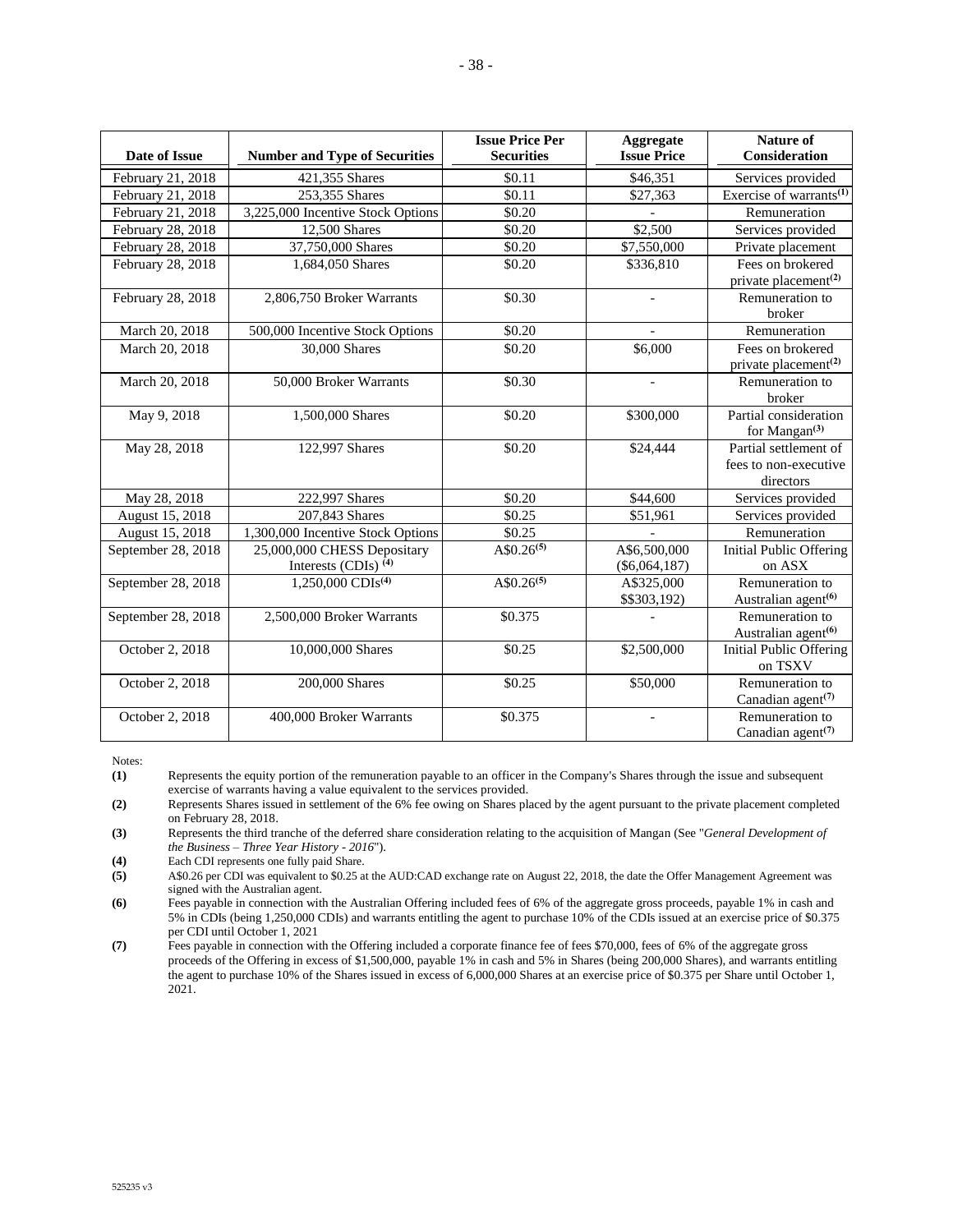| Date of Issue | Number and Type of Securities | Issue Price Per Securities | Aggregate Issue Price | Nature of Consideration |
|---|---|---|---|---|
| February 21, 2018 | 421,355 Shares | $0.11 | $46,351 | Services provided |
| February 21, 2018 | 253,355 Shares | $0.11 | $27,363 | Exercise of warrants(1) |
| February 21, 2018 | 3,225,000 Incentive Stock Options | $0.20 | - | Remuneration |
| February 28, 2018 | 12,500 Shares | $0.20 | $2,500 | Services provided |
| February 28, 2018 | 37,750,000 Shares | $0.20 | $7,550,000 | Private placement |
| February 28, 2018 | 1,684,050 Shares | $0.20 | $336,810 | Fees on brokered private placement(2) |
| February 28, 2018 | 2,806,750 Broker Warrants | $0.30 | - | Remuneration to broker |
| March 20, 2018 | 500,000 Incentive Stock Options | $0.20 | - | Remuneration |
| March 20, 2018 | 30,000 Shares | $0.20 | $6,000 | Fees on brokered private placement(2) |
| March 20, 2018 | 50,000 Broker Warrants | $0.30 | - | Remuneration to broker |
| May 9, 2018 | 1,500,000 Shares | $0.20 | $300,000 | Partial consideration for Mangan(3) |
| May 28, 2018 | 122,997 Shares | $0.20 | $24,444 | Partial settlement of fees to non-executive directors |
| May 28, 2018 | 222,997 Shares | $0.20 | $44,600 | Services provided |
| August 15, 2018 | 207,843 Shares | $0.25 | $51,961 | Services provided |
| August 15, 2018 | 1,300,000 Incentive Stock Options | $0.25 | - | Remuneration |
| September 28, 2018 | 25,000,000 CHESS Depositary Interests (CDIs) (4) | A$0.26(5) | A$6,500,000 ($6,064,187) | Initial Public Offering on ASX |
| September 28, 2018 | 1,250,000 CDIs(4) | A$0.26(5) | A$325,000 $$303,192) | Remuneration to Australian agent(6) |
| September 28, 2018 | 2,500,000 Broker Warrants | $0.375 | - | Remuneration to Australian agent(6) |
| October 2, 2018 | 10,000,000 Shares | $0.25 | $2,500,000 | Initial Public Offering on TSXV |
| October 2, 2018 | 200,000 Shares | $0.25 | $50,000 | Remuneration to Canadian agent(7) |
| October 2, 2018 | 400,000 Broker Warrants | $0.375 | - | Remuneration to Canadian agent(7) |

Notes:

**(1)** Represents the equity portion of the remuneration payable to an officer in the Company's Shares through the issue and subsequent exercise of warrants having a value equivalent to the services provided.

**(2)** Represents Shares issued in settlement of the 6% fee owing on Shares placed by the agent pursuant to the private placement completed on February 28, 2018.

**(3)** Represents the third tranche of the deferred share consideration relating to the acquisition of Mangan (See "*General Development of the Business – Three Year History - 2016*").

**(4)** Each CDI represents one fully paid Share.

**(5)** A$0.26 per CDI was equivalent to $0.25 at the AUD:CAD exchange rate on August 22, 2018, the date the Offer Management Agreement was signed with the Australian agent.

**(6)** Fees payable in connection with the Australian Offering included fees of 6% of the aggregate gross proceeds, payable 1% in cash and 5% in CDIs (being 1,250,000 CDIs) and warrants entitling the agent to purchase 10% of the CDIs issued at an exercise price of $0.375 per CDI until October 1, 2021

**(7)** Fees payable in connection with the Offering included a corporate finance fee of fees $70,000, fees of 6% of the aggregate gross proceeds of the Offering in excess of $1,500,000, payable 1% in cash and 5% in Shares (being 200,000 Shares), and warrants entitling the agent to purchase 10% of the Shares issued in excess of 6,000,000 Shares at an exercise price of $0.375 per Share until October 1, 2021.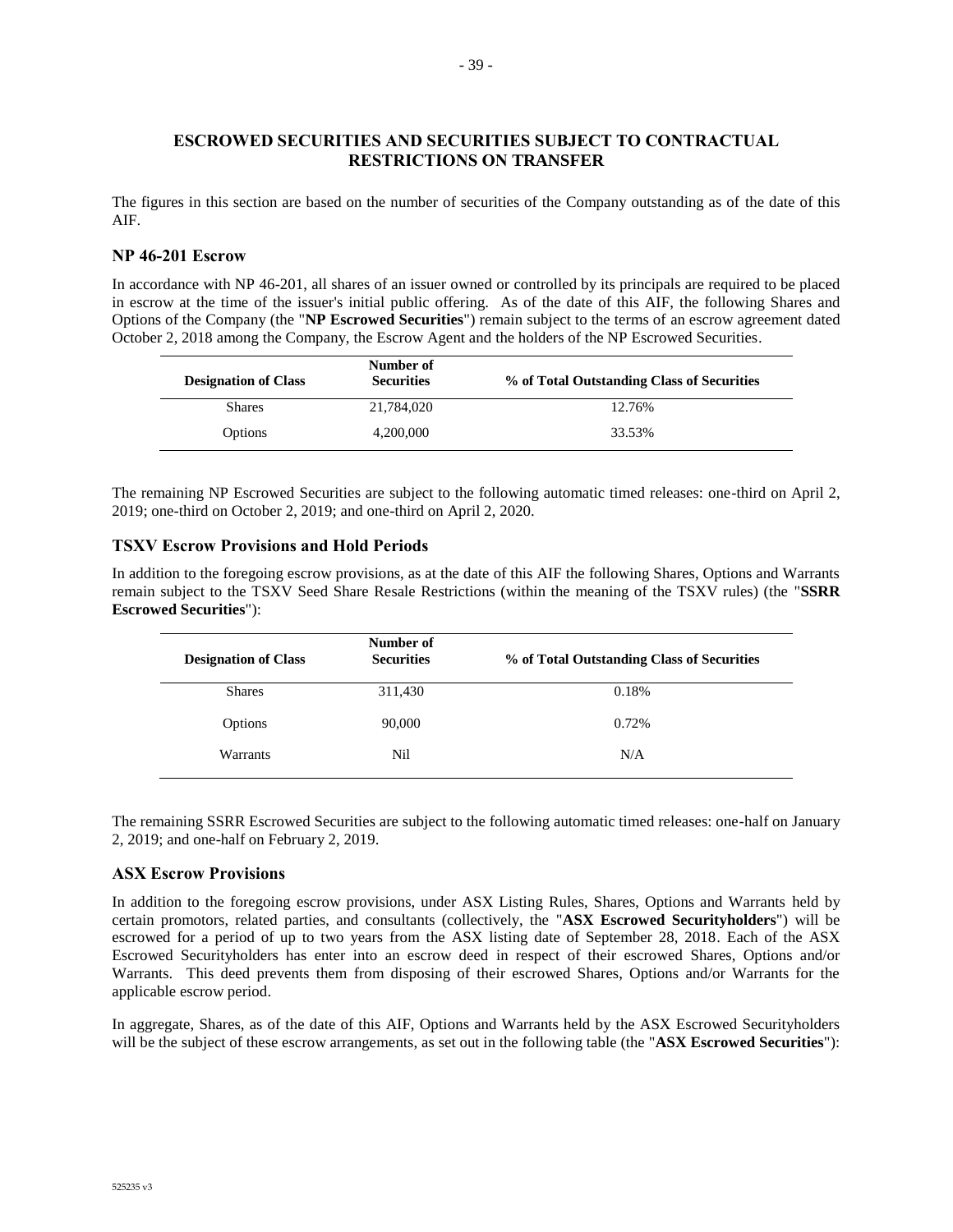## ESCROWED SECURITIES AND SECURITIES SUBJECT TO CONTRACTUAL RESTRICTIONS ON TRANSFER

The figures in this section are based on the number of securities of the Company outstanding as of the date of this AIF.

### NP 46-201 Escrow

In accordance with NP 46-201, all shares of an issuer owned or controlled by its principals are required to be placed in escrow at the time of the issuer's initial public offering. As of the date of this AIF, the following Shares and Options of the Company (the "**NP Escrowed Securities**") remain subject to the terms of an escrow agreement dated October 2, 2018 among the Company, the Escrow Agent and the holders of the NP Escrowed Securities.

| Designation of Class | Number of Securities | % of Total Outstanding Class of Securities |
|---|---|---|
| Shares | 21,784,020 | 12.76% |
| Options | 4,200,000 | 33.53% |

The remaining NP Escrowed Securities are subject to the following automatic timed releases: one-third on April 2, 2019; one-third on October 2, 2019; and one-third on April 2, 2020.

### TSXV Escrow Provisions and Hold Periods

In addition to the foregoing escrow provisions, as at the date of this AIF the following Shares, Options and Warrants remain subject to the TSXV Seed Share Resale Restrictions (within the meaning of the TSXV rules) (the "**SSRR Escrowed Securities**"):

| Designation of Class | Number of Securities | % of Total Outstanding Class of Securities |
|---|---|---|
| Shares | 311,430 | 0.18% |
| Options | 90,000 | 0.72% |
| Warrants | Nil | N/A |

The remaining SSRR Escrowed Securities are subject to the following automatic timed releases: one-half on January 2, 2019; and one-half on February 2, 2019.

### ASX Escrow Provisions

In addition to the foregoing escrow provisions, under ASX Listing Rules, Shares, Options and Warrants held by certain promotors, related parties, and consultants (collectively, the "**ASX Escrowed Securityholders**") will be escrowed for a period of up to two years from the ASX listing date of September 28, 2018. Each of the ASX Escrowed Securityholders has enter into an escrow deed in respect of their escrowed Shares, Options and/or Warrants. This deed prevents them from disposing of their escrowed Shares, Options and/or Warrants for the applicable escrow period.

In aggregate, Shares, as of the date of this AIF, Options and Warrants held by the ASX Escrowed Securityholders will be the subject of these escrow arrangements, as set out in the following table (the "**ASX Escrowed Securities**"):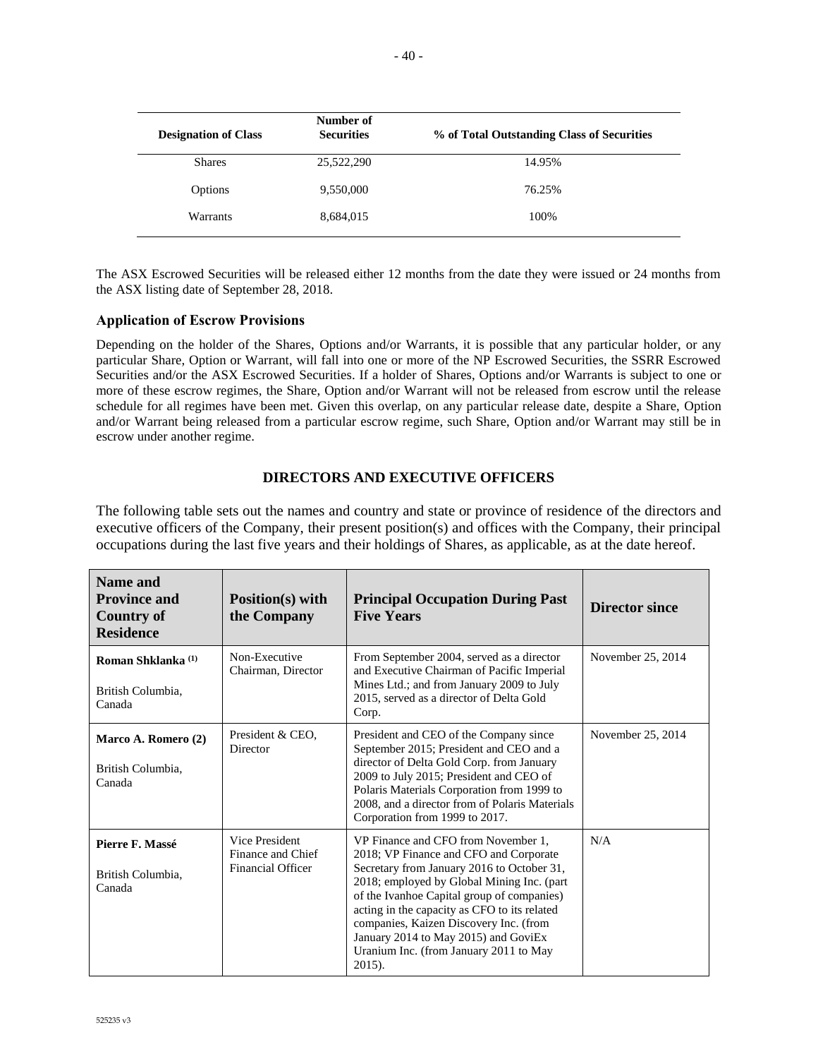| Designation of Class | Number of Securities | % of Total Outstanding Class of Securities |
|---|---|---|
| Shares | 25,522,290 | 14.95% |
| Options | 9,550,000 | 76.25% |
| Warrants | 8,684,015 | 100% |

The ASX Escrowed Securities will be released either 12 months from the date they were issued or 24 months from the ASX listing date of September 28, 2018.

### Application of Escrow Provisions

Depending on the holder of the Shares, Options and/or Warrants, it is possible that any particular holder, or any particular Share, Option or Warrant, will fall into one or more of the NP Escrowed Securities, the SSRR Escrowed Securities and/or the ASX Escrowed Securities. If a holder of Shares, Options and/or Warrants is subject to one or more of these escrow regimes, the Share, Option and/or Warrant will not be released from escrow until the release schedule for all regimes have been met. Given this overlap, on any particular release date, despite a Share, Option and/or Warrant being released from a particular escrow regime, such Share, Option and/or Warrant may still be in escrow under another regime.

## DIRECTORS AND EXECUTIVE OFFICERS

The following table sets out the names and country and state or province of residence of the directors and executive officers of the Company, their present position(s) and offices with the Company, their principal occupations during the last five years and their holdings of Shares, as applicable, as at the date hereof.

| Name and Province and Country of Residence | Position(s) with the Company | Principal Occupation During Past Five Years | Director since |
|---|---|---|---|
| **Roman Shklanka** (1)<br><br>British Columbia, Canada | Non-Executive Chairman, Director | From September 2004, served as a director and Executive Chairman of Pacific Imperial Mines Ltd.; and from January 2009 to July 2015, served as a director of Delta Gold Corp. | November 25, 2014 |
| **Marco A. Romero (2)**<br><br>British Columbia, Canada | President & CEO, Director | President and CEO of the Company since September 2015; President and CEO and a director of Delta Gold Corp. from January 2009 to July 2015; President and CEO of Polaris Materials Corporation from 1999 to 2008, and a director from of Polaris Materials Corporation from 1999 to 2017. | November 25, 2014 |
| **Pierre F. Massé**<br><br>British Columbia, Canada | Vice President Finance and Chief Financial Officer | VP Finance and CFO from November 1, 2018; VP Finance and CFO and Corporate Secretary from January 2016 to October 31, 2018; employed by Global Mining Inc. (part of the Ivanhoe Capital group of companies) acting in the capacity as CFO to its related companies, Kaizen Discovery Inc. (from January 2014 to May 2015) and GoviEx Uranium Inc. (from January 2011 to May 2015). | N/A |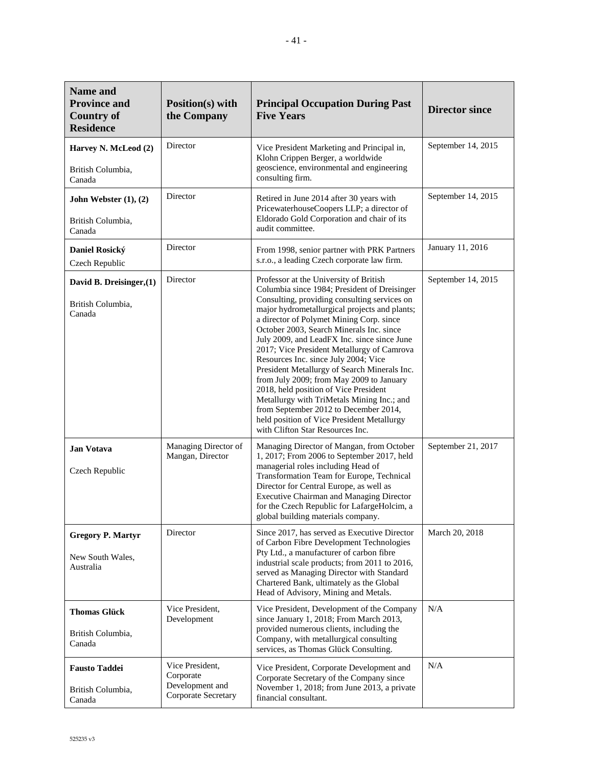| Name and Province and Country of Residence | Position(s) with the Company | Principal Occupation During Past Five Years | Director since |
|---|---|---|---|
| **Harvey N. McLeod (2)**<br><br>British Columbia, Canada | Director | Vice President Marketing and Principal in, Klohn Crippen Berger, a worldwide geoscience, environmental and engineering consulting firm. | September 14, 2015 |
| **John Webster (1), (2)**<br><br>British Columbia, Canada | Director | Retired in June 2014 after 30 years with PricewaterhouseCoopers LLP; a director of Eldorado Gold Corporation and chair of its audit committee. | September 14, 2015 |
| **Daniel Rosický**<br><br>Czech Republic | Director | From 1998, senior partner with PRK Partners s.r.o., a leading Czech corporate law firm. | January 11, 2016 |
| **David B. Dreisinger,(1)**<br><br>British Columbia, Canada | Director | Professor at the University of British Columbia since 1984; President of Dreisinger Consulting, providing consulting services on major hydrometallurgical projects and plants; a director of Polymet Mining Corp. since October 2003, Search Minerals Inc. since July 2009, and LeadFX Inc. since since June 2017; Vice President Metallurgy of Camrova Resources Inc. since July 2004; Vice President Metallurgy of Search Minerals Inc. from July 2009; from May 2009 to January 2018, held position of Vice President Metallurgy with TriMetals Mining Inc.; and from September 2012 to December 2014, held position of Vice President Metallurgy with Clifton Star Resources Inc. | September 14, 2015 |
| **Jan Votava**<br><br>Czech Republic | Managing Director of Mangan, Director | Managing Director of Mangan, from October 1, 2017; From 2006 to September 2017, held managerial roles including Head of Transformation Team for Europe, Technical Director for Central Europe, as well as Executive Chairman and Managing Director for the Czech Republic for LafargeHolcim, a global building materials company. | September 21, 2017 |
| **Gregory P. Martyr**<br><br>New South Wales, Australia | Director | Since 2017, has served as Executive Director of Carbon Fibre Development Technologies Pty Ltd., a manufacturer of carbon fibre industrial scale products; from 2011 to 2016, served as Managing Director with Standard Chartered Bank, ultimately as the Global Head of Advisory, Mining and Metals. | March 20, 2018 |
| **Thomas Glück**<br><br>British Columbia, Canada | Vice President, Development | Vice President, Development of the Company since January 1, 2018; From March 2013, provided numerous clients, including the Company, with metallurgical consulting services, as Thomas Glück Consulting. | N/A |
| **Fausto Taddei**<br><br>British Columbia, Canada | Vice President, Corporate Development and Corporate Secretary | Vice President, Corporate Development and Corporate Secretary of the Company since November 1, 2018; from June 2013, a private financial consultant. | N/A |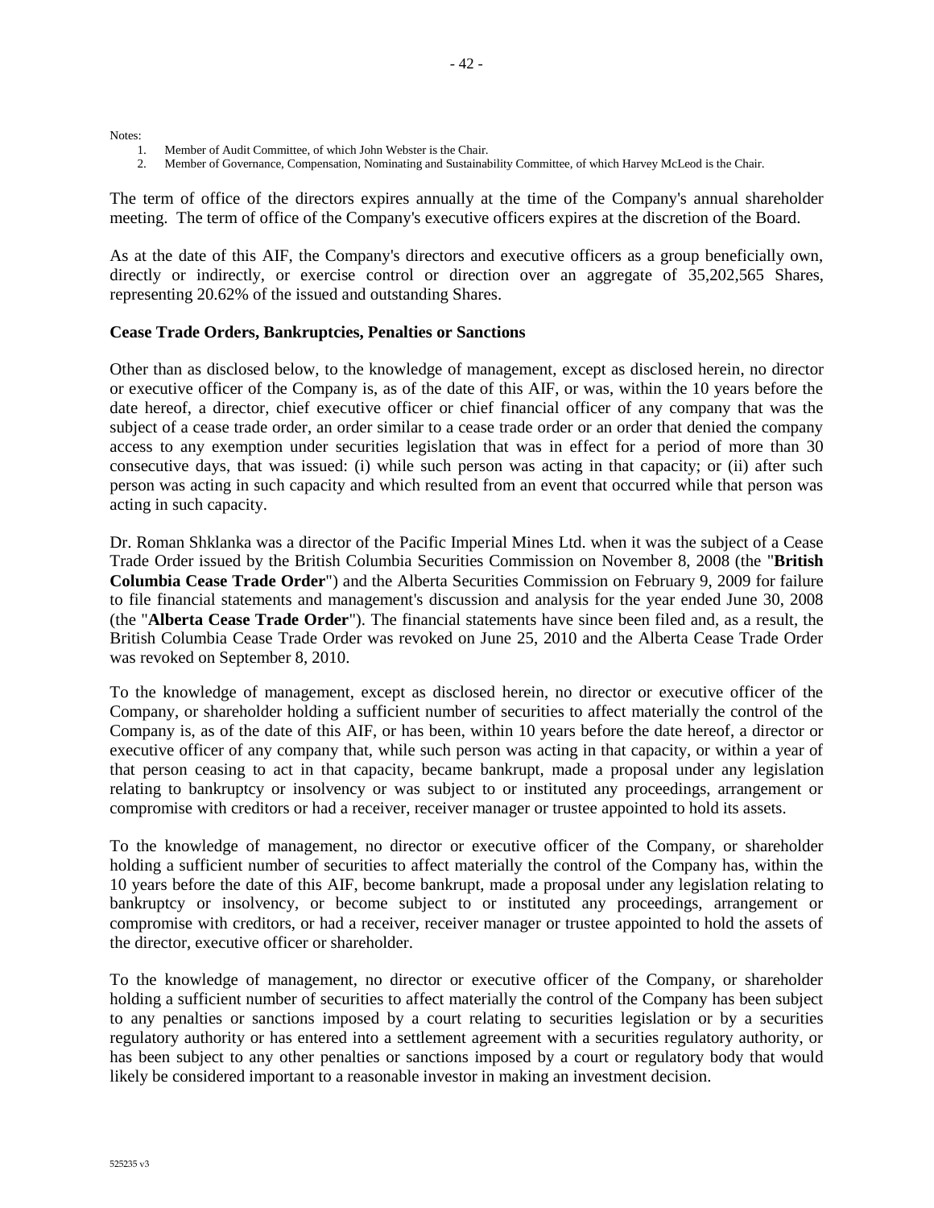Notes:

1. Member of Audit Committee, of which John Webster is the Chair.
2. Member of Governance, Compensation, Nominating and Sustainability Committee, of which Harvey McLeod is the Chair.

The term of office of the directors expires annually at the time of the Company's annual shareholder meeting. The term of office of the Company's executive officers expires at the discretion of the Board.

As at the date of this AIF, the Company's directors and executive officers as a group beneficially own, directly or indirectly, or exercise control or direction over an aggregate of 35,202,565 Shares, representing 20.62% of the issued and outstanding Shares.

**Cease Trade Orders, Bankruptcies, Penalties or Sanctions**

Other than as disclosed below, to the knowledge of management, except as disclosed herein, no director or executive officer of the Company is, as of the date of this AIF, or was, within the 10 years before the date hereof, a director, chief executive officer or chief financial officer of any company that was the subject of a cease trade order, an order similar to a cease trade order or an order that denied the company access to any exemption under securities legislation that was in effect for a period of more than 30 consecutive days, that was issued: (i) while such person was acting in that capacity; or (ii) after such person was acting in such capacity and which resulted from an event that occurred while that person was acting in such capacity.

Dr. Roman Shklanka was a director of the Pacific Imperial Mines Ltd. when it was the subject of a Cease Trade Order issued by the British Columbia Securities Commission on November 8, 2008 (the "**British Columbia Cease Trade Order**") and the Alberta Securities Commission on February 9, 2009 for failure to file financial statements and management's discussion and analysis for the year ended June 30, 2008 (the "**Alberta Cease Trade Order**"). The financial statements have since been filed and, as a result, the British Columbia Cease Trade Order was revoked on June 25, 2010 and the Alberta Cease Trade Order was revoked on September 8, 2010.

To the knowledge of management, except as disclosed herein, no director or executive officer of the Company, or shareholder holding a sufficient number of securities to affect materially the control of the Company is, as of the date of this AIF, or has been, within 10 years before the date hereof, a director or executive officer of any company that, while such person was acting in that capacity, or within a year of that person ceasing to act in that capacity, became bankrupt, made a proposal under any legislation relating to bankruptcy or insolvency or was subject to or instituted any proceedings, arrangement or compromise with creditors or had a receiver, receiver manager or trustee appointed to hold its assets.

To the knowledge of management, no director or executive officer of the Company, or shareholder holding a sufficient number of securities to affect materially the control of the Company has, within the 10 years before the date of this AIF, become bankrupt, made a proposal under any legislation relating to bankruptcy or insolvency, or become subject to or instituted any proceedings, arrangement or compromise with creditors, or had a receiver, receiver manager or trustee appointed to hold the assets of the director, executive officer or shareholder.

To the knowledge of management, no director or executive officer of the Company, or shareholder holding a sufficient number of securities to affect materially the control of the Company has been subject to any penalties or sanctions imposed by a court relating to securities legislation or by a securities regulatory authority or has entered into a settlement agreement with a securities regulatory authority, or has been subject to any other penalties or sanctions imposed by a court or regulatory body that would likely be considered important to a reasonable investor in making an investment decision.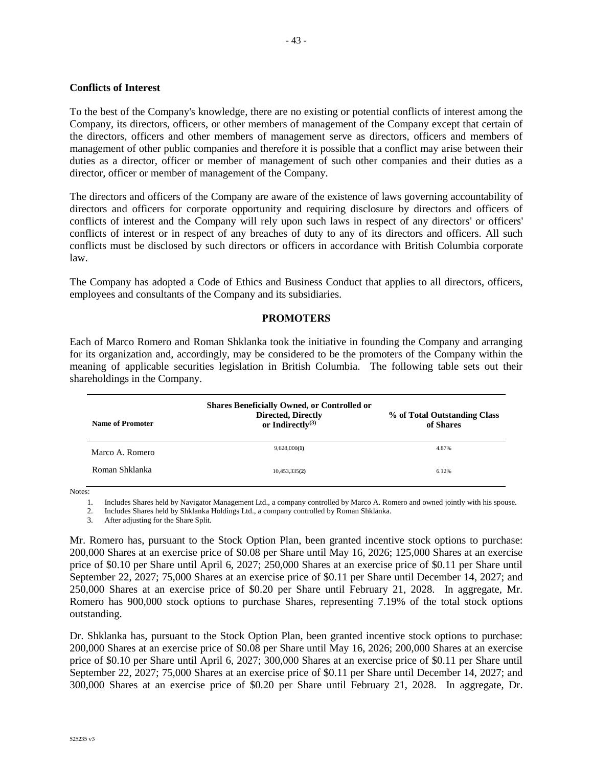### Conflicts of Interest

To the best of the Company's knowledge, there are no existing or potential conflicts of interest among the Company, its directors, officers, or other members of management of the Company except that certain of the directors, officers and other members of management serve as directors, officers and members of management of other public companies and therefore it is possible that a conflict may arise between their duties as a director, officer or member of management of such other companies and their duties as a director, officer or member of management of the Company.

The directors and officers of the Company are aware of the existence of laws governing accountability of directors and officers for corporate opportunity and requiring disclosure by directors and officers of conflicts of interest and the Company will rely upon such laws in respect of any directors' or officers' conflicts of interest or in respect of any breaches of duty to any of its directors and officers. All such conflicts must be disclosed by such directors or officers in accordance with British Columbia corporate law.

The Company has adopted a Code of Ethics and Business Conduct that applies to all directors, officers, employees and consultants of the Company and its subsidiaries.

## PROMOTERS

Each of Marco Romero and Roman Shklanka took the initiative in founding the Company and arranging for its organization and, accordingly, may be considered to be the promoters of the Company within the meaning of applicable securities legislation in British Columbia. The following table sets out their shareholdings in the Company.

| Name of Promoter | Shares Beneficially Owned, or Controlled or Directed, Directly or Indirectly[(3)] | % of Total Outstanding Class of Shares |
|---|---|---|
| Marco A. Romero | 9,628,000**(1)** | 4.87% |
| Roman Shklanka | 10,453,335**(2)** | 6.12% |

Notes:

1. Includes Shares held by Navigator Management Ltd., a company controlled by Marco A. Romero and owned jointly with his spouse.
2. Includes Shares held by Shklanka Holdings Ltd., a company controlled by Roman Shklanka.
3. After adjusting for the Share Split.

Mr. Romero has, pursuant to the Stock Option Plan, been granted incentive stock options to purchase: 200,000 Shares at an exercise price of $0.08 per Share until May 16, 2026; 125,000 Shares at an exercise price of $0.10 per Share until April 6, 2027; 250,000 Shares at an exercise price of $0.11 per Share until September 22, 2027; 75,000 Shares at an exercise price of $0.11 per Share until December 14, 2027; and 250,000 Shares at an exercise price of $0.20 per Share until February 21, 2028. In aggregate, Mr. Romero has 900,000 stock options to purchase Shares, representing 7.19% of the total stock options outstanding.

Dr. Shklanka has, pursuant to the Stock Option Plan, been granted incentive stock options to purchase: 200,000 Shares at an exercise price of $0.08 per Share until May 16, 2026; 200,000 Shares at an exercise price of $0.10 per Share until April 6, 2027; 300,000 Shares at an exercise price of $0.11 per Share until September 22, 2027; 75,000 Shares at an exercise price of $0.11 per Share until December 14, 2027; and 300,000 Shares at an exercise price of $0.20 per Share until February 21, 2028. In aggregate, Dr.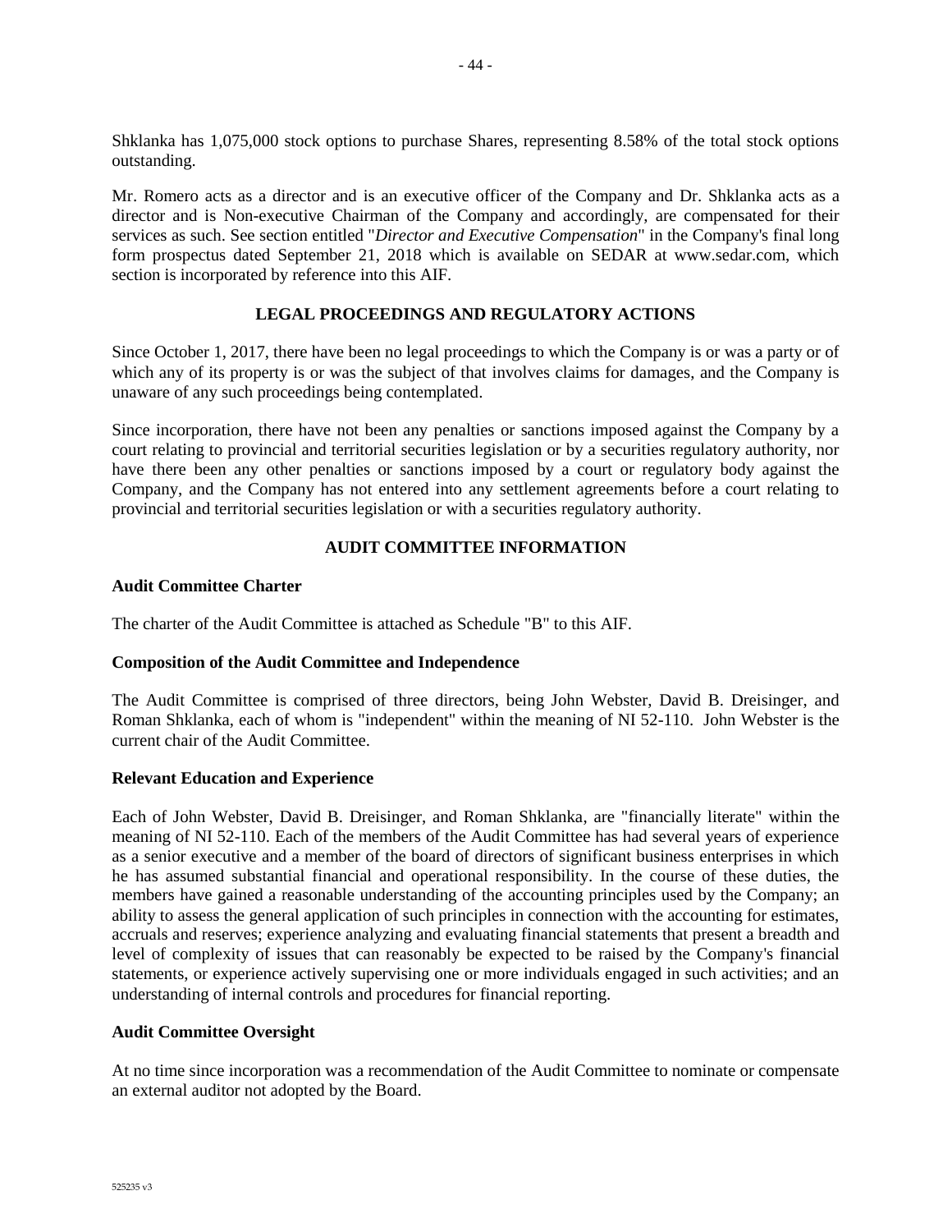Shklanka has 1,075,000 stock options to purchase Shares, representing 8.58% of the total stock options outstanding.

Mr. Romero acts as a director and is an executive officer of the Company and Dr. Shklanka acts as a director and is Non-executive Chairman of the Company and accordingly, are compensated for their services as such. See section entitled "*Director and Executive Compensation*" in the Company's final long form prospectus dated September 21, 2018 which is available on SEDAR at www.sedar.com, which section is incorporated by reference into this AIF.

## LEGAL PROCEEDINGS AND REGULATORY ACTIONS

Since October 1, 2017, there have been no legal proceedings to which the Company is or was a party or of which any of its property is or was the subject of that involves claims for damages, and the Company is unaware of any such proceedings being contemplated.

Since incorporation, there have not been any penalties or sanctions imposed against the Company by a court relating to provincial and territorial securities legislation or by a securities regulatory authority, nor have there been any other penalties or sanctions imposed by a court or regulatory body against the Company, and the Company has not entered into any settlement agreements before a court relating to provincial and territorial securities legislation or with a securities regulatory authority.

## AUDIT COMMITTEE INFORMATION

### Audit Committee Charter

The charter of the Audit Committee is attached as Schedule "B" to this AIF.

### Composition of the Audit Committee and Independence

The Audit Committee is comprised of three directors, being John Webster, David B. Dreisinger, and Roman Shklanka, each of whom is "independent" within the meaning of NI 52-110. John Webster is the current chair of the Audit Committee.

### Relevant Education and Experience

Each of John Webster, David B. Dreisinger, and Roman Shklanka, are "financially literate" within the meaning of NI 52-110. Each of the members of the Audit Committee has had several years of experience as a senior executive and a member of the board of directors of significant business enterprises in which he has assumed substantial financial and operational responsibility. In the course of these duties, the members have gained a reasonable understanding of the accounting principles used by the Company; an ability to assess the general application of such principles in connection with the accounting for estimates, accruals and reserves; experience analyzing and evaluating financial statements that present a breadth and level of complexity of issues that can reasonably be expected to be raised by the Company's financial statements, or experience actively supervising one or more individuals engaged in such activities; and an understanding of internal controls and procedures for financial reporting.

### Audit Committee Oversight

At no time since incorporation was a recommendation of the Audit Committee to nominate or compensate an external auditor not adopted by the Board.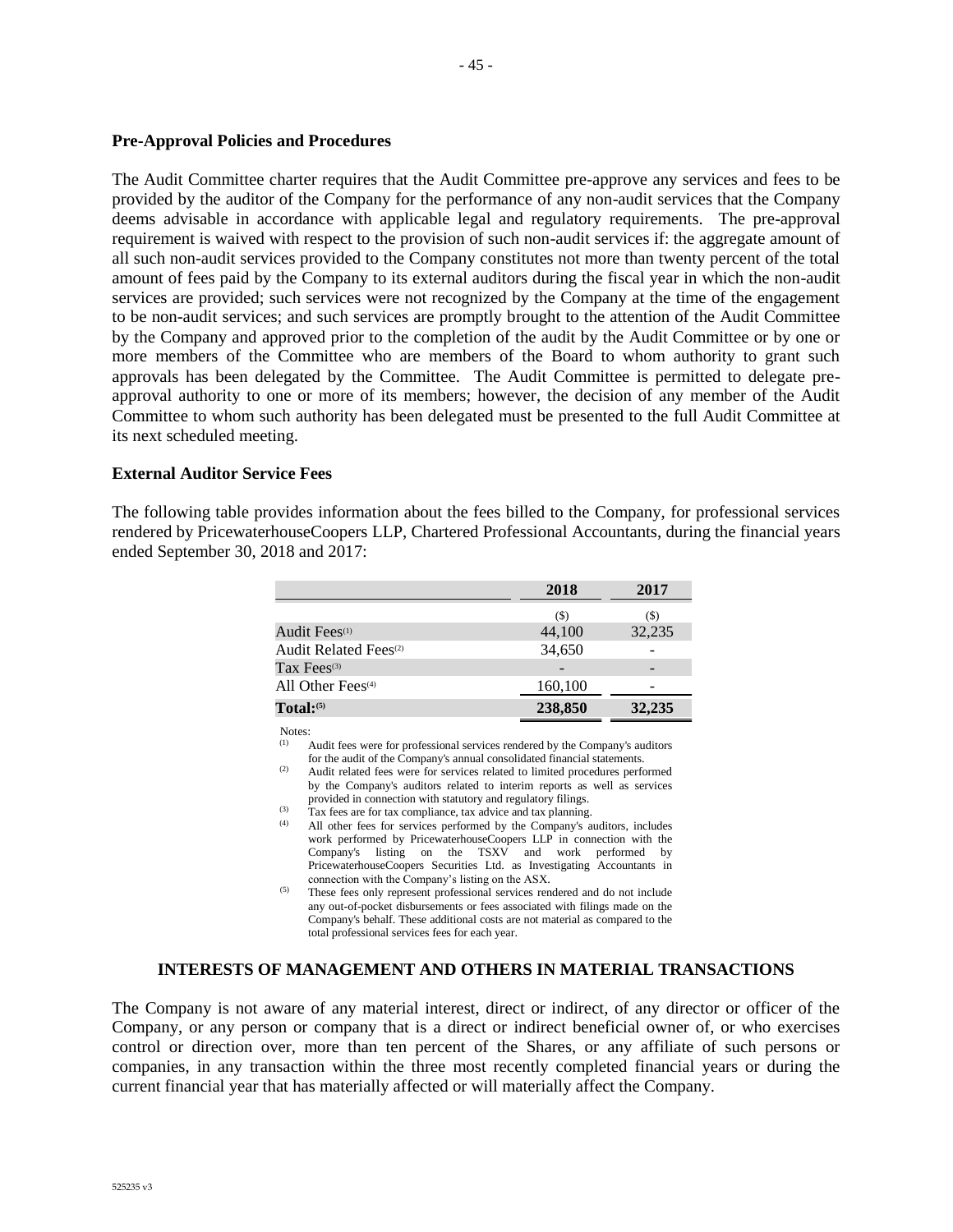### Pre-Approval Policies and Procedures

The Audit Committee charter requires that the Audit Committee pre-approve any services and fees to be provided by the auditor of the Company for the performance of any non-audit services that the Company deems advisable in accordance with applicable legal and regulatory requirements. The pre-approval requirement is waived with respect to the provision of such non-audit services if: the aggregate amount of all such non-audit services provided to the Company constitutes not more than twenty percent of the total amount of fees paid by the Company to its external auditors during the fiscal year in which the non-audit services are provided; such services were not recognized by the Company at the time of the engagement to be non-audit services; and such services are promptly brought to the attention of the Audit Committee by the Company and approved prior to the completion of the audit by the Audit Committee or by one or more members of the Committee who are members of the Board to whom authority to grant such approvals has been delegated by the Committee. The Audit Committee is permitted to delegate pre-approval authority to one or more of its members; however, the decision of any member of the Audit Committee to whom such authority has been delegated must be presented to the full Audit Committee at its next scheduled meeting.

### External Auditor Service Fees

The following table provides information about the fees billed to the Company, for professional services rendered by PricewaterhouseCoopers LLP, Chartered Professional Accountants, during the financial years ended September 30, 2018 and 2017:

| | 2018 | 2017 |
|---|---|---|
| | ($) | ($) |
| Audit Fees[(1)] | 44,100 | 32,235 |
| Audit Related Fees[(2)] | 34,650 | - |
| Tax Fees[(3)] | - | - |
| All Other Fees[(4)] | 160,100 | - |
| **Total:[(5)]** | **238,850** | **32,235** |

Notes:

(1) Audit fees were for professional services rendered by the Company's auditors for the audit of the Company's annual consolidated financial statements.

(2) Audit related fees were for services related to limited procedures performed by the Company's auditors related to interim reports as well as services provided in connection with statutory and regulatory filings.

(3) Tax fees are for tax compliance, tax advice and tax planning.

(4) All other fees for services performed by the Company's auditors, includes work performed by PricewaterhouseCoopers LLP in connection with the Company's listing on the TSXV and work performed by PricewaterhouseCoopers Securities Ltd. as Investigating Accountants in connection with the Company's listing on the ASX.

(5) These fees only represent professional services rendered and do not include any out-of-pocket disbursements or fees associated with filings made on the Company's behalf. These additional costs are not material as compared to the total professional services fees for each year.

## INTERESTS OF MANAGEMENT AND OTHERS IN MATERIAL TRANSACTIONS

The Company is not aware of any material interest, direct or indirect, of any director or officer of the Company, or any person or company that is a direct or indirect beneficial owner of, or who exercises control or direction over, more than ten percent of the Shares, or any affiliate of such persons or companies, in any transaction within the three most recently completed financial years or during the current financial year that has materially affected or will materially affect the Company.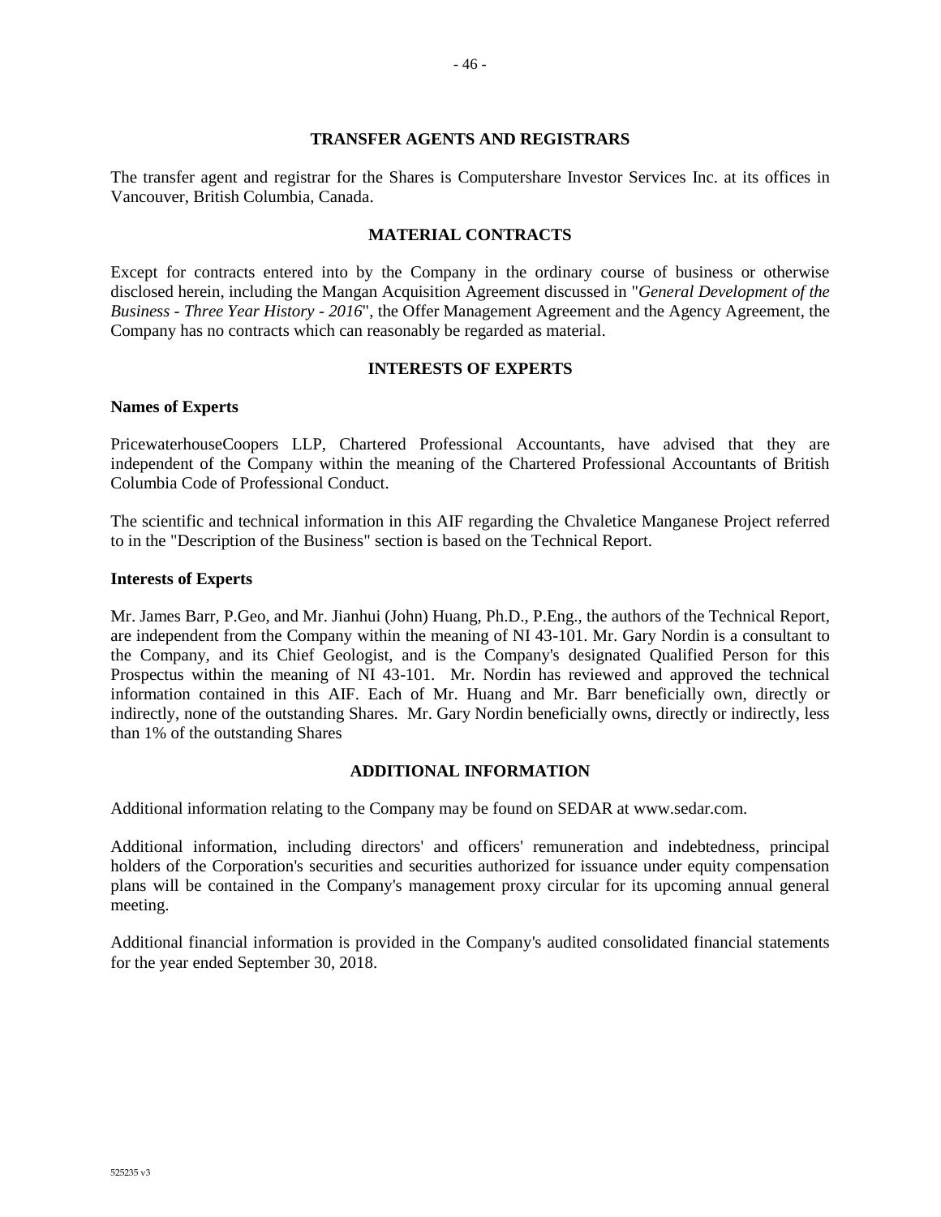## TRANSFER AGENTS AND REGISTRARS

The transfer agent and registrar for the Shares is Computershare Investor Services Inc. at its offices in Vancouver, British Columbia, Canada.

## MATERIAL CONTRACTS

Except for contracts entered into by the Company in the ordinary course of business or otherwise disclosed herein, including the Mangan Acquisition Agreement discussed in "*General Development of the Business - Three Year History - 2016*", the Offer Management Agreement and the Agency Agreement, the Company has no contracts which can reasonably be regarded as material.

## INTERESTS OF EXPERTS

### Names of Experts

PricewaterhouseCoopers LLP, Chartered Professional Accountants, have advised that they are independent of the Company within the meaning of the Chartered Professional Accountants of British Columbia Code of Professional Conduct.

The scientific and technical information in this AIF regarding the Chvaletice Manganese Project referred to in the "Description of the Business" section is based on the Technical Report.

### Interests of Experts

Mr. James Barr, P.Geo, and Mr. Jianhui (John) Huang, Ph.D., P.Eng., the authors of the Technical Report, are independent from the Company within the meaning of NI 43-101. Mr. Gary Nordin is a consultant to the Company, and its Chief Geologist, and is the Company's designated Qualified Person for this Prospectus within the meaning of NI 43-101. Mr. Nordin has reviewed and approved the technical information contained in this AIF. Each of Mr. Huang and Mr. Barr beneficially own, directly or indirectly, none of the outstanding Shares. Mr. Gary Nordin beneficially owns, directly or indirectly, less than 1% of the outstanding Shares

## ADDITIONAL INFORMATION

Additional information relating to the Company may be found on SEDAR at www.sedar.com.

Additional information, including directors' and officers' remuneration and indebtedness, principal holders of the Corporation's securities and securities authorized for issuance under equity compensation plans will be contained in the Company's management proxy circular for its upcoming annual general meeting.

Additional financial information is provided in the Company's audited consolidated financial statements for the year ended September 30, 2018.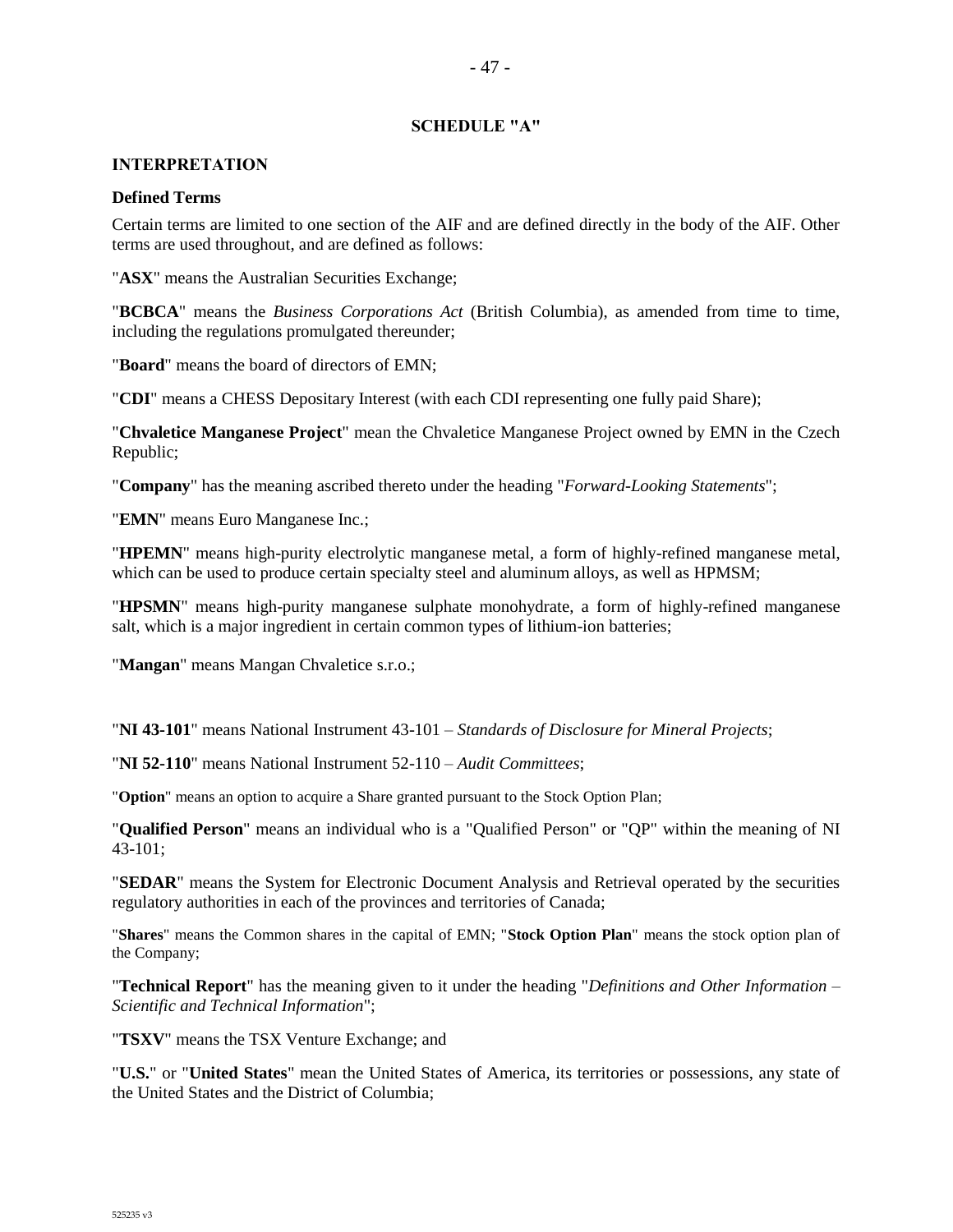# SCHEDULE "A"

## INTERPRETATION

### Defined Terms

Certain terms are limited to one section of the AIF and are defined directly in the body of the AIF. Other terms are used throughout, and are defined as follows:

"**ASX**" means the Australian Securities Exchange;

"**BCBCA**" means the *Business Corporations Act* (British Columbia), as amended from time to time, including the regulations promulgated thereunder;

"**Board**" means the board of directors of EMN;

"**CDI**" means a CHESS Depositary Interest (with each CDI representing one fully paid Share);

"**Chvaletice Manganese Project**" mean the Chvaletice Manganese Project owned by EMN in the Czech Republic;

"**Company**" has the meaning ascribed thereto under the heading "*Forward-Looking Statements*";

"**EMN**" means Euro Manganese Inc.;

"**HPEMN**" means high-purity electrolytic manganese metal, a form of highly-refined manganese metal, which can be used to produce certain specialty steel and aluminum alloys, as well as HPMSM;

"**HPSMN**" means high-purity manganese sulphate monohydrate, a form of highly-refined manganese salt, which is a major ingredient in certain common types of lithium-ion batteries;

"**Mangan**" means Mangan Chvaletice s.r.o.;

"**NI 43-101**" means National Instrument 43-101 – *Standards of Disclosure for Mineral Projects*;

"**NI 52-110**" means National Instrument 52-110 – *Audit Committees*;

"**Option**" means an option to acquire a Share granted pursuant to the Stock Option Plan;

"**Qualified Person**" means an individual who is a "Qualified Person" or "QP" within the meaning of NI 43-101;

"**SEDAR**" means the System for Electronic Document Analysis and Retrieval operated by the securities regulatory authorities in each of the provinces and territories of Canada;

"**Shares**" means the Common shares in the capital of EMN; "**Stock Option Plan**" means the stock option plan of the Company;

"**Technical Report**" has the meaning given to it under the heading "*Definitions and Other Information – Scientific and Technical Information*";

"**TSXV**" means the TSX Venture Exchange; and

"**U.S.**" or "**United States**" mean the United States of America, its territories or possessions, any state of the United States and the District of Columbia;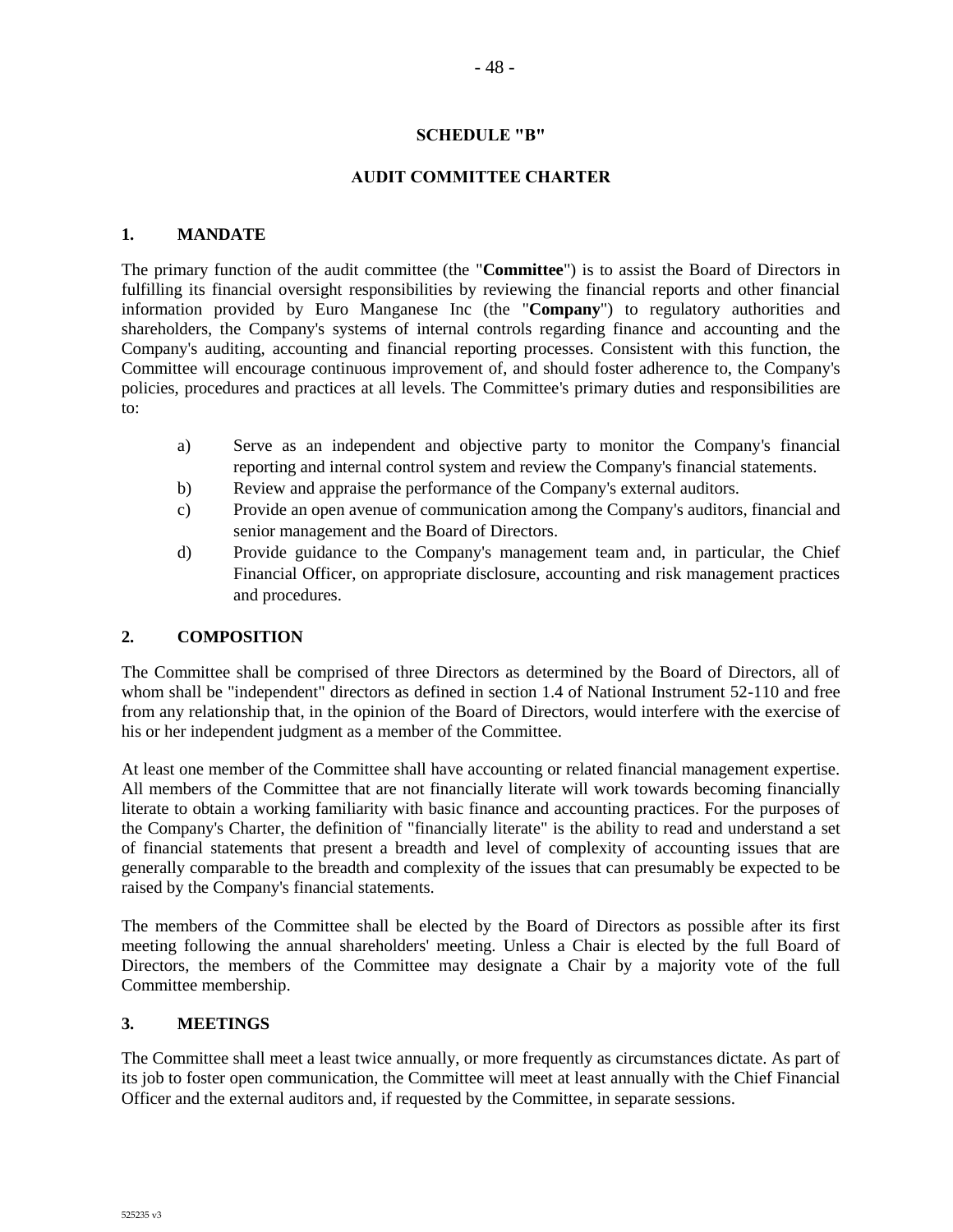# SCHEDULE "B"

# AUDIT COMMITTEE CHARTER

## 1. MANDATE

The primary function of the audit committee (the "**Committee**") is to assist the Board of Directors in fulfilling its financial oversight responsibilities by reviewing the financial reports and other financial information provided by Euro Manganese Inc (the "**Company**") to regulatory authorities and shareholders, the Company's systems of internal controls regarding finance and accounting and the Company's auditing, accounting and financial reporting processes. Consistent with this function, the Committee will encourage continuous improvement of, and should foster adherence to, the Company's policies, procedures and practices at all levels. The Committee's primary duties and responsibilities are to:

a) Serve as an independent and objective party to monitor the Company's financial reporting and internal control system and review the Company's financial statements.

b) Review and appraise the performance of the Company's external auditors.

c) Provide an open avenue of communication among the Company's auditors, financial and senior management and the Board of Directors.

d) Provide guidance to the Company's management team and, in particular, the Chief Financial Officer, on appropriate disclosure, accounting and risk management practices and procedures.

## 2. COMPOSITION

The Committee shall be comprised of three Directors as determined by the Board of Directors, all of whom shall be "independent" directors as defined in section 1.4 of National Instrument 52-110 and free from any relationship that, in the opinion of the Board of Directors, would interfere with the exercise of his or her independent judgment as a member of the Committee.

At least one member of the Committee shall have accounting or related financial management expertise. All members of the Committee that are not financially literate will work towards becoming financially literate to obtain a working familiarity with basic finance and accounting practices. For the purposes of the Company's Charter, the definition of "financially literate" is the ability to read and understand a set of financial statements that present a breadth and level of complexity of accounting issues that are generally comparable to the breadth and complexity of the issues that can presumably be expected to be raised by the Company's financial statements.

The members of the Committee shall be elected by the Board of Directors as possible after its first meeting following the annual shareholders' meeting. Unless a Chair is elected by the full Board of Directors, the members of the Committee may designate a Chair by a majority vote of the full Committee membership.

## 3. MEETINGS

The Committee shall meet a least twice annually, or more frequently as circumstances dictate. As part of its job to foster open communication, the Committee will meet at least annually with the Chief Financial Officer and the external auditors and, if requested by the Committee, in separate sessions.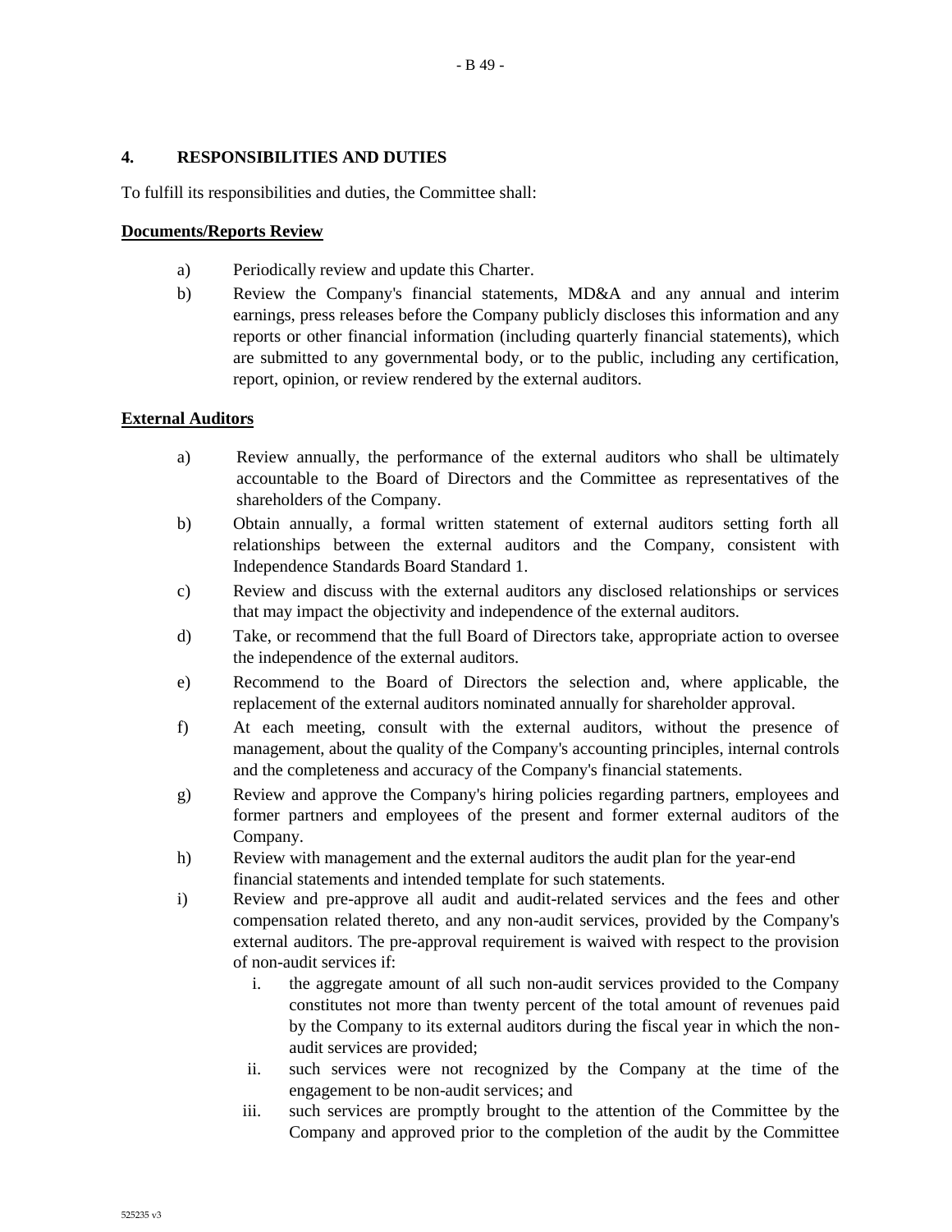## 4. RESPONSIBILITIES AND DUTIES

To fulfill its responsibilities and duties, the Committee shall:

**Documents/Reports Review**

a) Periodically review and update this Charter.

b) Review the Company's financial statements, MD&A and any annual and interim earnings, press releases before the Company publicly discloses this information and any reports or other financial information (including quarterly financial statements), which are submitted to any governmental body, or to the public, including any certification, report, opinion, or review rendered by the external auditors.

**External Auditors**

a) Review annually, the performance of the external auditors who shall be ultimately accountable to the Board of Directors and the Committee as representatives of the shareholders of the Company.

b) Obtain annually, a formal written statement of external auditors setting forth all relationships between the external auditors and the Company, consistent with Independence Standards Board Standard 1.

c) Review and discuss with the external auditors any disclosed relationships or services that may impact the objectivity and independence of the external auditors.

d) Take, or recommend that the full Board of Directors take, appropriate action to oversee the independence of the external auditors.

e) Recommend to the Board of Directors the selection and, where applicable, the replacement of the external auditors nominated annually for shareholder approval.

f) At each meeting, consult with the external auditors, without the presence of management, about the quality of the Company's accounting principles, internal controls and the completeness and accuracy of the Company's financial statements.

g) Review and approve the Company's hiring policies regarding partners, employees and former partners and employees of the present and former external auditors of the Company.

h) Review with management and the external auditors the audit plan for the year-end financial statements and intended template for such statements.

i) Review and pre-approve all audit and audit-related services and the fees and other compensation related thereto, and any non-audit services, provided by the Company's external auditors. The pre-approval requirement is waived with respect to the provision of non-audit services if:

   i. the aggregate amount of all such non-audit services provided to the Company constitutes not more than twenty percent of the total amount of revenues paid by the Company to its external auditors during the fiscal year in which the non-audit services are provided;

   ii. such services were not recognized by the Company at the time of the engagement to be non-audit services; and

   iii. such services are promptly brought to the attention of the Committee by the Company and approved prior to the completion of the audit by the Committee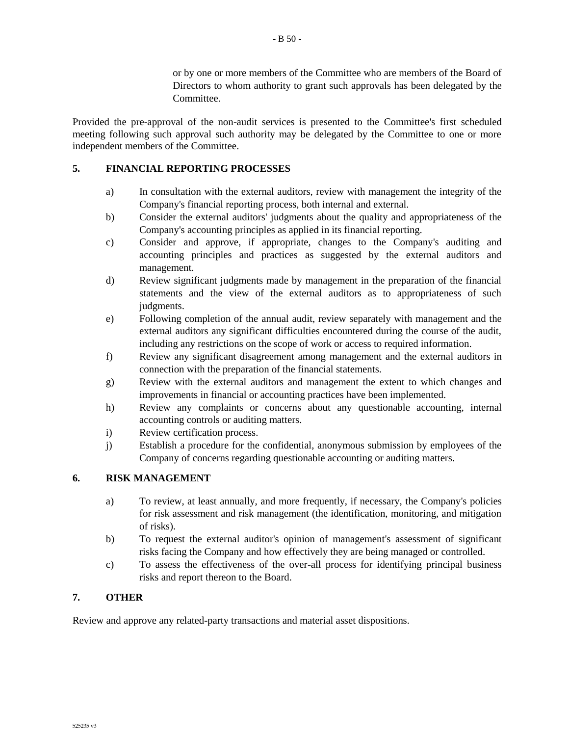or by one or more members of the Committee who are members of the Board of Directors to whom authority to grant such approvals has been delegated by the Committee.

Provided the pre-approval of the non-audit services is presented to the Committee's first scheduled meeting following such approval such authority may be delegated by the Committee to one or more independent members of the Committee.

## 5. FINANCIAL REPORTING PROCESSES

a) In consultation with the external auditors, review with management the integrity of the Company's financial reporting process, both internal and external.

b) Consider the external auditors' judgments about the quality and appropriateness of the Company's accounting principles as applied in its financial reporting.

c) Consider and approve, if appropriate, changes to the Company's auditing and accounting principles and practices as suggested by the external auditors and management.

d) Review significant judgments made by management in the preparation of the financial statements and the view of the external auditors as to appropriateness of such judgments.

e) Following completion of the annual audit, review separately with management and the external auditors any significant difficulties encountered during the course of the audit, including any restrictions on the scope of work or access to required information.

f) Review any significant disagreement among management and the external auditors in connection with the preparation of the financial statements.

g) Review with the external auditors and management the extent to which changes and improvements in financial or accounting practices have been implemented.

h) Review any complaints or concerns about any questionable accounting, internal accounting controls or auditing matters.

i) Review certification process.

j) Establish a procedure for the confidential, anonymous submission by employees of the Company of concerns regarding questionable accounting or auditing matters.

## 6. RISK MANAGEMENT

a) To review, at least annually, and more frequently, if necessary, the Company's policies for risk assessment and risk management (the identification, monitoring, and mitigation of risks).

b) To request the external auditor's opinion of management's assessment of significant risks facing the Company and how effectively they are being managed or controlled.

c) To assess the effectiveness of the over-all process for identifying principal business risks and report thereon to the Board.

## 7. OTHER

Review and approve any related-party transactions and material asset dispositions.